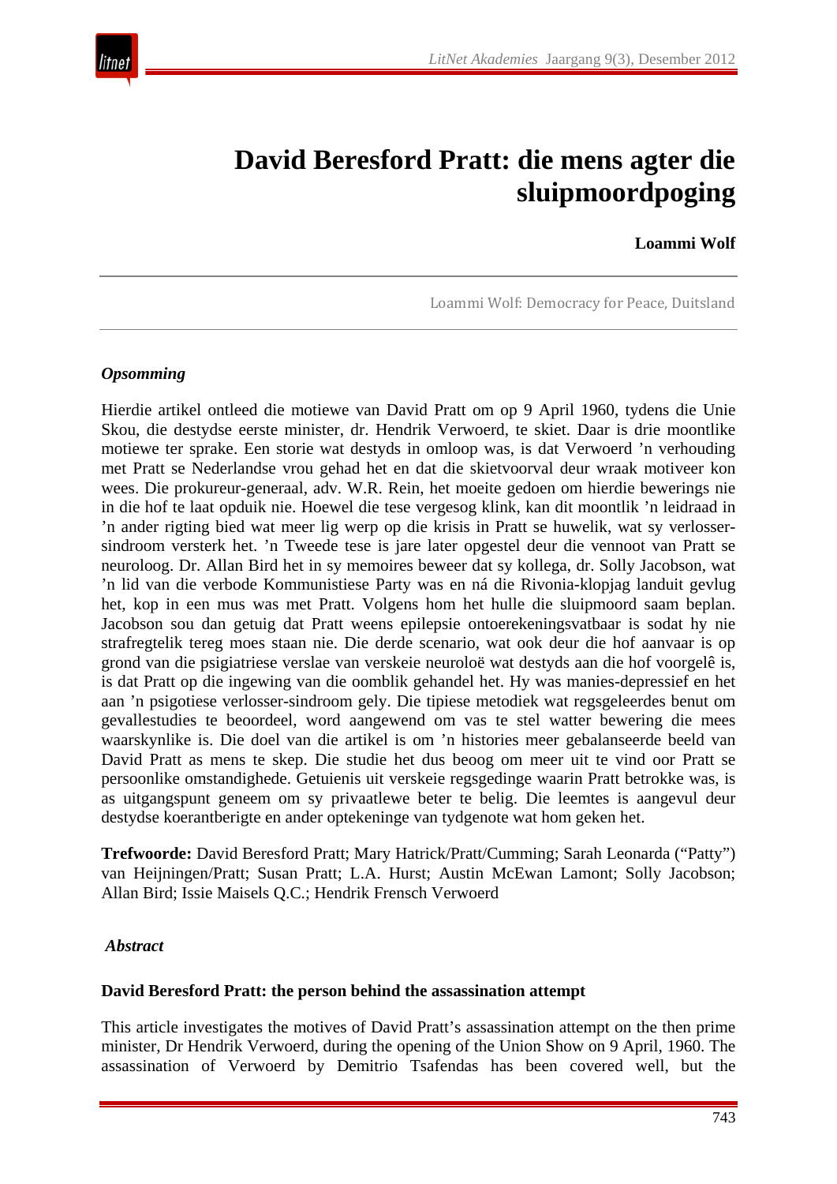# David Beresford Pratt: die mens agter die sluipmoordpoging

**Loammi Wolf**

Loammi Wolf: Democracy for Peace, Duitsland

### *Opsomming*

Hierdie artikel ontleed die motiewe van David Pratt om op 9 April 1960, tydens die Unie Skou, die destydse eerste minister, dr. Hendrik Verwoerd, te skiet. Daar is drie moontlike motiewe ter sprake. Een storie wat destyds in omloop was, is dat Verwoerd 'n verhouding met Pratt se Nederlandse vrou gehad het en dat die skietvoorval deur wraak motiveer kon wees. Die prokureur-generaal, adv. W.R. Rein, het moeite gedoen om hierdie bewerings nie in die hof te laat opduik nie. Hoewel die tese vergesog klink, kan dit moontlik 'n leidraad in 'n ander rigting bied wat meer lig werp op die krisis in Pratt se huwelik, wat sy verlosser-sindroom versterk het. 'n Tweede tese is jare later opgestel deur die vennoot van Pratt se neuroloog. Dr. Allan Bird het in sy memoires beweer dat sy kollega, dr. Solly Jacobson, wat 'n lid van die verbode Kommunistiese Party was en ná die Rivonia-klopjag landuit gevlug het, kop in een mus was met Pratt. Volgens hom het hulle die sluipmoord saam beplan. Jacobson sou dan getuig dat Pratt weens epilepsie ontoerekeningsvatbaar is sodat hy nie strafregtelik tereg moes staan nie. Die derde scenario, wat ook deur die hof aanvaar is op grond van die psigiatriese verslae van verskeie neuroloë wat destyds aan die hof voorgelê is, is dat Pratt op die ingewing van die oomblik gehandel het. Hy was manies-depressief en het aan 'n psigotiese verlosser-sindroom gely. Die tipiese metodiek wat regsgeleerdes benut om gevallestudies te beoordeel, word aangewend om vas te stel watter bewering die mees waarskynlike is. Die doel van die artikel is om 'n histories meer gebalanseerde beeld van David Pratt as mens te skep. Die studie het dus beoog om meer uit te vind oor Pratt se persoonlike omstandighede. Getuienis uit verskeie regsgedinge waarin Pratt betrokke was, is as uitgangspunt geneem om sy privaatlewe beter te belig. Die leemtes is aangevul deur destydse koerantberigte en ander optekeninge van tydgenote wat hom geken het.

**Trefwoorde:** David Beresford Pratt; Mary Hatrick/Pratt/Cumming; Sarah Leonarda ("Patty") van Heijningen/Pratt; Susan Pratt; L.A. Hurst; Austin McEwan Lamont; Solly Jacobson; Allan Bird; Issie Maisels Q.C.; Hendrik Frensch Verwoerd

### *Abstract*

**David Beresford Pratt: the person behind the assassination attempt**

This article investigates the motives of David Pratt's assassination attempt on the then prime minister, Dr Hendrik Verwoerd, during the opening of the Union Show on 9 April, 1960. The assassination of Verwoerd by Demitrio Tsafendas has been covered well, but the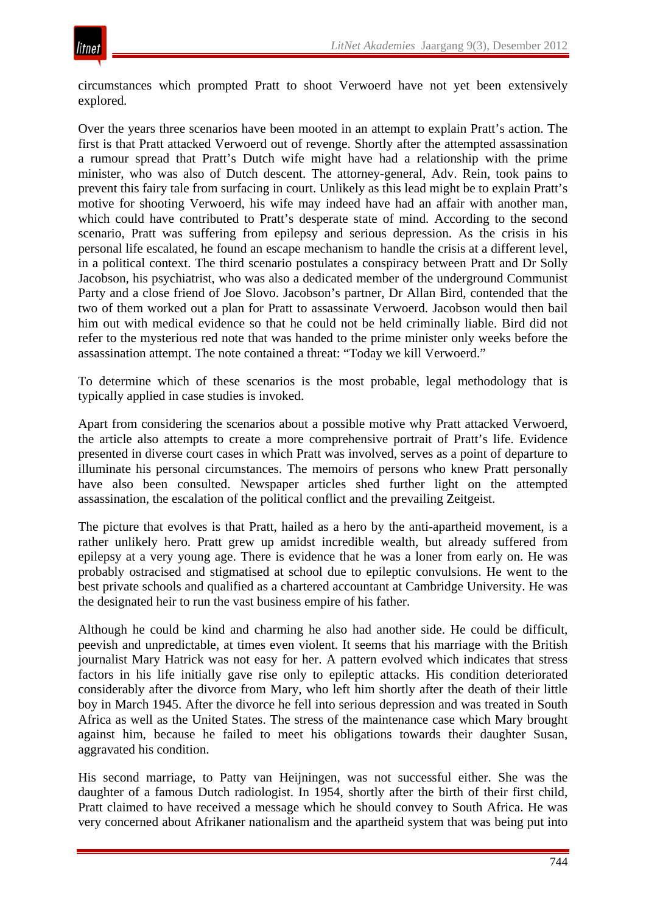circumstances which prompted Pratt to shoot Verwoerd have not yet been extensively explored.

Over the years three scenarios have been mooted in an attempt to explain Pratt's action. The first is that Pratt attacked Verwoerd out of revenge. Shortly after the attempted assassination a rumour spread that Pratt's Dutch wife might have had a relationship with the prime minister, who was also of Dutch descent. The attorney-general, Adv. Rein, took pains to prevent this fairy tale from surfacing in court. Unlikely as this lead might be to explain Pratt's motive for shooting Verwoerd, his wife may indeed have had an affair with another man, which could have contributed to Pratt's desperate state of mind. According to the second scenario, Pratt was suffering from epilepsy and serious depression. As the crisis in his personal life escalated, he found an escape mechanism to handle the crisis at a different level, in a political context. The third scenario postulates a conspiracy between Pratt and Dr Solly Jacobson, his psychiatrist, who was also a dedicated member of the underground Communist Party and a close friend of Joe Slovo. Jacobson's partner, Dr Allan Bird, contended that the two of them worked out a plan for Pratt to assassinate Verwoerd. Jacobson would then bail him out with medical evidence so that he could not be held criminally liable. Bird did not refer to the mysterious red note that was handed to the prime minister only weeks before the assassination attempt. The note contained a threat: "Today we kill Verwoerd."

To determine which of these scenarios is the most probable, legal methodology that is typically applied in case studies is invoked.

Apart from considering the scenarios about a possible motive why Pratt attacked Verwoerd, the article also attempts to create a more comprehensive portrait of Pratt's life. Evidence presented in diverse court cases in which Pratt was involved, serves as a point of departure to illuminate his personal circumstances. The memoirs of persons who knew Pratt personally have also been consulted. Newspaper articles shed further light on the attempted assassination, the escalation of the political conflict and the prevailing Zeitgeist.

The picture that evolves is that Pratt, hailed as a hero by the anti-apartheid movement, is a rather unlikely hero. Pratt grew up amidst incredible wealth, but already suffered from epilepsy at a very young age. There is evidence that he was a loner from early on. He was probably ostracised and stigmatised at school due to epileptic convulsions. He went to the best private schools and qualified as a chartered accountant at Cambridge University. He was the designated heir to run the vast business empire of his father.

Although he could be kind and charming he also had another side. He could be difficult, peevish and unpredictable, at times even violent. It seems that his marriage with the British journalist Mary Hatrick was not easy for her. A pattern evolved which indicates that stress factors in his life initially gave rise only to epileptic attacks. His condition deteriorated considerably after the divorce from Mary, who left him shortly after the death of their little boy in March 1945. After the divorce he fell into serious depression and was treated in South Africa as well as the United States. The stress of the maintenance case which Mary brought against him, because he failed to meet his obligations towards their daughter Susan, aggravated his condition.

His second marriage, to Patty van Heijningen, was not successful either. She was the daughter of a famous Dutch radiologist. In 1954, shortly after the birth of their first child, Pratt claimed to have received a message which he should convey to South Africa. He was very concerned about Afrikaner nationalism and the apartheid system that was being put into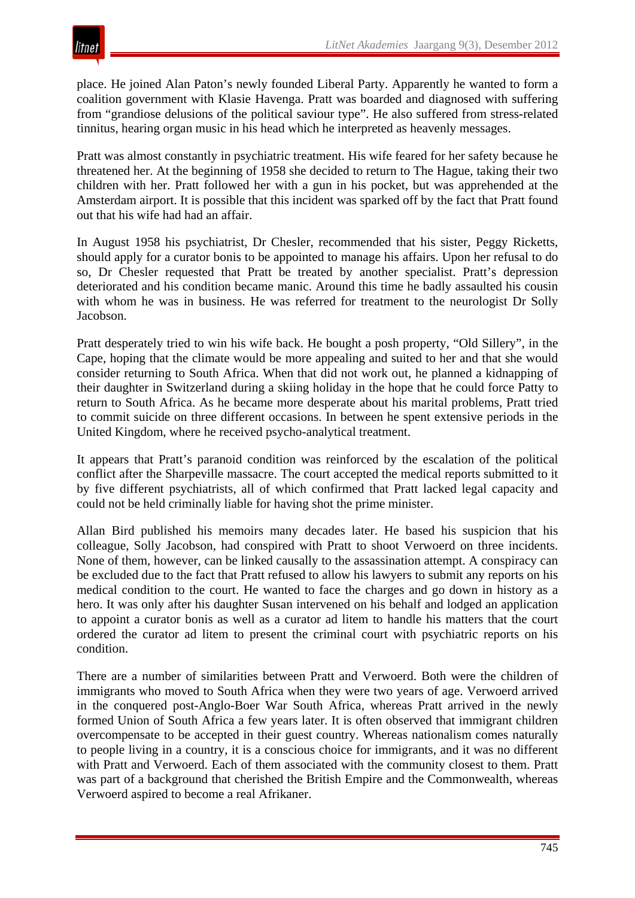place. He joined Alan Paton's newly founded Liberal Party. Apparently he wanted to form a coalition government with Klasie Havenga. Pratt was boarded and diagnosed with suffering from "grandiose delusions of the political saviour type". He also suffered from stress-related tinnitus, hearing organ music in his head which he interpreted as heavenly messages.

Pratt was almost constantly in psychiatric treatment. His wife feared for her safety because he threatened her. At the beginning of 1958 she decided to return to The Hague, taking their two children with her. Pratt followed her with a gun in his pocket, but was apprehended at the Amsterdam airport. It is possible that this incident was sparked off by the fact that Pratt found out that his wife had had an affair.

In August 1958 his psychiatrist, Dr Chesler, recommended that his sister, Peggy Ricketts, should apply for a curator bonis to be appointed to manage his affairs. Upon her refusal to do so, Dr Chesler requested that Pratt be treated by another specialist. Pratt's depression deteriorated and his condition became manic. Around this time he badly assaulted his cousin with whom he was in business. He was referred for treatment to the neurologist Dr Solly Jacobson.

Pratt desperately tried to win his wife back. He bought a posh property, "Old Sillery", in the Cape, hoping that the climate would be more appealing and suited to her and that she would consider returning to South Africa. When that did not work out, he planned a kidnapping of their daughter in Switzerland during a skiing holiday in the hope that he could force Patty to return to South Africa. As he became more desperate about his marital problems, Pratt tried to commit suicide on three different occasions. In between he spent extensive periods in the United Kingdom, where he received psycho-analytical treatment.

It appears that Pratt's paranoid condition was reinforced by the escalation of the political conflict after the Sharpeville massacre. The court accepted the medical reports submitted to it by five different psychiatrists, all of which confirmed that Pratt lacked legal capacity and could not be held criminally liable for having shot the prime minister.

Allan Bird published his memoirs many decades later. He based his suspicion that his colleague, Solly Jacobson, had conspired with Pratt to shoot Verwoerd on three incidents. None of them, however, can be linked causally to the assassination attempt. A conspiracy can be excluded due to the fact that Pratt refused to allow his lawyers to submit any reports on his medical condition to the court. He wanted to face the charges and go down in history as a hero. It was only after his daughter Susan intervened on his behalf and lodged an application to appoint a curator bonis as well as a curator ad litem to handle his matters that the court ordered the curator ad litem to present the criminal court with psychiatric reports on his condition.

There are a number of similarities between Pratt and Verwoerd. Both were the children of immigrants who moved to South Africa when they were two years of age. Verwoerd arrived in the conquered post-Anglo-Boer War South Africa, whereas Pratt arrived in the newly formed Union of South Africa a few years later. It is often observed that immigrant children overcompensate to be accepted in their guest country. Whereas nationalism comes naturally to people living in a country, it is a conscious choice for immigrants, and it was no different with Pratt and Verwoerd. Each of them associated with the community closest to them. Pratt was part of a background that cherished the British Empire and the Commonwealth, whereas Verwoerd aspired to become a real Afrikaner.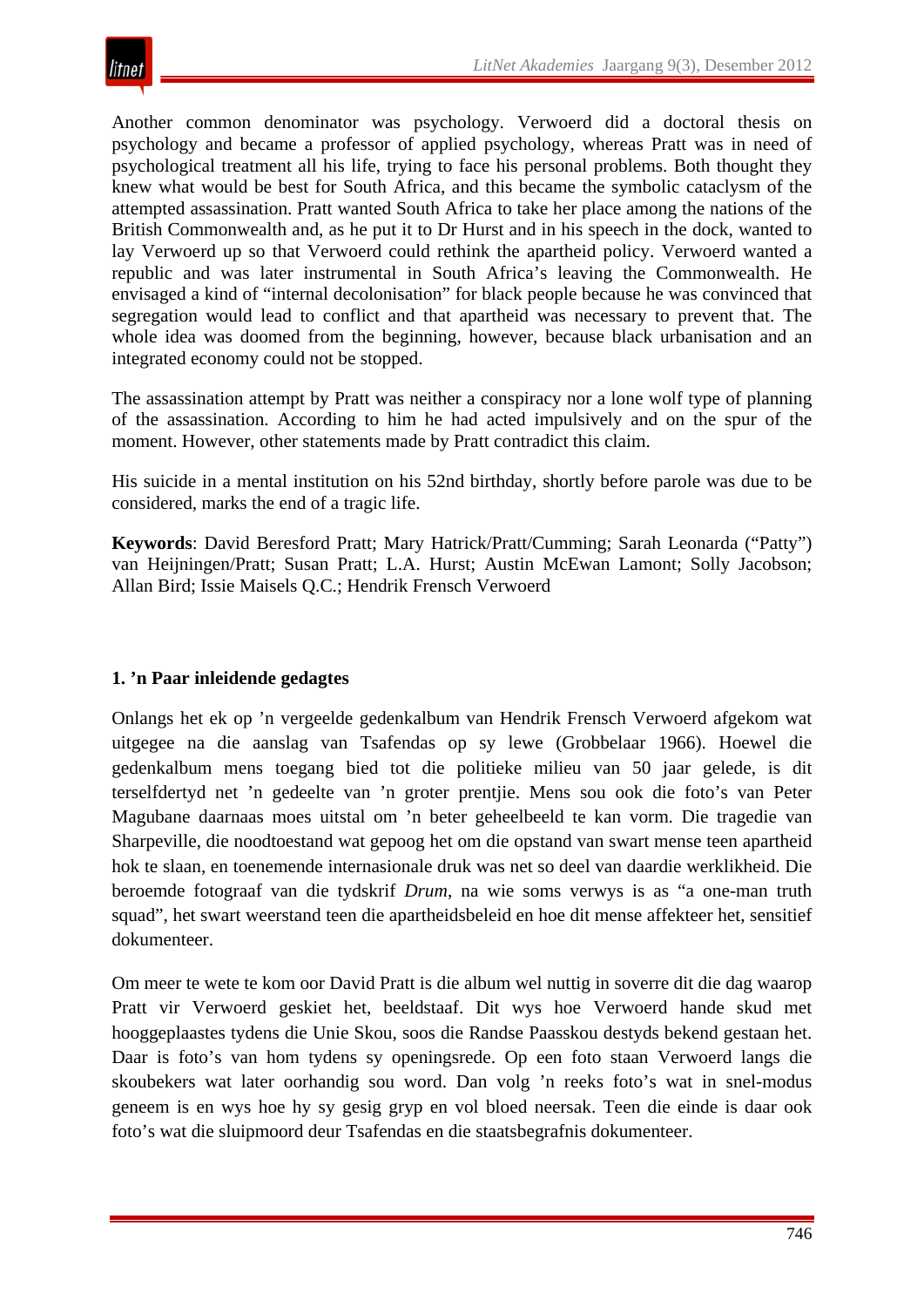Another common denominator was psychology. Verwoerd did a doctoral thesis on psychology and became a professor of applied psychology, whereas Pratt was in need of psychological treatment all his life, trying to face his personal problems. Both thought they knew what would be best for South Africa, and this became the symbolic cataclysm of the attempted assassination. Pratt wanted South Africa to take her place among the nations of the British Commonwealth and, as he put it to Dr Hurst and in his speech in the dock, wanted to lay Verwoerd up so that Verwoerd could rethink the apartheid policy. Verwoerd wanted a republic and was later instrumental in South Africa's leaving the Commonwealth. He envisaged a kind of "internal decolonisation" for black people because he was convinced that segregation would lead to conflict and that apartheid was necessary to prevent that. The whole idea was doomed from the beginning, however, because black urbanisation and an integrated economy could not be stopped.

The assassination attempt by Pratt was neither a conspiracy nor a lone wolf type of planning of the assassination. According to him he had acted impulsively and on the spur of the moment. However, other statements made by Pratt contradict this claim.

His suicide in a mental institution on his 52nd birthday, shortly before parole was due to be considered, marks the end of a tragic life.

**Keywords**: David Beresford Pratt; Mary Hatrick/Pratt/Cumming; Sarah Leonarda ("Patty") van Heijningen/Pratt; Susan Pratt; L.A. Hurst; Austin McEwan Lamont; Solly Jacobson; Allan Bird; Issie Maisels Q.C.; Hendrik Frensch Verwoerd

## 1. 'n Paar inleidende gedagtes

Onlangs het ek op 'n vergeelde gedenkalbum van Hendrik Frensch Verwoerd afgekom wat uitgegee na die aanslag van Tsafendas op sy lewe (Grobbelaar 1966). Hoewel die gedenkalbum mens toegang bied tot die politieke milieu van 50 jaar gelede, is dit terselfdertyd net 'n gedeelte van 'n groter prentjie. Mens sou ook die foto's van Peter Magubane daarnaas moes uitstal om 'n beter geheelbeeld te kan vorm. Die tragedie van Sharpeville, die noodtoestand wat gepoog het om die opstand van swart mense teen apartheid hok te slaan, en toenemende internasionale druk was net so deel van daardie werklikheid. Die beroemde fotograaf van die tydskrif *Drum*, na wie soms verwys is as "a one-man truth squad", het swart weerstand teen die apartheidsbeleid en hoe dit mense affekteer het, sensitief dokumenteer.

Om meer te wete te kom oor David Pratt is die album wel nuttig in soverre dit die dag waarop Pratt vir Verwoerd geskiet het, beeldstaaf. Dit wys hoe Verwoerd hande skud met hooggeplaastes tydens die Unie Skou, soos die Randse Paasskou destyds bekend gestaan het. Daar is foto's van hom tydens sy openingsrede. Op een foto staan Verwoerd langs die skoubekers wat later oorhandig sou word. Dan volg 'n reeks foto's wat in snel-modus geneem is en wys hoe hy sy gesig gryp en vol bloed neersak. Teen die einde is daar ook foto's wat die sluipmoord deur Tsafendas en die staatsbegrafnis dokumenteer.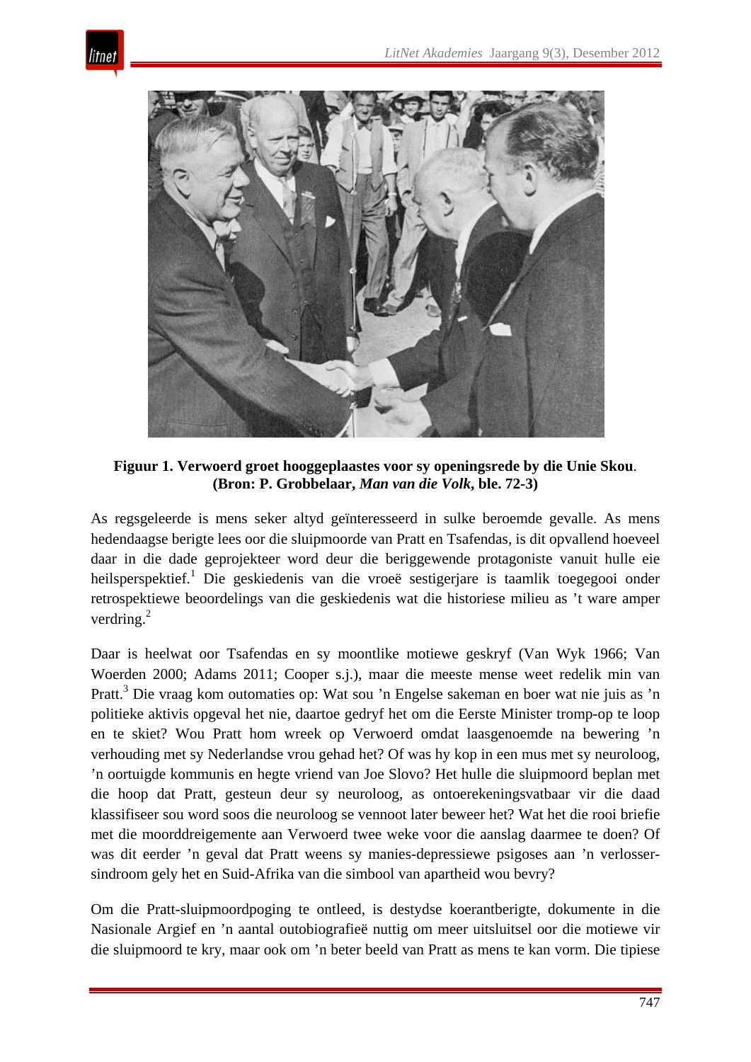**Figuur 1. Verwoerd groet hooggeplaastes voor sy openingsrede by die Unie Skou**. **(Bron: P. Grobbelaar, *Man van die Volk*, ble. 72-3)**

As regsgeleerde is mens seker altyd geïnteresseerd in sulke beroemde gevalle. As mens hedendaagse berigte lees oor die sluipmoorde van Pratt en Tsafendas, is dit opvallend hoeveel daar in die dade geprojekteer word deur die beriggewende protagoniste vanuit hulle eie heilsperspektief.[1] Die geskiedenis van die vroeë sestigerjare is taamlik toegegooi onder retrospektiewe beoordelings van die geskiedenis wat die historiese milieu as 't ware amper verdring.[2]

Daar is heelwat oor Tsafendas en sy moontlike motiewe geskryf (Van Wyk 1966; Van Woerden 2000; Adams 2011; Cooper s.j.), maar die meeste mense weet redelik min van Pratt.[3] Die vraag kom outomaties op: Wat sou 'n Engelse sakeman en boer wat nie juis as 'n politieke aktivis opgeval het nie, daartoe gedryf het om die Eerste Minister tromp-op te loop en te skiet? Wou Pratt hom wreek op Verwoerd omdat laasgenoemde na bewering 'n verhouding met sy Nederlandse vrou gehad het? Of was hy kop in een mus met sy neuroloog, 'n oortuigde kommunis en hegte vriend van Joe Slovo? Het hulle die sluipmoord beplan met die hoop dat Pratt, gesteun deur sy neuroloog, as ontoerekeningsvatbaar vir die daad klassifiseer sou word soos die neuroloog se vennoot later beweer het? Wat het die rooi briefie met die moorddreigemente aan Verwoerd twee weke voor die aanslag daarmee te doen? Of was dit eerder 'n geval dat Pratt weens sy manies-depressiewe psigoses aan 'n verlosser-sindroom gely het en Suid-Afrika van die simbool van apartheid wou bevry?

Om die Pratt-sluipmoordpoging te ontleed, is destydse koerantberigte, dokumente in die Nasionale Argief en 'n aantal outobiografieë nuttig om meer uitsluitsel oor die motiewe vir die sluipmoord te kry, maar ook om 'n beter beeld van Pratt as mens te kan vorm. Die tipiese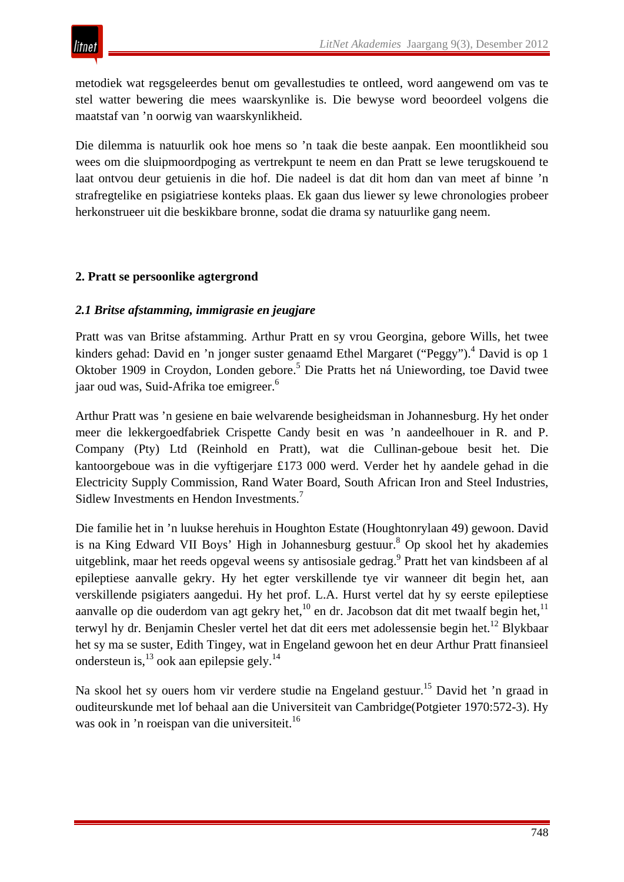metodiek wat regsgeleerdes benut om gevallestudies te ontleed, word aangewend om vas te stel watter bewering die mees waarskynlike is. Die bewyse word beoordeel volgens die maatstaf van ’n oorwig van waarskynlikheid.

Die dilemma is natuurlik ook hoe mens so ’n taak die beste aanpak. Een moontlikheid sou wees om die sluipmoordpoging as vertrekpunt te neem en dan Pratt se lewe terugskouend te laat ontvou deur getuienis in die hof. Die nadeel is dat dit hom dan van meet af binne ’n strafregtelike en psigiatriese konteks plaas. Ek gaan dus liewer sy lewe chronologies probeer herkonstrueer uit die beskikbare bronne, sodat die drama sy natuurlike gang neem.

## 2. Pratt se persoonlike agtergrond

### *2.1 Britse afstamming, immigrasie en jeugjare*

Pratt was van Britse afstamming. Arthur Pratt en sy vrou Georgina, gebore Wills, het twee kinders gehad: David en ’n jonger suster genaamd Ethel Margaret (“Peggy”).[4] David is op 1 Oktober 1909 in Croydon, Londen gebore.[5] Die Pratts het ná Uniewording, toe David twee jaar oud was, Suid-Afrika toe emigreer.[6]

Arthur Pratt was ’n gesiene en baie welvarende besigheidsman in Johannesburg. Hy het onder meer die lekkergoedfabriek Crispette Candy besit en was ’n aandeelhouer in R. and P. Company (Pty) Ltd (Reinhold en Pratt), wat die Cullinan-geboue besit het. Die kantoorgeboue was in die vyftigerjare £173 000 werd. Verder het hy aandele gehad in die Electricity Supply Commission, Rand Water Board, South African Iron and Steel Industries, Sidlew Investments en Hendon Investments.[7]

Die familie het in ’n luukse herehuis in Houghton Estate (Houghtonrylaan 49) gewoon. David is na King Edward VII Boys’ High in Johannesburg gestuur.[8] Op skool het hy akademies uitgeblink, maar het reeds opgeval weens sy antisosiale gedrag.[9] Pratt het van kindsbeen af al epileptiese aanvalle gekry. Hy het egter verskillende tye vir wanneer dit begin het, aan verskillende psigiaters aangedui. Hy het prof. L.A. Hurst vertel dat hy sy eerste epileptiese aanvalle op die ouderdom van agt gekry het,[10] en dr. Jacobson dat dit met twaalf begin het,[11] terwyl hy dr. Benjamin Chesler vertel het dat dit eers met adolessensie begin het.[12] Blykbaar het sy ma se suster, Edith Tingey, wat in Engeland gewoon het en deur Arthur Pratt finansieel ondersteun is,[13] ook aan epilepsie gely.[14]

Na skool het sy ouers hom vir verdere studie na Engeland gestuur.[15] David het ’n graad in ouditeurskunde met lof behaal aan die Universiteit van Cambridge(Potgieter 1970:572-3). Hy was ook in ’n roeispan van die universiteit.[16]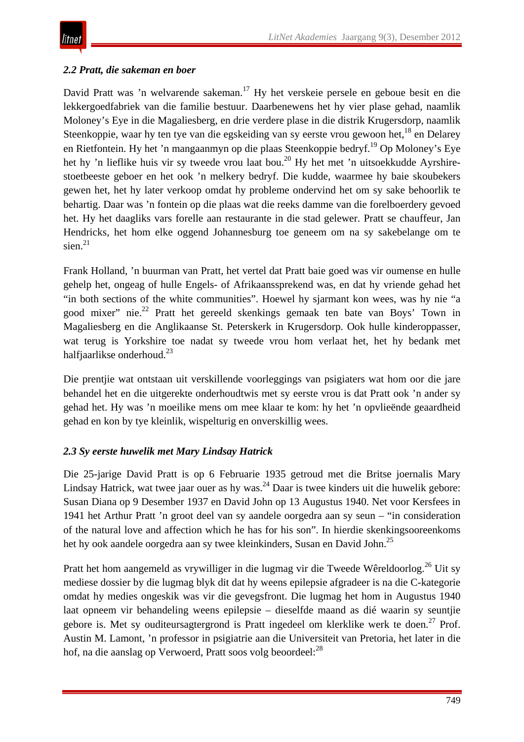### *2.2 Pratt, die sakeman en boer*

David Pratt was ’n welvarende sakeman.[17] Hy het verskeie persele en geboue besit en die lekkergoedfabriek van die familie bestuur. Daarbenewens het hy vier plase gehad, naamlik Moloney’s Eye in die Magaliesberg, en drie verdere plase in die distrik Krugersdorp, naamlik Steenkoppie, waar hy ten tye van die egskeiding van sy eerste vrou gewoon het,[18] en Delarey en Rietfontein. Hy het ’n mangaanmyn op die plaas Steenkoppie bedryf.[19] Op Moloney’s Eye het hy ’n lieflike huis vir sy tweede vrou laat bou.[20] Hy het met ’n uitsoekkudde Ayrshire-stoetbeeste geboer en het ook ’n melkery bedryf. Die kudde, waarmee hy baie skoubekers gewen het, het hy later verkoop omdat hy probleme ondervind het om sy sake behoorlik te behartig. Daar was ’n fontein op die plaas wat die reeks damme van die forelboerdery gevoed het. Hy het daagliks vars forelle aan restaurante in die stad gelewer. Pratt se chauffeur, Jan Hendricks, het hom elke oggend Johannesburg toe geneem om na sy sakebelange om te sien.[21]

Frank Holland, ’n buurman van Pratt, het vertel dat Pratt baie goed was vir oumense en hulle gehelp het, ongeag of hulle Engels- of Afrikaanssprekend was, en dat hy vriende gehad het “in both sections of the white communities”. Hoewel hy sjarmant kon wees, was hy nie “a good mixer” nie.[22] Pratt het gereeld skenkings gemaak ten bate van Boys’ Town in Magaliesberg en die Anglikaanse St. Peterskerk in Krugersdorp. Ook hulle kinderoppasser, wat terug is Yorkshire toe nadat sy tweede vrou hom verlaat het, het hy bedank met halfjaarlikse onderhoud.[23]

Die prentjie wat ontstaan uit verskillende voorleggings van psigiaters wat hom oor die jare behandel het en die uitgerekte onderhoudtwis met sy eerste vrou is dat Pratt ook ’n ander sy gehad het. Hy was ’n moeilike mens om mee klaar te kom: hy het ’n opvlieënde geaardheid gehad en kon by tye kleinlik, wispelturig en onverskillig wees.

### *2.3 Sy eerste huwelik met Mary Lindsay Hatrick*

Die 25-jarige David Pratt is op 6 Februarie 1935 getroud met die Britse joernalis Mary Lindsay Hatrick, wat twee jaar ouer as hy was.[24] Daar is twee kinders uit die huwelik gebore: Susan Diana op 9 Desember 1937 en David John op 13 Augustus 1940. Net voor Kersfees in 1941 het Arthur Pratt ’n groot deel van sy aandele oorgedra aan sy seun – “in consideration of the natural love and affection which he has for his son”. In hierdie skenkingsooreenkoms het hy ook aandele oorgedra aan sy twee kleinkinders, Susan en David John.[25]

Pratt het hom aangemeld as vrywilliger in die lugmag vir die Tweede Wêreldoorlog.[26] Uit sy mediese dossier by die lugmag blyk dit dat hy weens epilepsie afgradeer is na die C-kategorie omdat hy medies ongeskik was vir die gevegsfront. Die lugmag het hom in Augustus 1940 laat opneem vir behandeling weens epilepsie – dieselfde maand as dié waarin sy seuntjie gebore is. Met sy ouditeursagtergrond is Pratt ingedeel om klerklike werk te doen.[27] Prof. Austin M. Lamont, ’n professor in psigiatrie aan die Universiteit van Pretoria, het later in die hof, na die aanslag op Verwoerd, Pratt soos volg beoordeel:[28]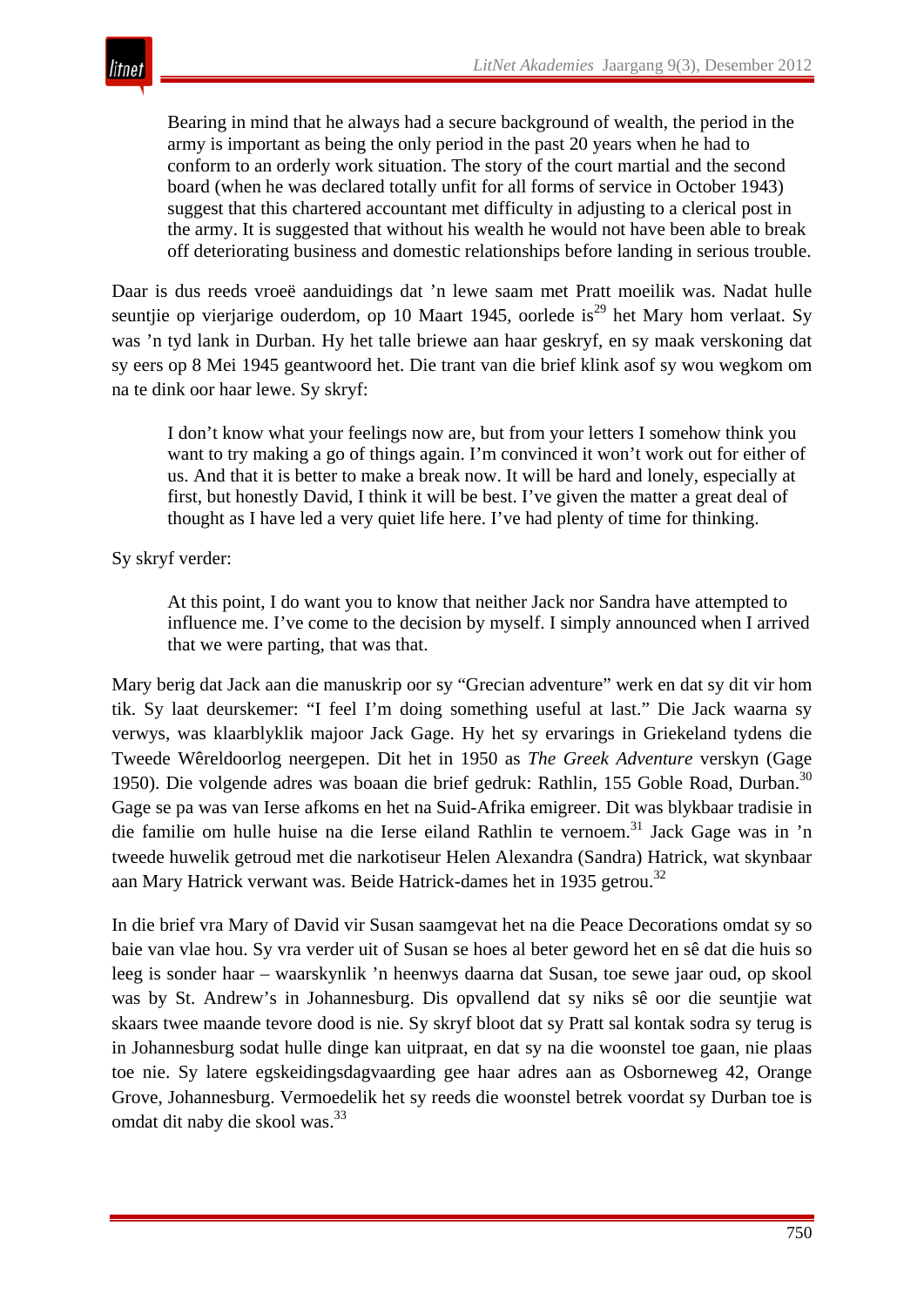> Bearing in mind that he always had a secure background of wealth, the period in the army is important as being the only period in the past 20 years when he had to conform to an orderly work situation. The story of the court martial and the second board (when he was declared totally unfit for all forms of service in October 1943) suggest that this chartered accountant met difficulty in adjusting to a clerical post in the army. It is suggested that without his wealth he would not have been able to break off deteriorating business and domestic relationships before landing in serious trouble.

Daar is dus reeds vroeë aanduidings dat ’n lewe saam met Pratt moeilik was. Nadat hulle seuntjie op vierjarige ouderdom, op 10 Maart 1945, oorlede is[29] het Mary hom verlaat. Sy was ’n tyd lank in Durban. Hy het talle briewe aan haar geskryf, en sy maak verskoning dat sy eers op 8 Mei 1945 geantwoord het. Die trant van die brief klink asof sy wou wegkom om na te dink oor haar lewe. Sy skryf:

> I don’t know what your feelings now are, but from your letters I somehow think you want to try making a go of things again. I’m convinced it won’t work out for either of us. And that it is better to make a break now. It will be hard and lonely, especially at first, but honestly David, I think it will be best. I’ve given the matter a great deal of thought as I have led a very quiet life here. I’ve had plenty of time for thinking.

Sy skryf verder:

> At this point, I do want you to know that neither Jack nor Sandra have attempted to influence me. I’ve come to the decision by myself. I simply announced when I arrived that we were parting, that was that.

Mary berig dat Jack aan die manuskrip oor sy “Grecian adventure” werk en dat sy dit vir hom tik. Sy laat deurskemer: “I feel I’m doing something useful at last.” Die Jack waarna sy verwys, was klaarblyklik majoor Jack Gage. Hy het sy ervarings in Griekeland tydens die Tweede Wêreldoorlog neergepen. Dit het in 1950 as *The Greek Adventure* verskyn (Gage 1950). Die volgende adres was boaan die brief gedruk: Rathlin, 155 Goble Road, Durban.[30] Gage se pa was van Ierse afkoms en het na Suid-Afrika emigreer. Dit was blykbaar tradisie in die familie om hulle huise na die Ierse eiland Rathlin te vernoem.[31] Jack Gage was in ’n tweede huwelik getroud met die narkotiseur Helen Alexandra (Sandra) Hatrick, wat skynbaar aan Mary Hatrick verwant was. Beide Hatrick-dames het in 1935 getrou.[32]

In die brief vra Mary of David vir Susan saamgevat het na die Peace Decorations omdat sy so baie van vlae hou. Sy vra verder uit of Susan se hoes al beter geword het en sê dat die huis so leeg is sonder haar – waarskynlik ’n heenwys daarna dat Susan, toe sewe jaar oud, op skool was by St. Andrew’s in Johannesburg. Dis opvallend dat sy niks sê oor die seuntjie wat skaars twee maande tevore dood is nie. Sy skryf bloot dat sy Pratt sal kontak sodra sy terug is in Johannesburg sodat hulle dinge kan uitpraat, en dat sy na die woonstel toe gaan, nie plaas toe nie. Sy latere egskeidingsdagvaarding gee haar adres aan as Osborneweg 42, Orange Grove, Johannesburg. Vermoedelik het sy reeds die woonstel betrek voordat sy Durban toe is omdat dit naby die skool was.[33]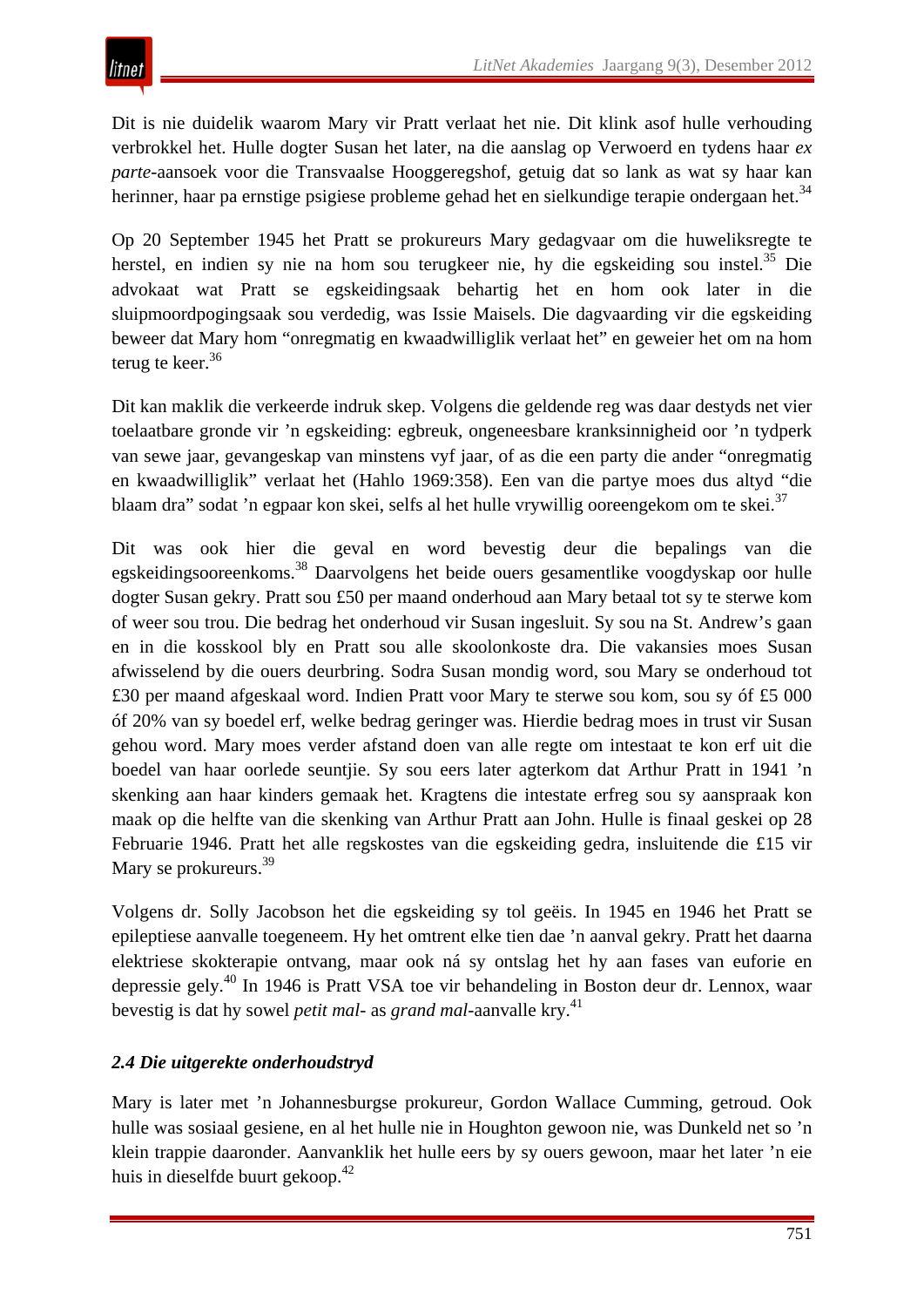Dit is nie duidelik waarom Mary vir Pratt verlaat het nie. Dit klink asof hulle verhouding verbrokkel het. Hulle dogter Susan het later, na die aanslag op Verwoerd en tydens haar *ex parte*-aansoek voor die Transvaalse Hooggeregshof, getuig dat so lank as wat sy haar kan herinner, haar pa ernstige psigiese probleme gehad het en sielkundige terapie ondergaan het.[34]

Op 20 September 1945 het Pratt se prokureurs Mary gedagvaar om die huweliksregte te herstel, en indien sy nie na hom sou terugkeer nie, hy die egskeiding sou instel.[35] Die advokaat wat Pratt se egskeidingsaak behartig het en hom ook later in die sluipmoordpogingsaak sou verdedig, was Issie Maisels. Die dagvaarding vir die egskeiding beweer dat Mary hom "onregmatig en kwaadwilliglik verlaat het" en geweier het om na hom terug te keer.[36]

Dit kan maklik die verkeerde indruk skep. Volgens die geldende reg was daar destyds net vier toelaatbare gronde vir 'n egskeiding: egbreuk, ongeneesbare kranksinnigheid oor 'n tydperk van sewe jaar, gevangeskap van minstens vyf jaar, of as die een party die ander "onregmatig en kwaadwilliglik" verlaat het (Hahlo 1969:358). Een van die partye moes dus altyd "die blaam dra" sodat 'n egpaar kon skei, selfs al het hulle vrywillig ooreengekom om te skei.[37]

Dit was ook hier die geval en word bevestig deur die bepalings van die egskeidingsooreenkoms.[38] Daarvolgens het beide ouers gesamentlike voogdyskap oor hulle dogter Susan gekry. Pratt sou £50 per maand onderhoud aan Mary betaal tot sy te sterwe kom of weer sou trou. Die bedrag het onderhoud vir Susan ingesluit. Sy sou na St. Andrew's gaan en in die kosskool bly en Pratt sou alle skoolonkoste dra. Die vakansies moes Susan afwisselend by die ouers deurbring. Sodra Susan mondig word, sou Mary se onderhoud tot £30 per maand afgeskaal word. Indien Pratt voor Mary te sterwe sou kom, sou sy óf £5 000 óf 20% van sy boedel erf, welke bedrag geringer was. Hierdie bedrag moes in trust vir Susan gehou word. Mary moes verder afstand doen van alle regte om intestaat te kon erf uit die boedel van haar oorlede seuntjie. Sy sou eers later agterkom dat Arthur Pratt in 1941 'n skenking aan haar kinders gemaak het. Kragtens die intestate erfreg sou sy aanspraak kon maak op die helfte van die skenking van Arthur Pratt aan John. Hulle is finaal geskei op 28 Februarie 1946. Pratt het alle regskostes van die egskeiding gedra, insluitende die £15 vir Mary se prokureurs.[39]

Volgens dr. Solly Jacobson het die egskeiding sy tol geëis. In 1945 en 1946 het Pratt se epileptiese aanvalle toegeneem. Hy het omtrent elke tien dae 'n aanval gekry. Pratt het daarna elektriese skokterapie ontvang, maar ook ná sy ontslag het hy aan fases van euforie en depressie gely.[40] In 1946 is Pratt VSA toe vir behandeling in Boston deur dr. Lennox, waar bevestig is dat hy sowel *petit mal*- as *grand mal*-aanvalle kry.[41]

### *2.4 Die uitgerekte onderhoudstryd*

Mary is later met 'n Johannesburgse prokureur, Gordon Wallace Cumming, getroud. Ook hulle was sosiaal gesiene, en al het hulle nie in Houghton gewoon nie, was Dunkeld net so 'n klein trappie daaronder. Aanvanklik het hulle eers by sy ouers gewoon, maar het later 'n eie huis in dieselfde buurt gekoop.[42]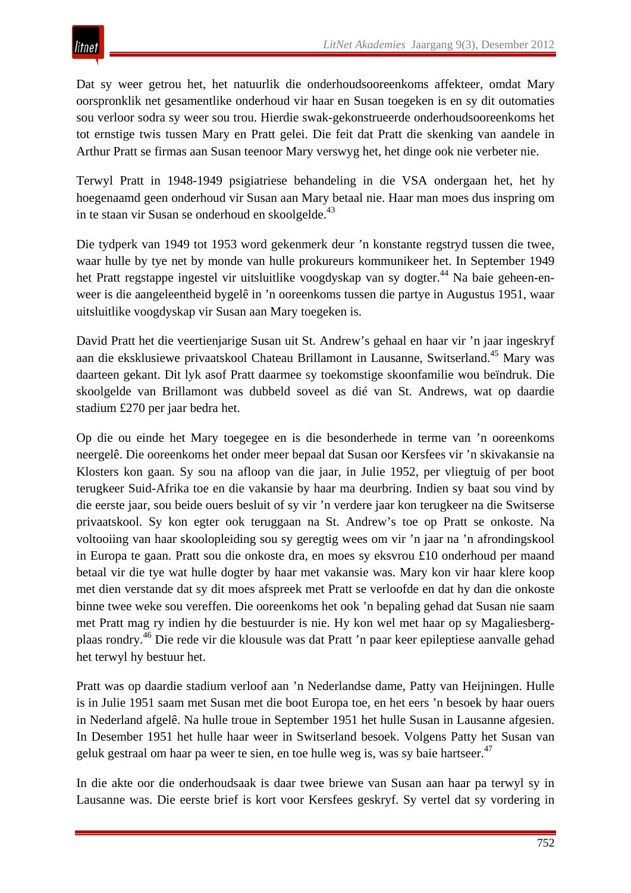Dat sy weer getrou het, het natuurlik die onderhoudsooreenkoms affekteer, omdat Mary oorspronklik net gesamentlike onderhoud vir haar en Susan toegeken is en sy dit outomaties sou verloor sodra sy weer sou trou. Hierdie swak-gekonstrueerde onderhoudsooreenkoms het tot ernstige twis tussen Mary en Pratt gelei. Die feit dat Pratt die skenking van aandele in Arthur Pratt se firmas aan Susan teenoor Mary verswyg het, het dinge ook nie verbeter nie.

Terwyl Pratt in 1948-1949 psigiatriese behandeling in die VSA ondergaan het, het hy hoegenaamd geen onderhoud vir Susan aan Mary betaal nie. Haar man moes dus inspring om in te staan vir Susan se onderhoud en skoolgelde.[43]

Die tydperk van 1949 tot 1953 word gekenmerk deur 'n konstante regstryd tussen die twee, waar hulle by tye net by monde van hulle prokureurs kommunikeer het. In September 1949 het Pratt regstappe ingestel vir uitsluitlike voogdyskap van sy dogter.[44] Na baie geheen-en-weer is die aangeleentheid bygelê in 'n ooreenkoms tussen die partye in Augustus 1951, waar uitsluitlike voogdyskap vir Susan aan Mary toegeken is.

David Pratt het die veertienjarige Susan uit St. Andrew's gehaal en haar vir 'n jaar ingeskryf aan die eksklusiewe privaatskool Chateau Brillamont in Lausanne, Switserland.[45] Mary was daarteen gekant. Dit lyk asof Pratt daarmee sy toekomstige skoonfamilie wou beïndruk. Die skoolgelde van Brillamont was dubbeld soveel as dié van St. Andrews, wat op daardie stadium £270 per jaar bedra het.

Op die ou einde het Mary toegegee en is die besonderhede in terme van 'n ooreenkoms neergelê. Die ooreenkoms het onder meer bepaal dat Susan oor Kersfees vir 'n skivakansie na Klosters kon gaan. Sy sou na afloop van die jaar, in Julie 1952, per vliegtuig of per boot terugkeer Suid-Afrika toe en die vakansie by haar ma deurbring. Indien sy baat sou vind by die eerste jaar, sou beide ouers besluit of sy vir 'n verdere jaar kon terugkeer na die Switserse privaatskool. Sy kon egter ook teruggaan na St. Andrew's toe op Pratt se onkoste. Na voltooiing van haar skoolopleiding sou sy geregtig wees om vir 'n jaar na 'n afrondingskool in Europa te gaan. Pratt sou die onkoste dra, en moes sy eksvrou £10 onderhoud per maand betaal vir die tye wat hulle dogter by haar met vakansie was. Mary kon vir haar klere koop met dien verstande dat sy dit moes afspreek met Pratt se verloofde en dat hy dan die onkoste binne twee weke sou vereffen. Die ooreenkoms het ook 'n bepaling gehad dat Susan nie saam met Pratt mag ry indien hy die bestuurder is nie. Hy kon wel met haar op sy Magaliesberg-plaas rondry.[46] Die rede vir die klousule was dat Pratt 'n paar keer epileptiese aanvalle gehad het terwyl hy bestuur het.

Pratt was op daardie stadium verloof aan 'n Nederlandse dame, Patty van Heijningen. Hulle is in Julie 1951 saam met Susan met die boot Europa toe, en het eers 'n besoek by haar ouers in Nederland afgelê. Na hulle troue in September 1951 het hulle Susan in Lausanne afgesien. In Desember 1951 het hulle haar weer in Switserland besoek. Volgens Patty het Susan van geluk gestraal om haar pa weer te sien, en toe hulle weg is, was sy baie hartseer.[47]

In die akte oor die onderhoudsaak is daar twee briewe van Susan aan haar pa terwyl sy in Lausanne was. Die eerste brief is kort voor Kersfees geskryf. Sy vertel dat sy vordering in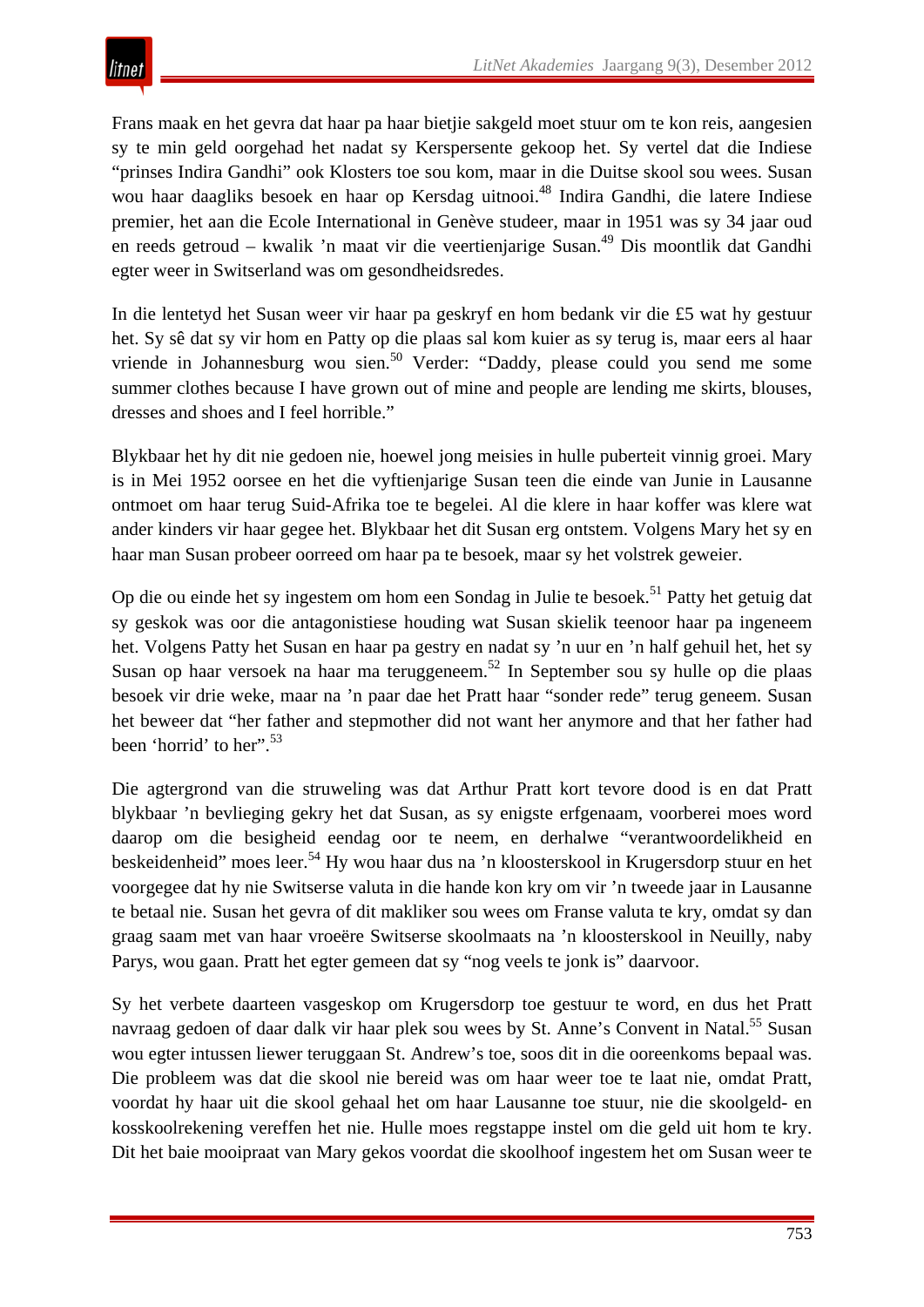Frans maak en het gevra dat haar pa haar bietjie sakgeld moet stuur om te kon reis, aangesien sy te min geld oorgehad het nadat sy Kerspersente gekoop het. Sy vertel dat die Indiese "prinses Indira Gandhi" ook Klosters toe sou kom, maar in die Duitse skool sou wees. Susan wou haar daagliks besoek en haar op Kersdag uitnooi.[48] Indira Gandhi, die latere Indiese premier, het aan die Ecole International in Genève studeer, maar in 1951 was sy 34 jaar oud en reeds getroud – kwalik 'n maat vir die veertienjarige Susan.[49] Dis moontlik dat Gandhi egter weer in Switserland was om gesondheidsredes.

In die lentetyd het Susan weer vir haar pa geskryf en hom bedank vir die £5 wat hy gestuur het. Sy sê dat sy vir hom en Patty op die plaas sal kom kuier as sy terug is, maar eers al haar vriende in Johannesburg wou sien.[50] Verder: "Daddy, please could you send me some summer clothes because I have grown out of mine and people are lending me skirts, blouses, dresses and shoes and I feel horrible."

Blykbaar het hy dit nie gedoen nie, hoewel jong meisies in hulle puberteit vinnig groei. Mary is in Mei 1952 oorsee en het die vyftienjarige Susan teen die einde van Junie in Lausanne ontmoet om haar terug Suid-Afrika toe te begelei. Al die klere in haar koffer was klere wat ander kinders vir haar gegee het. Blykbaar het dit Susan erg ontstem. Volgens Mary het sy en haar man Susan probeer oorreed om haar pa te besoek, maar sy het volstrek geweier.

Op die ou einde het sy ingestem om hom een Sondag in Julie te besoek.[51] Patty het getuig dat sy geskok was oor die antagonistiese houding wat Susan skielik teenoor haar pa ingeneem het. Volgens Patty het Susan en haar pa gestry en nadat sy 'n uur en 'n half gehuil het, het sy Susan op haar versoek na haar ma teruggeneem.[52] In September sou sy hulle op die plaas besoek vir drie weke, maar na 'n paar dae het Pratt haar "sonder rede" terug geneem. Susan het beweer dat "her father and stepmother did not want her anymore and that her father had been 'horrid' to her".[53]

Die agtergrond van die struweling was dat Arthur Pratt kort tevore dood is en dat Pratt blykbaar 'n bevlieging gekry het dat Susan, as sy enigste erfgenaam, voorberei moes word daarop om die besigheid eendag oor te neem, en derhalwe "verantwoordelikheid en beskeidenheid" moes leer.[54] Hy wou haar dus na 'n kloosterskool in Krugersdorp stuur en het voorgegee dat hy nie Switserse valuta in die hande kon kry om vir 'n tweede jaar in Lausanne te betaal nie. Susan het gevra of dit makliker sou wees om Franse valuta te kry, omdat sy dan graag saam met van haar vroeëre Switserse skoolmaats na 'n kloosterskool in Neuilly, naby Parys, wou gaan. Pratt het egter gemeen dat sy "nog veels te jonk is" daarvoor.

Sy het verbete daarteen vasgeskop om Krugersdorp toe gestuur te word, en dus het Pratt navraag gedoen of daar dalk vir haar plek sou wees by St. Anne's Convent in Natal.[55] Susan wou egter intussen liewer teruggaan St. Andrew's toe, soos dit in die ooreenkoms bepaal was. Die probleem was dat die skool nie bereid was om haar weer toe te laat nie, omdat Pratt, voordat hy haar uit die skool gehaal het om haar Lausanne toe stuur, nie die skoolgeld- en kosskoolrekening vereffen het nie. Hulle moes regstappe instel om die geld uit hom te kry. Dit het baie mooipraat van Mary gekos voordat die skoolhoof ingestem het om Susan weer te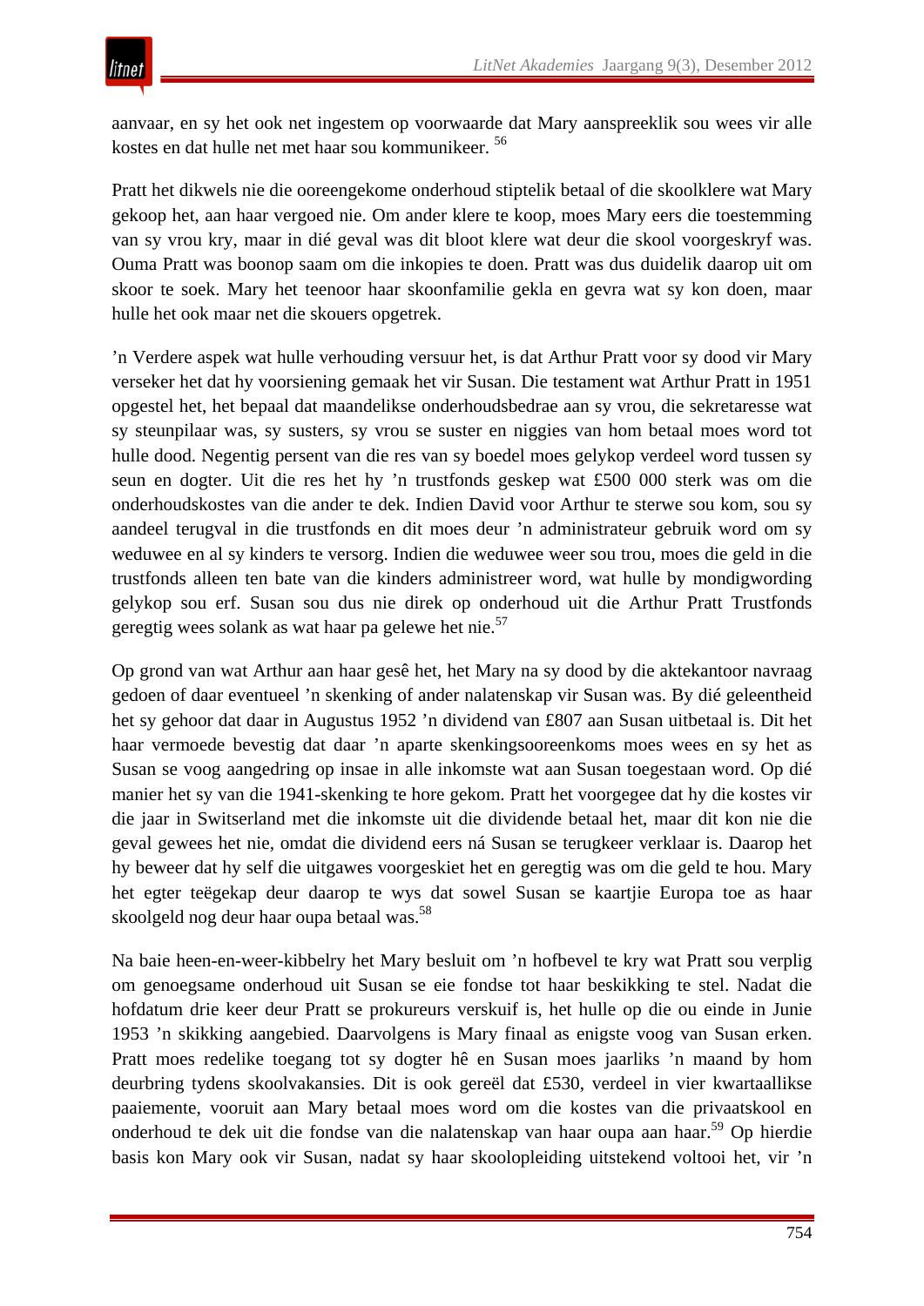aanvaar, en sy het ook net ingestem op voorwaarde dat Mary aanspreeklik sou wees vir alle kostes en dat hulle net met haar sou kommunikeer. [56]

Pratt het dikwels nie die ooreengekome onderhoud stiptelik betaal of die skoolklere wat Mary gekoop het, aan haar vergoed nie. Om ander klere te koop, moes Mary eers die toestemming van sy vrou kry, maar in dié geval was dit bloot klere wat deur die skool voorgeskryf was. Ouma Pratt was boonop saam om die inkopies te doen. Pratt was dus duidelik daarop uit om skoor te soek. Mary het teenoor haar skoonfamilie gekla en gevra wat sy kon doen, maar hulle het ook maar net die skouers opgetrek.

'n Verdere aspek wat hulle verhouding versuur het, is dat Arthur Pratt voor sy dood vir Mary verseker het dat hy voorsiening gemaak het vir Susan. Die testament wat Arthur Pratt in 1951 opgestel het, het bepaal dat maandelikse onderhoudsbedrae aan sy vrou, die sekretaresse wat sy steunpilaar was, sy susters, sy vrou se suster en niggies van hom betaal moes word tot hulle dood. Negentig persent van die res van sy boedel moes gelykop verdeel word tussen sy seun en dogter. Uit die res het hy 'n trustfonds geskep wat £500 000 sterk was om die onderhoudskostes van die ander te dek. Indien David voor Arthur te sterwe sou kom, sou sy aandeel terugval in die trustfonds en dit moes deur 'n administrateur gebruik word om sy weduwee en al sy kinders te versorg. Indien die weduwee weer sou trou, moes die geld in die trustfonds alleen ten bate van die kinders administreer word, wat hulle by mondigwording gelykop sou erf. Susan sou dus nie direk op onderhoud uit die Arthur Pratt Trustfonds geregtig wees solank as wat haar pa gelewe het nie.[57]

Op grond van wat Arthur aan haar gesê het, het Mary na sy dood by die aktekantoor navraag gedoen of daar eventueel 'n skenking of ander nalatenskap vir Susan was. By dié geleentheid het sy gehoor dat daar in Augustus 1952 'n dividend van £807 aan Susan uitbetaal is. Dit het haar vermoede bevestig dat daar 'n aparte skenkingsooreenkoms moes wees en sy het as Susan se voog aangedring op insae in alle inkomste wat aan Susan toegestaan word. Op dié manier het sy van die 1941-skenking te hore gekom. Pratt het voorgegee dat hy die kostes vir die jaar in Switserland met die inkomste uit die dividende betaal het, maar dit kon nie die geval gewees het nie, omdat die dividend eers ná Susan se terugkeer verklaar is. Daarop het hy beweer dat hy self die uitgawes voorgeskiet het en geregtig was om die geld te hou. Mary het egter teëgekap deur daarop te wys dat sowel Susan se kaartjie Europa toe as haar skoolgeld nog deur haar oupa betaal was.[58]

Na baie heen-en-weer-kibbelry het Mary besluit om 'n hofbevel te kry wat Pratt sou verplig om genoegsame onderhoud uit Susan se eie fondse tot haar beskikking te stel. Nadat die hofdatum drie keer deur Pratt se prokureurs verskuif is, het hulle op die ou einde in Junie 1953 'n skikking aangebied. Daarvolgens is Mary finaal as enigste voog van Susan erken. Pratt moes redelike toegang tot sy dogter hê en Susan moes jaarliks 'n maand by hom deurbring tydens skoolvakansies. Dit is ook gereël dat £530, verdeel in vier kwartaallikse paaiemente, vooruit aan Mary betaal moes word om die kostes van die privaatskool en onderhoud te dek uit die fondse van die nalatenskap van haar oupa aan haar.[59] Op hierdie basis kon Mary ook vir Susan, nadat sy haar skoolopleiding uitstekend voltooi het, vir 'n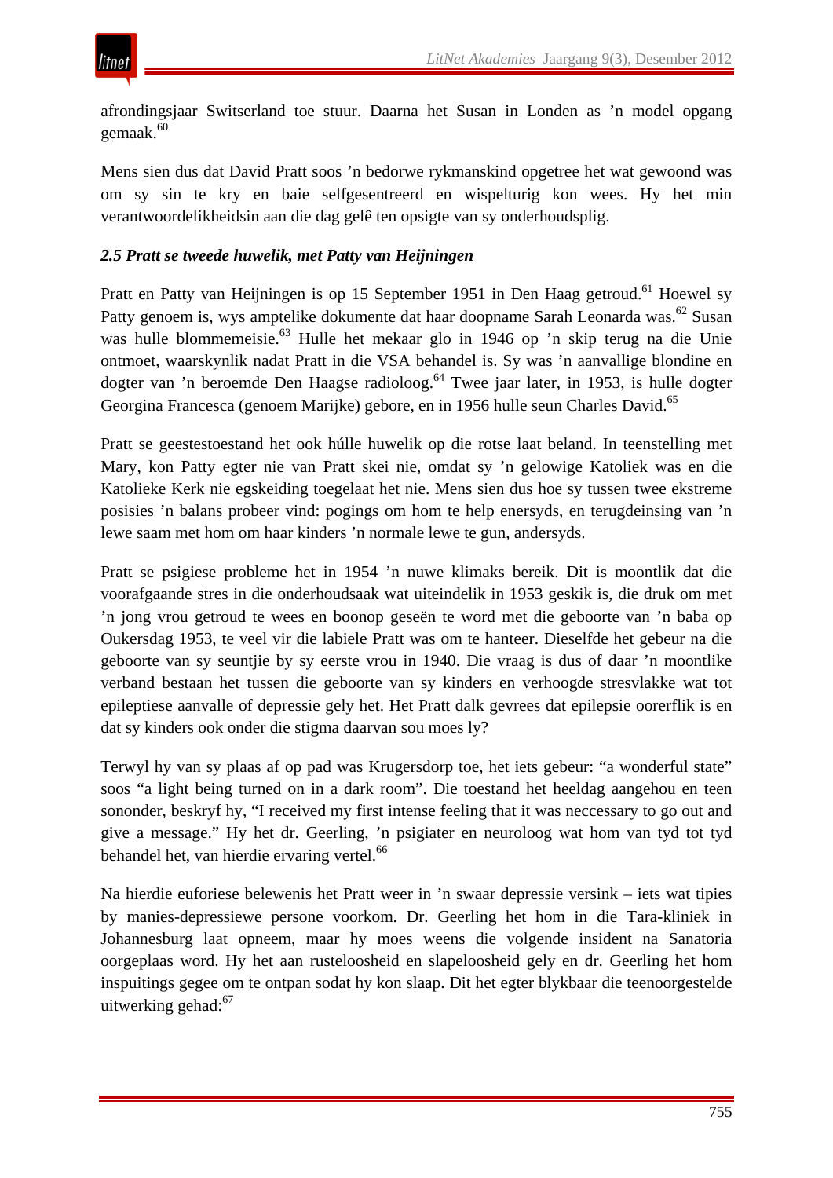afrondingsjaar Switserland toe stuur. Daarna het Susan in Londen as ’n model opgang gemaak.[60]

Mens sien dus dat David Pratt soos ’n bedorwe rykmanskind opgetree het wat gewoond was om sy sin te kry en baie selfgesentreerd en wispelturig kon wees. Hy het min verantwoordelikheidsin aan die dag gelê ten opsigte van sy onderhoudsplig.

### *2.5 Pratt se tweede huwelik, met Patty van Heijningen*

Pratt en Patty van Heijningen is op 15 September 1951 in Den Haag getroud.[61] Hoewel sy Patty genoem is, wys amptelike dokumente dat haar doopname Sarah Leonarda was.[62] Susan was hulle blommemeisie.[63] Hulle het mekaar glo in 1946 op ’n skip terug na die Unie ontmoet, waarskynlik nadat Pratt in die VSA behandel is. Sy was ’n aanvallige blondine en dogter van ’n beroemde Den Haagse radioloog.[64] Twee jaar later, in 1953, is hulle dogter Georgina Francesca (genoem Marijke) gebore, en in 1956 hulle seun Charles David.[65]

Pratt se geestestoestand het ook húlle huwelik op die rotse laat beland. In teenstelling met Mary, kon Patty egter nie van Pratt skei nie, omdat sy ’n gelowige Katoliek was en die Katolieke Kerk nie egskeiding toegelaat het nie. Mens sien dus hoe sy tussen twee ekstreme posisies ’n balans probeer vind: pogings om hom te help enersyds, en terugdeinsing van ’n lewe saam met hom om haar kinders ’n normale lewe te gun, andersyds.

Pratt se psigiese probleme het in 1954 ’n nuwe klimaks bereik. Dit is moontlik dat die voorafgaande stres in die onderhoudsaak wat uiteindelik in 1953 geskik is, die druk om met ’n jong vrou getroud te wees en boonop geseën te word met die geboorte van ’n baba op Oukersdag 1953, te veel vir die labiele Pratt was om te hanteer. Dieselfde het gebeur na die geboorte van sy seuntjie by sy eerste vrou in 1940. Die vraag is dus of daar ’n moontlike verband bestaan het tussen die geboorte van sy kinders en verhoogde stresvlakke wat tot epileptiese aanvalle of depressie gely het. Het Pratt dalk gevrees dat epilepsie oorerflik is en dat sy kinders ook onder die stigma daarvan sou moes ly?

Terwyl hy van sy plaas af op pad was Krugersdorp toe, het iets gebeur: “a wonderful state” soos “a light being turned on in a dark room”. Die toestand het heeldag aangehou en teen sononder, beskryf hy, “I received my first intense feeling that it was neccessary to go out and give a message.” Hy het dr. Geerling, ’n psigiater en neuroloog wat hom van tyd tot tyd behandel het, van hierdie ervaring vertel.[66]

Na hierdie euforiese belewenis het Pratt weer in ’n swaar depressie versink – iets wat tipies by manies-depressiewe persone voorkom. Dr. Geerling het hom in die Tara-kliniek in Johannesburg laat opneem, maar hy moes weens die volgende insident na Sanatoria oorgeplaas word. Hy het aan rusteloosheid en slapeloosheid gely en dr. Geerling het hom inspuitings gegee om te ontpan sodat hy kon slaap. Dit het egter blykbaar die teenoorgestelde uitwerking gehad:[67]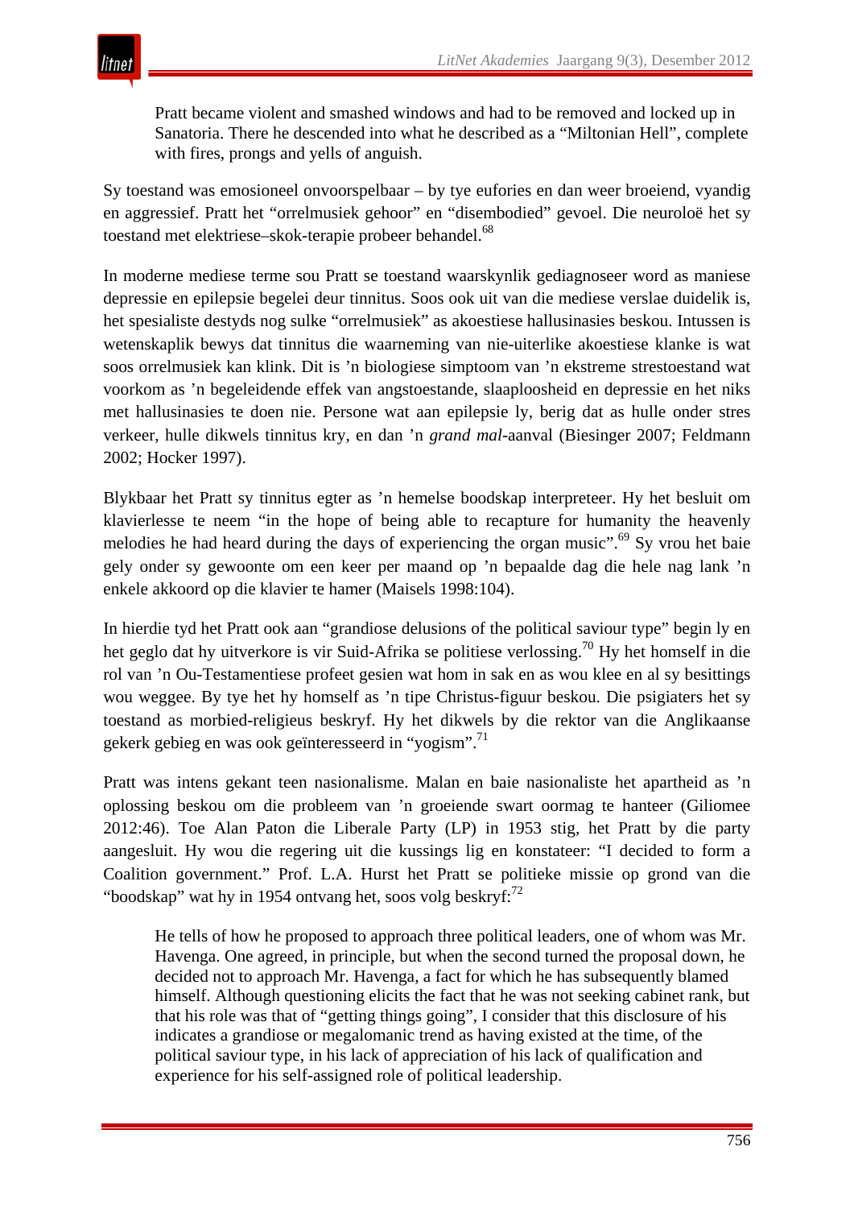> Pratt became violent and smashed windows and had to be removed and locked up in Sanatoria. There he descended into what he described as a "Miltonian Hell", complete with fires, prongs and yells of anguish.

Sy toestand was emosioneel onvoorspelbaar – by tye eufories en dan weer broeiend, vyandig en aggressief. Pratt het "orrelmusiek gehoor" en "disembodied" gevoel. Die neuroloë het sy toestand met elektriese–skok-terapie probeer behandel.[68]

In moderne mediese terme sou Pratt se toestand waarskynlik gediagnoseer word as maniese depressie en epilepsie begelei deur tinnitus. Soos ook uit van die mediese verslae duidelik is, het spesialiste destyds nog sulke "orrelmusiek" as akoestiese hallusinasies beskou. Intussen is wetenskaplik bewys dat tinnitus die waarneming van nie-uiterlike akoestiese klanke is wat soos orrelmusiek kan klink. Dit is 'n biologiese simptoom van 'n ekstreme strestoestand wat voorkom as 'n begeleidende effek van angstoestande, slaaploosheid en depressie en het niks met hallusinasies te doen nie. Persone wat aan epilepsie ly, berig dat as hulle onder stres verkeer, hulle dikwels tinnitus kry, en dan 'n *grand mal*-aanval (Biesinger 2007; Feldmann 2002; Hocker 1997).

Blykbaar het Pratt sy tinnitus egter as 'n hemelse boodskap interpreteer. Hy het besluit om klavierlesse te neem "in the hope of being able to recapture for humanity the heavenly melodies he had heard during the days of experiencing the organ music".[69] Sy vrou het baie gely onder sy gewoonte om een keer per maand op 'n bepaalde dag die hele nag lank 'n enkele akkoord op die klavier te hamer (Maisels 1998:104).

In hierdie tyd het Pratt ook aan "grandiose delusions of the political saviour type" begin ly en het geglo dat hy uitverkore is vir Suid-Afrika se politiese verlossing.[70] Hy het homself in die rol van 'n Ou-Testamentiese profeet gesien wat hom in sak en as wou klee en al sy besittings wou weggee. By tye het hy homself as 'n tipe Christus-figuur beskou. Die psigiaters het sy toestand as morbied-religieus beskryf. Hy het dikwels by die rektor van die Anglikaanse gekerk gebieg en was ook geïnteresseerd in "yogism".[71]

Pratt was intens gekant teen nasionalisme. Malan en baie nasionaliste het apartheid as 'n oplossing beskou om die probleem van 'n groeiende swart oormag te hanteer (Giliomee 2012:46). Toe Alan Paton die Liberale Party (LP) in 1953 stig, het Pratt by die party aangesluit. Hy wou die regering uit die kussings lig en konstateer: "I decided to form a Coalition government." Prof. L.A. Hurst het Pratt se politieke missie op grond van die "boodskap" wat hy in 1954 ontvang het, soos volg beskryf:[72]

> He tells of how he proposed to approach three political leaders, one of whom was Mr. Havenga. One agreed, in principle, but when the second turned the proposal down, he decided not to approach Mr. Havenga, a fact for which he has subsequently blamed himself. Although questioning elicits the fact that he was not seeking cabinet rank, but that his role was that of "getting things going", I consider that this disclosure of his indicates a grandiose or megalomanic trend as having existed at the time, of the political saviour type, in his lack of appreciation of his lack of qualification and experience for his self-assigned role of political leadership.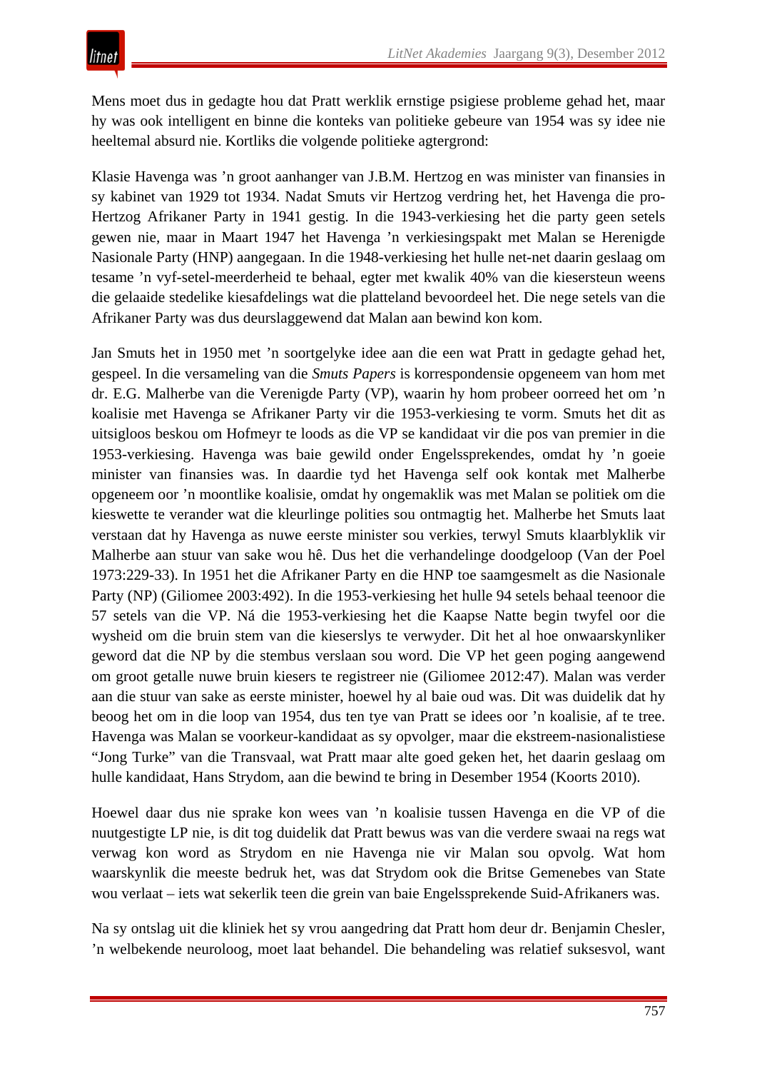Mens moet dus in gedagte hou dat Pratt werklik ernstige psigiese probleme gehad het, maar hy was ook intelligent en binne die konteks van politieke gebeure van 1954 was sy idee nie heeltemal absurd nie. Kortliks die volgende politieke agtergrond:

Klasie Havenga was ’n groot aanhanger van J.B.M. Hertzog en was minister van finansies in sy kabinet van 1929 tot 1934. Nadat Smuts vir Hertzog verdring het, het Havenga die pro-Hertzog Afrikaner Party in 1941 gestig. In die 1943-verkiesing het die party geen setels gewen nie, maar in Maart 1947 het Havenga ’n verkiesingspakt met Malan se Herenigde Nasionale Party (HNP) aangegaan. In die 1948-verkiesing het hulle net-net daarin geslaag om tesame ’n vyf-setel-meerderheid te behaal, egter met kwalik 40% van die kiesersteun weens die gelaaide stedelike kiesafdelings wat die platteland bevoordeel het. Die nege setels van die Afrikaner Party was dus deurslaggewend dat Malan aan bewind kon kom.

Jan Smuts het in 1950 met ’n soortgelyke idee aan die een wat Pratt in gedagte gehad het, gespeel. In die versameling van die *Smuts Papers* is korrespondensie opgeneem van hom met dr. E.G. Malherbe van die Verenigde Party (VP), waarin hy hom probeer oorreed het om ’n koalisie met Havenga se Afrikaner Party vir die 1953-verkiesing te vorm. Smuts het dit as uitsigloos beskou om Hofmeyr te loods as die VP se kandidaat vir die pos van premier in die 1953-verkiesing. Havenga was baie gewild onder Engelssprekendes, omdat hy ’n goeie minister van finansies was. In daardie tyd het Havenga self ook kontak met Malherbe opgeneem oor ’n moontlike koalisie, omdat hy ongemaklik was met Malan se politiek om die kieswette te verander wat die kleurlinge polities sou ontmagtig het. Malherbe het Smuts laat verstaan dat hy Havenga as nuwe eerste minister sou verkies, terwyl Smuts klaarblyklik vir Malherbe aan stuur van sake wou hê. Dus het die verhandelinge doodgeloop (Van der Poel 1973:229-33). In 1951 het die Afrikaner Party en die HNP toe saamgesmelt as die Nasionale Party (NP) (Giliomee 2003:492). In die 1953-verkiesing het hulle 94 setels behaal teenoor die 57 setels van die VP. Ná die 1953-verkiesing het die Kaapse Natte begin twyfel oor die wysheid om die bruin stem van die kieserslys te verwyder. Dit het al hoe onwaarskynliker geword dat die NP by die stembus verslaan sou word. Die VP het geen poging aangewend om groot getalle nuwe bruin kiesers te registreer nie (Giliomee 2012:47). Malan was verder aan die stuur van sake as eerste minister, hoewel hy al baie oud was. Dit was duidelik dat hy beoog het om in die loop van 1954, dus ten tye van Pratt se idees oor ’n koalisie, af te tree. Havenga was Malan se voorkeur-kandidaat as sy opvolger, maar die ekstreem-nasionalistiese “Jong Turke” van die Transvaal, wat Pratt maar alte goed geken het, het daarin geslaag om hulle kandidaat, Hans Strydom, aan die bewind te bring in Desember 1954 (Koorts 2010).

Hoewel daar dus nie sprake kon wees van ’n koalisie tussen Havenga en die VP of die nuutgestigte LP nie, is dit tog duidelik dat Pratt bewus was van die verdere swaai na regs wat verwag kon word as Strydom en nie Havenga nie vir Malan sou opvolg. Wat hom waarskynlik die meeste bedruk het, was dat Strydom ook die Britse Gemenebes van State wou verlaat – iets wat sekerlik teen die grein van baie Engelssprekende Suid-Afrikaners was.

Na sy ontslag uit die kliniek het sy vrou aangedring dat Pratt hom deur dr. Benjamin Chesler, ’n welbekende neuroloog, moet laat behandel. Die behandeling was relatief suksesvol, want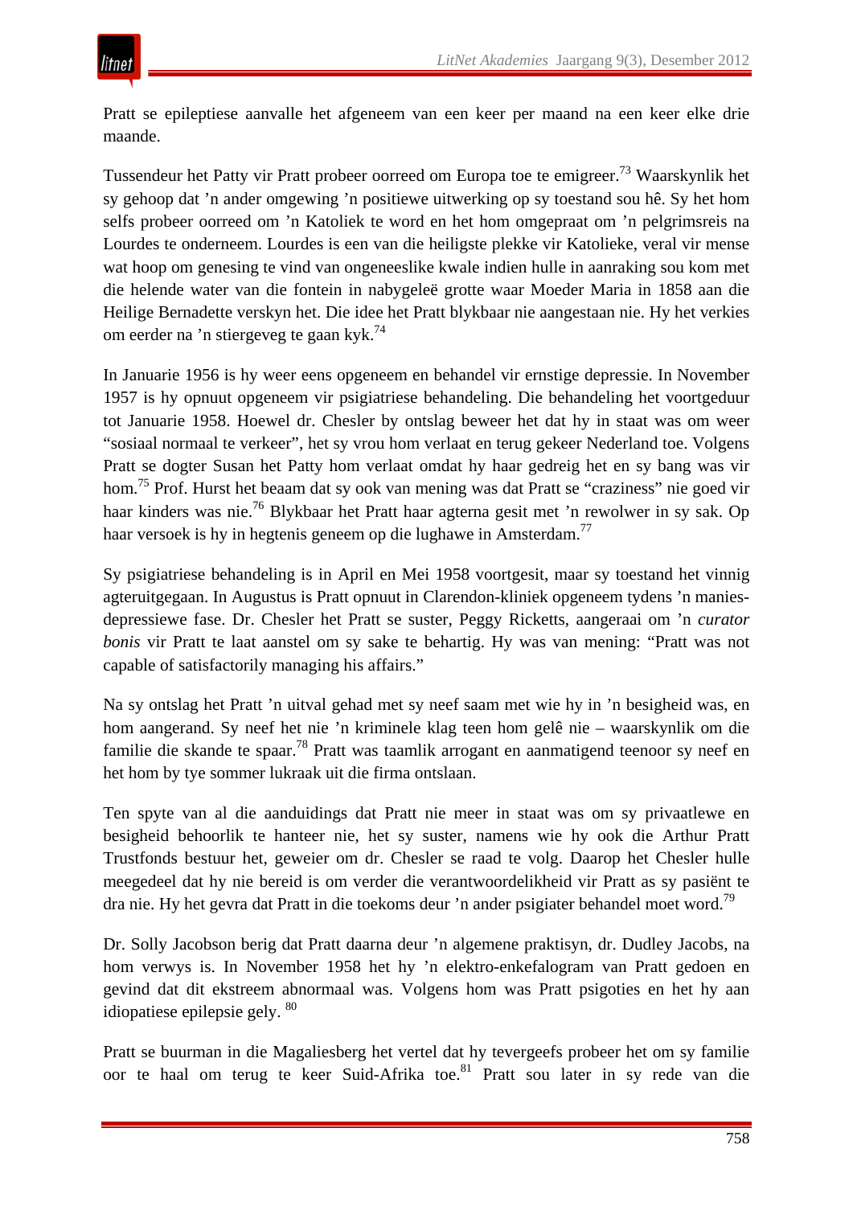Pratt se epileptiese aanvalle het afgeneem van een keer per maand na een keer elke drie maande.

Tussendeur het Patty vir Pratt probeer oorreed om Europa toe te emigreer.[73] Waarskynlik het sy gehoop dat ’n ander omgewing ’n positiewe uitwerking op sy toestand sou hê. Sy het hom selfs probeer oorreed om ’n Katoliek te word en het hom omgepraat om ’n pelgrimsreis na Lourdes te onderneem. Lourdes is een van die heiligste plekke vir Katolieke, veral vir mense wat hoop om genesing te vind van ongeneeslike kwale indien hulle in aanraking sou kom met die helende water van die fontein in nabygeleë grotte waar Moeder Maria in 1858 aan die Heilige Bernadette verskyn het. Die idee het Pratt blykbaar nie aangestaan nie. Hy het verkies om eerder na ’n stiergeveg te gaan kyk.[74]

In Januarie 1956 is hy weer eens opgeneem en behandel vir ernstige depressie. In November 1957 is hy opnuut opgeneem vir psigiatriese behandeling. Die behandeling het voortgeduur tot Januarie 1958. Hoewel dr. Chesler by ontslag beweer het dat hy in staat was om weer “sosiaal normaal te verkeer”, het sy vrou hom verlaat en terug gekeer Nederland toe. Volgens Pratt se dogter Susan het Patty hom verlaat omdat hy haar gedreig het en sy bang was vir hom.[75] Prof. Hurst het beaam dat sy ook van mening was dat Pratt se “craziness” nie goed vir haar kinders was nie.[76] Blykbaar het Pratt haar agterna gesit met ’n rewolwer in sy sak. Op haar versoek is hy in hegtenis geneem op die lughawe in Amsterdam.[77]

Sy psigiatriese behandeling is in April en Mei 1958 voortgesit, maar sy toestand het vinnig agteruitgegaan. In Augustus is Pratt opnuut in Clarendon-kliniek opgeneem tydens ’n manies-depressiewe fase. Dr. Chesler het Pratt se suster, Peggy Ricketts, aangeraai om ’n *curator bonis* vir Pratt te laat aanstel om sy sake te behartig. Hy was van mening: “Pratt was not capable of satisfactorily managing his affairs.”

Na sy ontslag het Pratt ’n uitval gehad met sy neef saam met wie hy in ’n besigheid was, en hom aangerand. Sy neef het nie ’n kriminele klag teen hom gelê nie – waarskynlik om die familie die skande te spaar.[78] Pratt was taamlik arrogant en aanmatigend teenoor sy neef en het hom by tye sommer lukraak uit die firma ontslaan.

Ten spyte van al die aanduidings dat Pratt nie meer in staat was om sy privaatlewe en besigheid behoorlik te hanteer nie, het sy suster, namens wie hy ook die Arthur Pratt Trustfonds bestuur het, geweier om dr. Chesler se raad te volg. Daarop het Chesler hulle meegedeel dat hy nie bereid is om verder die verantwoordelikheid vir Pratt as sy pasiënt te dra nie. Hy het gevra dat Pratt in die toekoms deur ’n ander psigiater behandel moet word.[79]

Dr. Solly Jacobson berig dat Pratt daarna deur ’n algemene praktisyn, dr. Dudley Jacobs, na hom verwys is. In November 1958 het hy ’n elektro-enkefalogram van Pratt gedoen en gevind dat dit ekstreem abnormaal was. Volgens hom was Pratt psigoties en het hy aan idiopatiese epilepsie gely.[80]

Pratt se buurman in die Magaliesberg het vertel dat hy tevergeefs probeer het om sy familie oor te haal om terug te keer Suid-Afrika toe.[81] Pratt sou later in sy rede van die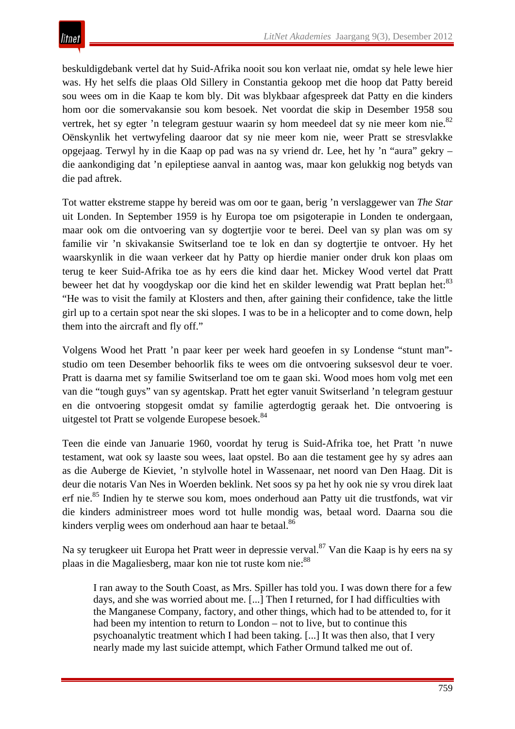beskuldigdebank vertel dat hy Suid-Afrika nooit sou kon verlaat nie, omdat sy hele lewe hier was. Hy het selfs die plaas Old Sillery in Constantia gekoop met die hoop dat Patty bereid sou wees om in die Kaap te kom bly. Dit was blykbaar afgespreek dat Patty en die kinders hom oor die somervakansie sou kom besoek. Net voordat die skip in Desember 1958 sou vertrek, het sy egter 'n telegram gestuur waarin sy hom meedeel dat sy nie meer kom nie.[82] Oënskynlik het die vertwyfeling daaroor dat sy nie meer kom nie, weer Pratt se stresvlakke opgejaag. Terwyl hy in die Kaap op pad was na sy vriend dr. Lee, het hy 'n "aura" gekry – die aankondiging dat 'n epileptiese aanval in aantog was, maar kon gelukkig nog betyds van die pad aftrek.

Tot watter ekstreme stappe hy bereid was om oor te gaan, berig 'n verslaggewer van *The Star* uit Londen. In September 1959 is hy Europa toe om psigoterapie in Londen te ondergaan, maar ook om die ontvoering van sy dogtertjie voor te berei. Deel van sy plan was om sy familie vir 'n skivakansie Switserland toe te lok en dan sy dogtertjie te ontvoer. Hy het waarskynlik in die waan verkeer dat hy Patty op hierdie manier onder druk kon plaas om terug te keer Suid-Afrika toe as hy eers die kind daar het. Mickey Wood vertel dat Pratt beweer het dat hy voogdyskap oor die kind het en skilder lewendig wat Pratt beplan het:[83] "He was to visit the family at Klosters and then, after gaining their confidence, take the little girl up to a certain spot near the ski slopes. I was to be in a helicopter and to come down, help them into the aircraft and fly off."

Volgens Wood het Pratt 'n paar keer per week hard geoefen in sy Londense "stunt man"-studio om teen Desember behoorlik fiks te wees om die ontvoering suksesvol deur te voer. Pratt is daarna met sy familie Switserland toe om te gaan ski. Wood moes hom volg met een van die "tough guys" van sy agentskap. Pratt het egter vanuit Switserland 'n telegram gestuur en die ontvoering stopgesit omdat sy familie agterdogtig geraak het. Die ontvoering is uitgestel tot Pratt se volgende Europese besoek.[84]

Teen die einde van Januarie 1960, voordat hy terug is Suid-Afrika toe, het Pratt 'n nuwe testament, wat ook sy laaste sou wees, laat opstel. Bo aan die testament gee hy sy adres aan as die Auberge de Kieviet, 'n stylvolle hotel in Wassenaar, net noord van Den Haag. Dit is deur die notaris Van Nes in Woerden beklink. Net soos sy pa het hy ook nie sy vrou direk laat erf nie.[85] Indien hy te sterwe sou kom, moes onderhoud aan Patty uit die trustfonds, wat vir die kinders administreer moes word tot hulle mondig was, betaal word. Daarna sou die kinders verplig wees om onderhoud aan haar te betaal.[86]

Na sy terugkeer uit Europa het Pratt weer in depressie verval.[87] Van die Kaap is hy eers na sy plaas in die Magaliesberg, maar kon nie tot ruste kom nie:[88]

> I ran away to the South Coast, as Mrs. Spiller has told you. I was down there for a few days, and she was worried about me. [...] Then I returned, for I had difficulties with the Manganese Company, factory, and other things, which had to be attended to, for it had been my intention to return to London – not to live, but to continue this psychoanalytic treatment which I had been taking. [...] It was then also, that I very nearly made my last suicide attempt, which Father Ormund talked me out of.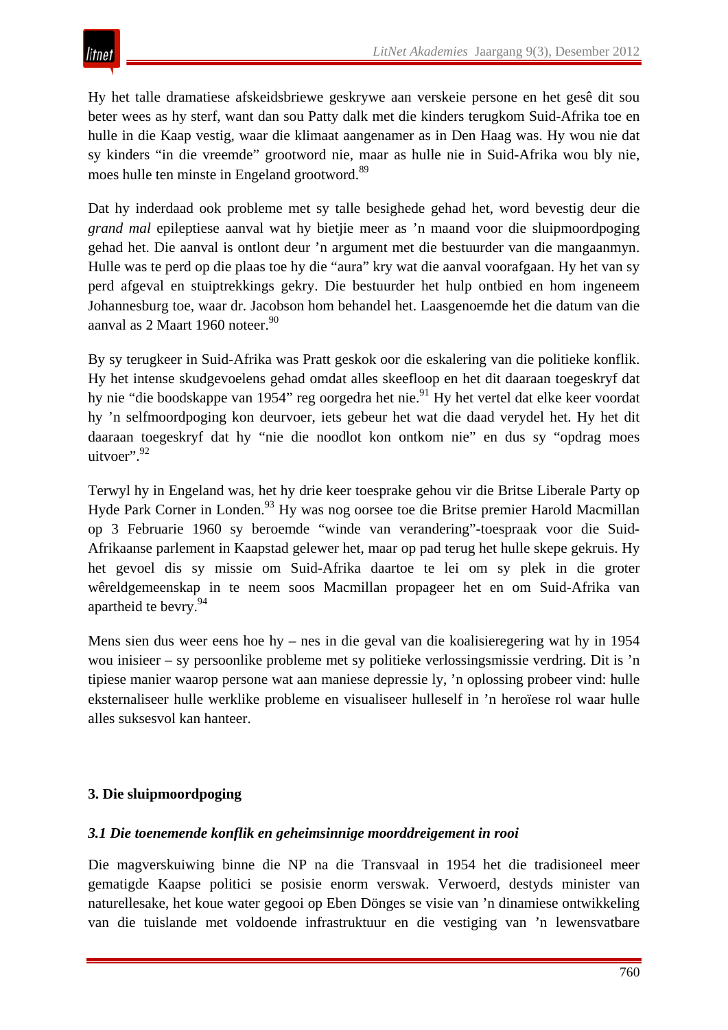Hy het talle dramatiese afskeidsbriewe geskrywe aan verskeie persone en het gesê dit sou beter wees as hy sterf, want dan sou Patty dalk met die kinders terugkom Suid-Afrika toe en hulle in die Kaap vestig, waar die klimaat aangenamer as in Den Haag was. Hy wou nie dat sy kinders "in die vreemde" grootword nie, maar as hulle nie in Suid-Afrika wou bly nie, moes hulle ten minste in Engeland grootword.[89]

Dat hy inderdaad ook probleme met sy talle besighede gehad het, word bevestig deur die *grand mal* epileptiese aanval wat hy bietjie meer as 'n maand voor die sluipmoordpoging gehad het. Die aanval is ontlont deur 'n argument met die bestuurder van die mangaanmyn. Hulle was te perd op die plaas toe hy die "aura" kry wat die aanval voorafgaan. Hy het van sy perd afgeval en stuiptrekkings gekry. Die bestuurder het hulp ontbied en hom ingeneem Johannesburg toe, waar dr. Jacobson hom behandel het. Laasgenoemde het die datum van die aanval as 2 Maart 1960 noteer.[90]

By sy terugkeer in Suid-Afrika was Pratt geskok oor die eskalering van die politieke konflik. Hy het intense skudgevoelens gehad omdat alles skeefloop en het dit daaraan toegeskryf dat hy nie "die boodskappe van 1954" reg oorgedra het nie.[91] Hy het vertel dat elke keer voordat hy 'n selfmoordpoging kon deurvoer, iets gebeur het wat die daad verydel het. Hy het dit daaraan toegeskryf dat hy "nie die noodlot kon ontkom nie" en dus sy "opdrag moes uitvoer".[92]

Terwyl hy in Engeland was, het hy drie keer toesprake gehou vir die Britse Liberale Party op Hyde Park Corner in Londen.[93] Hy was nog oorsee toe die Britse premier Harold Macmillan op 3 Februarie 1960 sy beroemde "winde van verandering"-toespraak voor die Suid-Afrikaanse parlement in Kaapstad gelewer het, maar op pad terug het hulle skepe gekruis. Hy het gevoel dis sy missie om Suid-Afrika daartoe te lei om sy plek in die groter wêreldgemeenskap in te neem soos Macmillan propageer het en om Suid-Afrika van apartheid te bevry.[94]

Mens sien dus weer eens hoe hy – nes in die geval van die koalisieregering wat hy in 1954 wou inisieer – sy persoonlike probleme met sy politieke verlossingsmissie verdring. Dit is 'n tipiese manier waarop persone wat aan maniese depressie ly, 'n oplossing probeer vind: hulle eksternaliseer hulle werklike probleme en visualiseer hulleself in 'n heroïese rol waar hulle alles suksesvol kan hanteer.

## 3. Die sluipmoordpoging

### *3.1 Die toenemende konflik en geheimsinnige moorddreigement in rooi*

Die magverskuiwing binne die NP na die Transvaal in 1954 het die tradisioneel meer gematigde Kaapse politici se posisie enorm verswak. Verwoerd, destyds minister van naturellesake, het koue water gegooi op Eben Dönges se visie van 'n dinamiese ontwikkeling van die tuislande met voldoende infrastruktuur en die vestiging van 'n lewensvatbare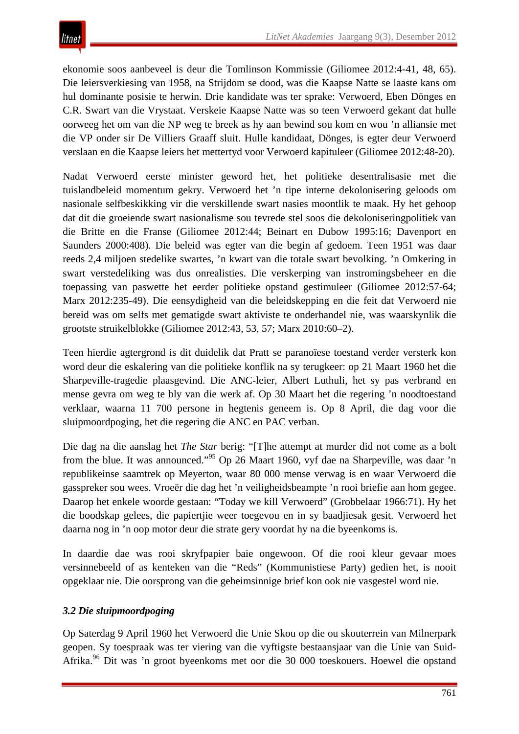ekonomie soos aanbeveel is deur die Tomlinson Kommissie (Giliomee 2012:4-41, 48, 65). Die leiersverkiesing van 1958, na Strijdom se dood, was die Kaapse Natte se laaste kans om hul dominante posisie te herwin. Drie kandidate was ter sprake: Verwoerd, Eben Dönges en C.R. Swart van die Vrystaat. Verskeie Kaapse Natte was so teen Verwoerd gekant dat hulle oorweeg het om van die NP weg te breek as hy aan bewind sou kom en wou 'n alliansie met die VP onder sir De Villiers Graaff sluit. Hulle kandidaat, Dönges, is egter deur Verwoerd verslaan en die Kaapse leiers het mettertyd voor Verwoerd kapituleer (Giliomee 2012:48-20).

Nadat Verwoerd eerste minister geword het, het politieke desentralisasie met die tuislandbeleid momentum gekry. Verwoerd het 'n tipe interne dekolonisering geloods om nasionale selfbeskikking vir die verskillende swart nasies moontlik te maak. Hy het gehoop dat dit die groeiende swart nasionalisme sou tevrede stel soos die dekoloniseringpolitiek van die Britte en die Franse (Giliomee 2012:44; Beinart en Dubow 1995:16; Davenport en Saunders 2000:408). Die beleid was egter van die begin af gedoem. Teen 1951 was daar reeds 2,4 miljoen stedelike swartes, 'n kwart van die totale swart bevolking. 'n Omkering in swart verstedeliking was dus onrealisties. Die verskerping van instromingsbeheer en die toepassing van paswette het eerder politieke opstand gestimuleer (Giliomee 2012:57-64; Marx 2012:235-49). Die eensydigheid van die beleidskepping en die feit dat Verwoerd nie bereid was om selfs met gematigde swart aktiviste te onderhandel nie, was waarskynlik die grootste struikelblokke (Giliomee 2012:43, 53, 57; Marx 2010:60–2).

Teen hierdie agtergrond is dit duidelik dat Pratt se paranoïese toestand verder versterk kon word deur die eskalering van die politieke konflik na sy terugkeer: op 21 Maart 1960 het die Sharpeville-tragedie plaasgevind. Die ANC-leier, Albert Luthuli, het sy pas verbrand en mense gevra om weg te bly van die werk af. Op 30 Maart het die regering 'n noodtoestand verklaar, waarna 11 700 persone in hegtenis geneem is. Op 8 April, die dag voor die sluipmoordpoging, het die regering die ANC en PAC verban.

Die dag na die aanslag het *The Star* berig: "[T]he attempt at murder did not come as a bolt from the blue. It was announced."[95] Op 26 Maart 1960, vyf dae na Sharpeville, was daar 'n republikeinse saamtrek op Meyerton, waar 80 000 mense verwag is en waar Verwoerd die gasspreker sou wees. Vroeër die dag het 'n veiligheidsbeampte 'n rooi briefie aan hom gegee. Daarop het enkele woorde gestaan: "Today we kill Verwoerd" (Grobbelaar 1966:71). Hy het die boodskap gelees, die papiertjie weer toegevou en in sy baadjiesak gesit. Verwoerd het daarna nog in 'n oop motor deur die strate gery voordat hy na die byeenkoms is.

In daardie dae was rooi skryfpapier baie ongewoon. Of die rooi kleur gevaar moes versinnebeeld of as kenteken van die "Reds" (Kommunistiese Party) gedien het, is nooit opgeklaar nie. Die oorsprong van die geheimsinnige brief kon ook nie vasgestel word nie.

### *3.2 Die sluipmoordpoging*

Op Saterdag 9 April 1960 het Verwoerd die Unie Skou op die ou skouterrein van Milnerpark geopen. Sy toespraak was ter viering van die vyftigste bestaansjaar van die Unie van Suid-Afrika.[96] Dit was 'n groot byeenkoms met oor die 30 000 toeskouers. Hoewel die opstand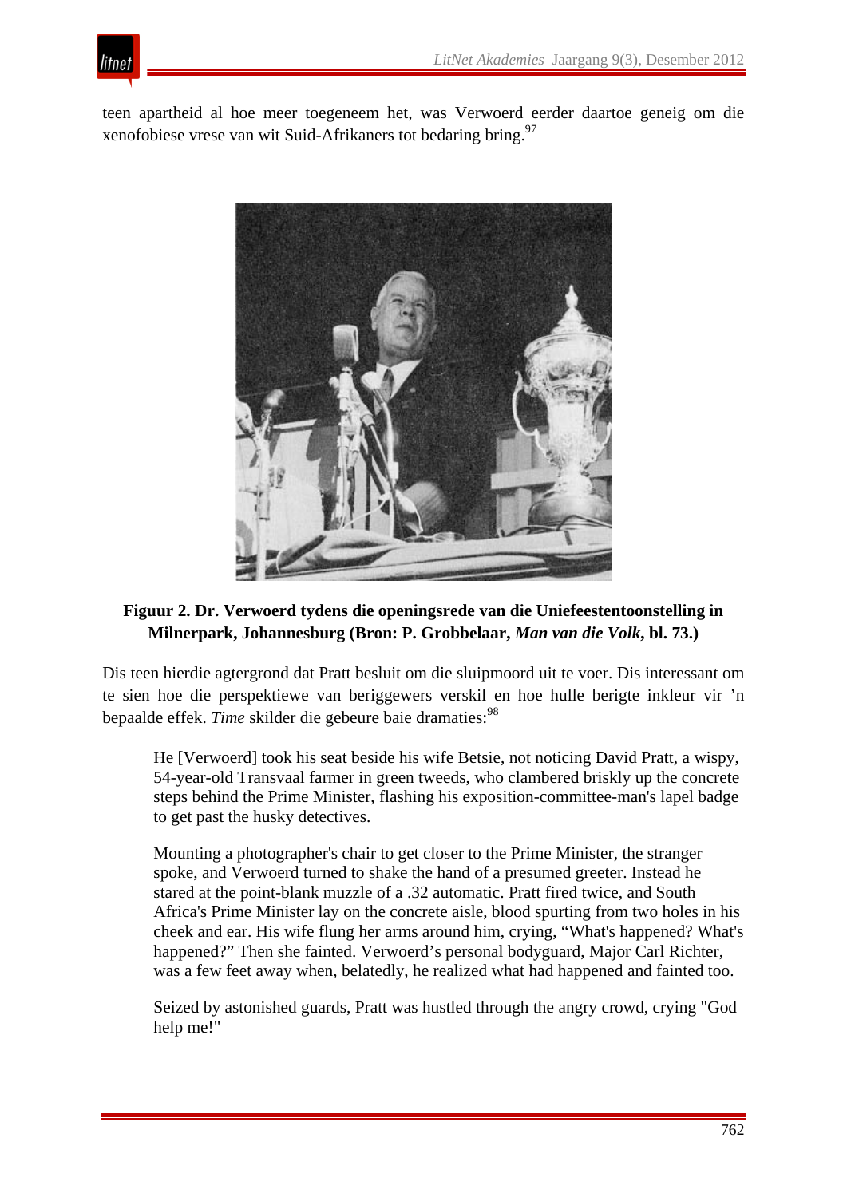teen apartheid al hoe meer toegeneem het, was Verwoerd eerder daartoe geneig om die xenofobiese vrese van wit Suid-Afrikaners tot bedaring bring.[97]

**Figuur 2. Dr. Verwoerd tydens die openingsrede van die Uniefeestentoonstelling in Milnerpark, Johannesburg (Bron: P. Grobbelaar, *Man van die Volk*, bl. 73.)**

Dis teen hierdie agtergrond dat Pratt besluit om die sluipmoord uit te voer. Dis interessant om te sien hoe die perspektiewe van beriggewers verskil en hoe hulle berigte inkleur vir 'n bepaalde effek. *Time* skilder die gebeure baie dramaties:[98]

> He [Verwoerd] took his seat beside his wife Betsie, not noticing David Pratt, a wispy, 54-year-old Transvaal farmer in green tweeds, who clambered briskly up the concrete steps behind the Prime Minister, flashing his exposition-committee-man's lapel badge to get past the husky detectives.
>
> Mounting a photographer's chair to get closer to the Prime Minister, the stranger spoke, and Verwoerd turned to shake the hand of a presumed greeter. Instead he stared at the point-blank muzzle of a .32 automatic. Pratt fired twice, and South Africa's Prime Minister lay on the concrete aisle, blood spurting from two holes in his cheek and ear. His wife flung her arms around him, crying, "What's happened? What's happened?" Then she fainted. Verwoerd's personal bodyguard, Major Carl Richter, was a few feet away when, belatedly, he realized what had happened and fainted too.
>
> Seized by astonished guards, Pratt was hustled through the angry crowd, crying "God help me!"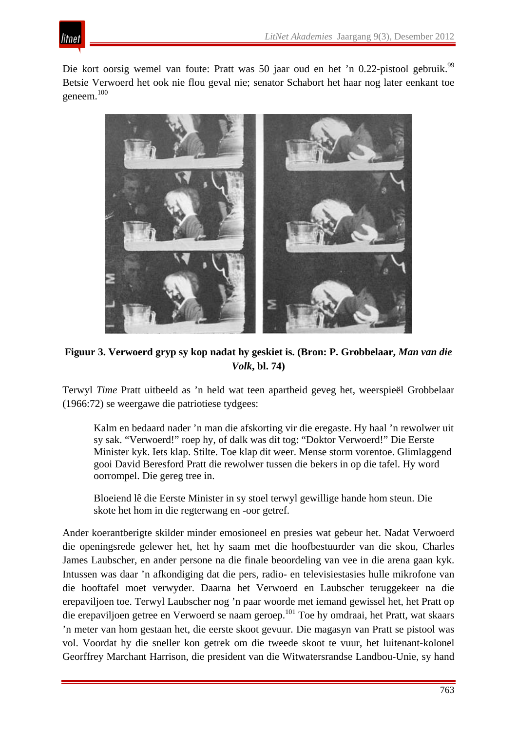Die kort oorsig wemel van foute: Pratt was 50 jaar oud en het ’n 0.22-pistool gebruik.[99] Betsie Verwoerd het ook nie flou geval nie; senator Schabort het haar nog later eenkant toe geneem.[100]

**Figuur 3. Verwoerd gryp sy kop nadat hy geskiet is. (Bron: P. Grobbelaar, *Man van die Volk*, bl. 74)**

Terwyl *Time* Pratt uitbeeld as ’n held wat teen apartheid geveg het, weerspieël Grobbelaar (1966:72) se weergawe die patriotiese tydgees:

> Kalm en bedaard nader ’n man die afskorting vir die eregaste. Hy haal ’n rewolwer uit sy sak. “Verwoerd!” roep hy, of dalk was dit tog: “Doktor Verwoerd!” Die Eerste Minister kyk. Iets klap. Stilte. Toe klap dit weer. Mense storm vorentoe. Glimlaggend gooi David Beresford Pratt die rewolwer tussen die bekers in op die tafel. Hy word oorrompel. Die gereg tree in.
>
> Bloeiend lê die Eerste Minister in sy stoel terwyl gewillige hande hom steun. Die skote het hom in die regterwang en -oor getref.

Ander koerantberigte skilder minder emosioneel en presies wat gebeur het. Nadat Verwoerd die openingsrede gelewer het, het hy saam met die hoofbestuurder van die skou, Charles James Laubscher, en ander persone na die finale beoordeling van vee in die arena gaan kyk. Intussen was daar ’n afkondiging dat die pers, radio- en televisiestasies hulle mikrofone van die hooftafel moet verwyder. Daarna het Verwoerd en Laubscher teruggekeer na die erepaviljoen toe. Terwyl Laubscher nog ’n paar woorde met iemand gewissel het, het Pratt op die erepaviljoen getree en Verwoerd se naam geroep.[101] Toe hy omdraai, het Pratt, wat skaars ’n meter van hom gestaan het, die eerste skoot gevuur. Die magasyn van Pratt se pistool was vol. Voordat hy die sneller kon getrek om die tweede skoot te vuur, het luitenant-kolonel Georffrey Marchant Harrison, die president van die Witwatersrandse Landbou-Unie, sy hand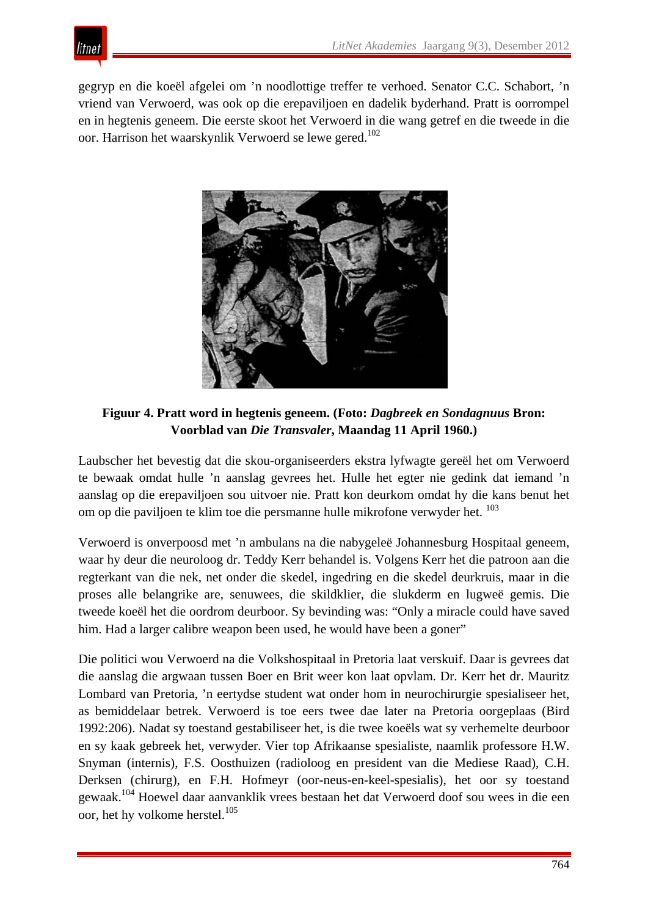gegryp en die koeël afgelei om 'n noodlottige treffer te verhoed. Senator C.C. Schabort, 'n vriend van Verwoerd, was ook op die erepaviljoen en dadelik byderhand. Pratt is oorrompel en in hegtenis geneem. Die eerste skoot het Verwoerd in die wang getref en die tweede in die oor. Harrison het waarskynlik Verwoerd se lewe gered.[102]

**Figuur 4. Pratt word in hegtenis geneem. (Foto: *Dagbreek en Sondagnuus* Bron: Voorblad van *Die Transvaler*, Maandag 11 April 1960.)**

Laubscher het bevestig dat die skou-organiseerders ekstra lyfwagte gereël het om Verwoerd te bewaak omdat hulle 'n aanslag gevrees het. Hulle het egter nie gedink dat iemand 'n aanslag op die erepaviljoen sou uitvoer nie. Pratt kon deurkom omdat hy die kans benut het om op die paviljoen te klim toe die persmanne hulle mikrofone verwyder het. [103]

Verwoerd is onverpoosd met 'n ambulans na die nabygeleë Johannesburg Hospitaal geneem, waar hy deur die neuroloog dr. Teddy Kerr behandel is. Volgens Kerr het die patroon aan die regterkant van die nek, net onder die skedel, ingedring en die skedel deurkruis, maar in die proses alle belangrike are, senuwees, die skildklier, die slukderm en lugweë gemis. Die tweede koeël het die oordrom deurboor. Sy bevinding was: "Only a miracle could have saved him. Had a larger calibre weapon been used, he would have been a goner"

Die politici wou Verwoerd na die Volkshospitaal in Pretoria laat verskuif. Daar is gevrees dat die aanslag die argwaan tussen Boer en Brit weer kon laat opvlam. Dr. Kerr het dr. Mauritz Lombard van Pretoria, 'n eertydse student wat onder hom in neurochirurgie spesialiseer het, as bemiddelaar betrek. Verwoerd is toe eers twee dae later na Pretoria oorgeplaas (Bird 1992:206). Nadat sy toestand gestabiliseer het, is die twee koeëls wat sy verhemelte deurboor en sy kaak gebreek het, verwyder. Vier top Afrikaanse spesialiste, naamlik professore H.W. Snyman (internis), F.S. Oosthuizen (radioloog en president van die Mediese Raad), C.H. Derksen (chirurg), en F.H. Hofmeyr (oor-neus-en-keel-spesialis), het oor sy toestand gewaak.[104] Hoewel daar aanvanklik vrees bestaan het dat Verwoerd doof sou wees in die een oor, het hy volkome herstel.[105]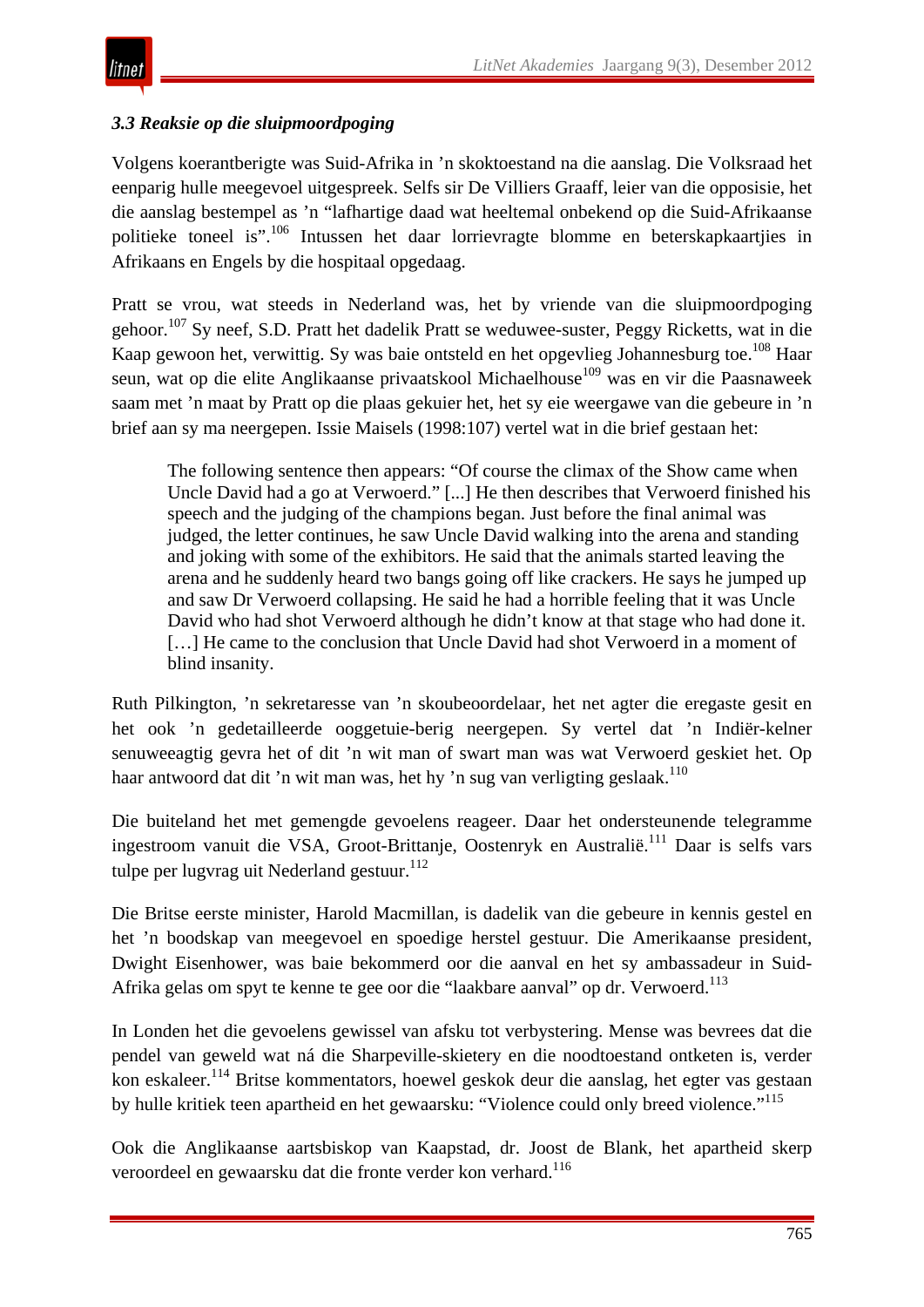### *3.3 Reaksie op die sluipmoordpoging*

Volgens koerantberigte was Suid-Afrika in ’n skoktoestand na die aanslag. Die Volksraad het eenparig hulle meegevoel uitgespreek. Selfs sir De Villiers Graaff, leier van die opposisie, het die aanslag bestempel as ’n “lafhartige daad wat heeltemal onbekend op die Suid-Afrikaanse politieke toneel is”.[106] Intussen het daar lorrievragte blomme en beterskapkaartjies in Afrikaans en Engels by die hospitaal opgedaag.

Pratt se vrou, wat steeds in Nederland was, het by vriende van die sluipmoordpoging gehoor.[107] Sy neef, S.D. Pratt het dadelik Pratt se weduwee-suster, Peggy Ricketts, wat in die Kaap gewoon het, verwittig. Sy was baie ontsteld en het opgevlieg Johannesburg toe.[108] Haar seun, wat op die elite Anglikaanse privaatskool Michaelhouse[109] was en vir die Paasnaweek saam met ’n maat by Pratt op die plaas gekuier het, het sy eie weergawe van die gebeure in ’n brief aan sy ma neergepen. Issie Maisels (1998:107) vertel wat in die brief gestaan het:

> The following sentence then appears: “Of course the climax of the Show came when Uncle David had a go at Verwoerd.” [...] He then describes that Verwoerd finished his speech and the judging of the champions began. Just before the final animal was judged, the letter continues, he saw Uncle David walking into the arena and standing and joking with some of the exhibitors. He said that the animals started leaving the arena and he suddenly heard two bangs going off like crackers. He says he jumped up and saw Dr Verwoerd collapsing. He said he had a horrible feeling that it was Uncle David who had shot Verwoerd although he didn’t know at that stage who had done it. […] He came to the conclusion that Uncle David had shot Verwoerd in a moment of blind insanity.

Ruth Pilkington, ’n sekretaresse van ’n skoubeoordelaar, het net agter die eregaste gesit en het ook ’n gedetailleerde ooggetuie-berig neergepen. Sy vertel dat ’n Indiër-kelner senuweeagtig gevra het of dit ’n wit man of swart man was wat Verwoerd geskiet het. Op haar antwoord dat dit ’n wit man was, het hy ’n sug van verligting geslaak.[110]

Die buiteland het met gemengde gevoelens reageer. Daar het ondersteunende telegramme ingestroom vanuit die VSA, Groot-Brittanje, Oostenryk en Australië.[111] Daar is selfs vars tulpe per lugvrag uit Nederland gestuur.[112]

Die Britse eerste minister, Harold Macmillan, is dadelik van die gebeure in kennis gestel en het ’n boodskap van meegevoel en spoedige herstel gestuur. Die Amerikaanse president, Dwight Eisenhower, was baie bekommerd oor die aanval en het sy ambassadeur in Suid-Afrika gelas om spyt te kenne te gee oor die “laakbare aanval” op dr. Verwoerd.[113]

In Londen het die gevoelens gewissel van afsku tot verbystering. Mense was bevrees dat die pendel van geweld wat ná die Sharpeville-skietery en die noodtoestand ontketen is, verder kon eskaleer.[114] Britse kommentators, hoewel geskok deur die aanslag, het egter vas gestaan by hulle kritiek teen apartheid en het gewaarsku: “Violence could only breed violence.”[115]

Ook die Anglikaanse aartsbiskop van Kaapstad, dr. Joost de Blank, het apartheid skerp veroordeel en gewaarsku dat die fronte verder kon verhard.[116]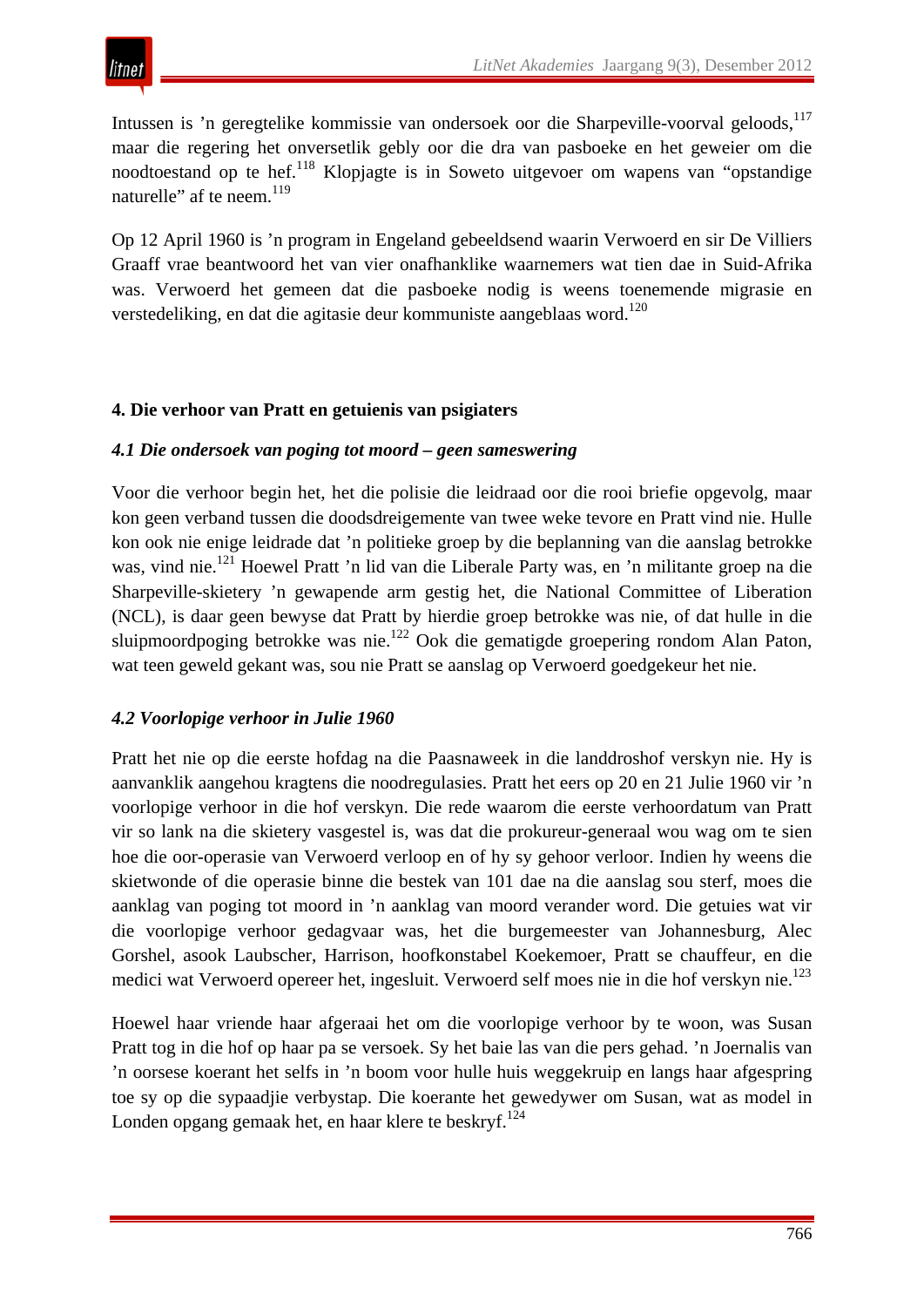Intussen is ’n geregtelike kommissie van ondersoek oor die Sharpeville-voorval geloods,[117] maar die regering het onversetlik gebly oor die dra van pasboeke en het geweier om die noodtoestand op te hef.[118] Klopjagte is in Soweto uitgevoer om wapens van “opstandige naturelle” af te neem.[119]

Op 12 April 1960 is ’n program in Engeland gebeeldsend waarin Verwoerd en sir De Villiers Graaff vrae beantwoord het van vier onafhanklike waarnemers wat tien dae in Suid-Afrika was. Verwoerd het gemeen dat die pasboeke nodig is weens toenemende migrasie en verstedeliking, en dat die agitasie deur kommuniste aangeblaas word.[120]

## 4. Die verhoor van Pratt en getuienis van psigiaters

### *4.1 Die ondersoek van poging tot moord – geen sameswering*

Voor die verhoor begin het, het die polisie die leidraad oor die rooi briefie opgevolg, maar kon geen verband tussen die doodsdreigemente van twee weke tevore en Pratt vind nie. Hulle kon ook nie enige leidrade dat ’n politieke groep by die beplanning van die aanslag betrokke was, vind nie.[121] Hoewel Pratt ’n lid van die Liberale Party was, en ’n militante groep na die Sharpeville-skietery ’n gewapende arm gestig het, die National Committee of Liberation (NCL), is daar geen bewyse dat Pratt by hierdie groep betrokke was nie, of dat hulle in die sluipmoordpoging betrokke was nie.[122] Ook die gematigde groepering rondom Alan Paton, wat teen geweld gekant was, sou nie Pratt se aanslag op Verwoerd goedgekeur het nie.

### *4.2 Voorlopige verhoor in Julie 1960*

Pratt het nie op die eerste hofdag na die Paasnaweek in die landdroshof verskyn nie. Hy is aanvanklik aangehou kragtens die noodregulasies. Pratt het eers op 20 en 21 Julie 1960 vir ’n voorlopige verhoor in die hof verskyn. Die rede waarom die eerste verhoordatum van Pratt vir so lank na die skietery vasgestel is, was dat die prokureur-generaal wou wag om te sien hoe die oor-operasie van Verwoerd verloop en of hy sy gehoor verloor. Indien hy weens die skietwonde of die operasie binne die bestek van 101 dae na die aanslag sou sterf, moes die aanklag van poging tot moord in ’n aanklag van moord verander word. Die getuies wat vir die voorlopige verhoor gedagvaar was, het die burgemeester van Johannesburg, Alec Gorshel, asook Laubscher, Harrison, hoofkonstabel Koekemoer, Pratt se chauffeur, en die medici wat Verwoerd opereer het, ingesluit. Verwoerd self moes nie in die hof verskyn nie.[123]

Hoewel haar vriende haar afgeraai het om die voorlopige verhoor by te woon, was Susan Pratt tog in die hof op haar pa se versoek. Sy het baie las van die pers gehad. ’n Joernalis van ’n oorsese koerant het selfs in ’n boom voor hulle huis weggekruip en langs haar afgespring toe sy op die sypaadjie verbystap. Die koerante het gewedywer om Susan, wat as model in Londen opgang gemaak het, en haar klere te beskryf.[124]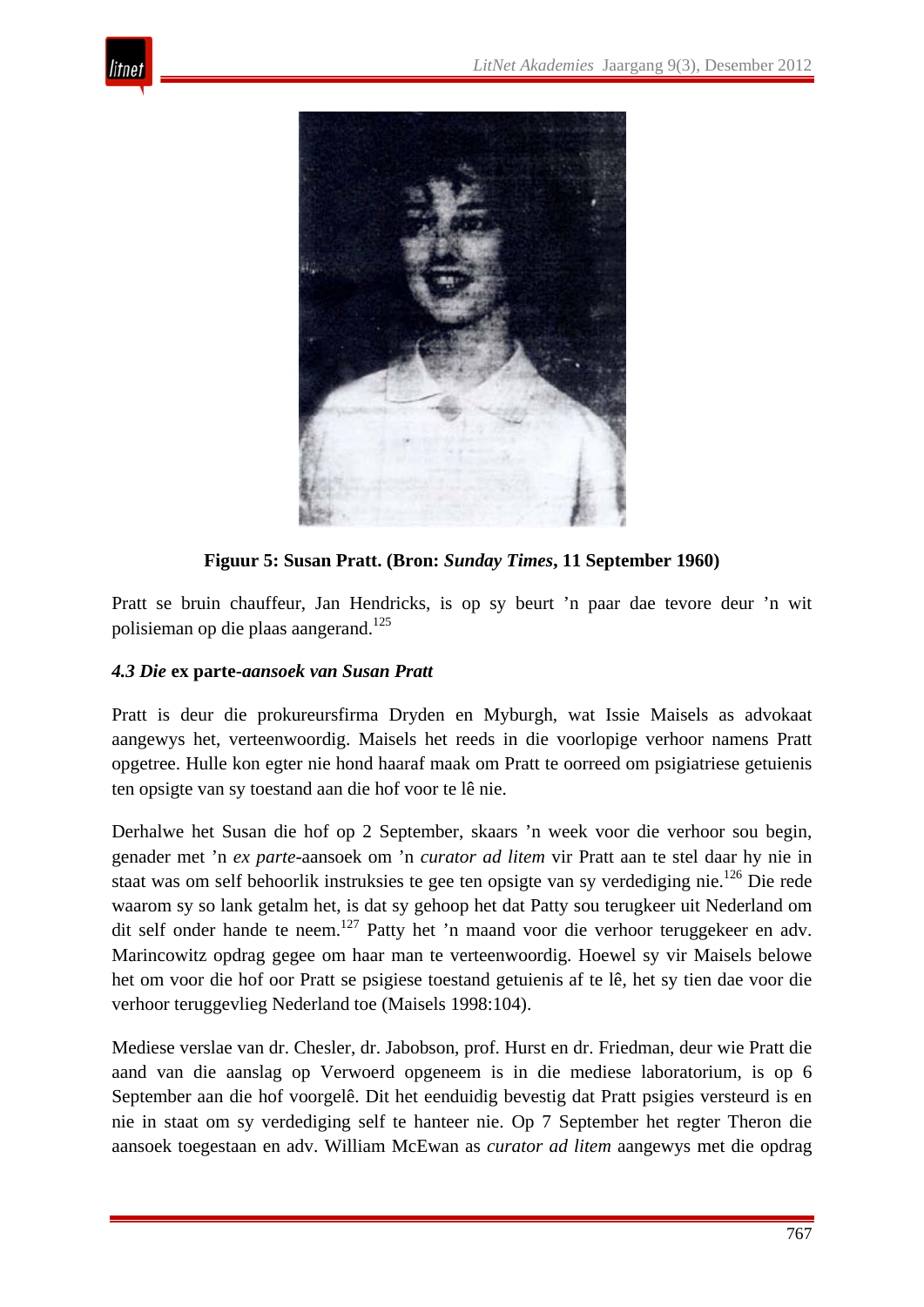**Figuur 5: Susan Pratt. (Bron: *Sunday Times*, 11 September 1960)**

Pratt se bruin chauffeur, Jan Hendricks, is op sy beurt 'n paar dae tevore deur 'n wit polisieman op die plaas aangerand.[125]

### *4.3 Die* ex parte*-aansoek van Susan Pratt*

Pratt is deur die prokureursfirma Dryden en Myburgh, wat Issie Maisels as advokaat aangewys het, verteenwoordig. Maisels het reeds in die voorlopige verhoor namens Pratt opgetree. Hulle kon egter nie hond haaraf maak om Pratt te oorreed om psigiatriese getuienis ten opsigte van sy toestand aan die hof voor te lê nie.

Derhalwe het Susan die hof op 2 September, skaars 'n week voor die verhoor sou begin, genader met 'n *ex parte*-aansoek om 'n *curator ad litem* vir Pratt aan te stel daar hy nie in staat was om self behoorlik instruksies te gee ten opsigte van sy verdediging nie.[126] Die rede waarom sy so lank getalm het, is dat sy gehoop het dat Patty sou terugkeer uit Nederland om dit self onder hande te neem.[127] Patty het 'n maand voor die verhoor teruggekeer en adv. Marincowitz opdrag gegee om haar man te verteenwoordig. Hoewel sy vir Maisels belowe het om voor die hof oor Pratt se psigiese toestand getuienis af te lê, het sy tien dae voor die verhoor teruggevlieg Nederland toe (Maisels 1998:104).

Mediese verslae van dr. Chesler, dr. Jabobson, prof. Hurst en dr. Friedman, deur wie Pratt die aand van die aanslag op Verwoerd opgeneem is in die mediese laboratorium, is op 6 September aan die hof voorgelê. Dit het eenduidig bevestig dat Pratt psigies versteurd is en nie in staat om sy verdediging self te hanteer nie. Op 7 September het regter Theron die aansoek toegestaan en adv. William McEwan as *curator ad litem* aangewys met die opdrag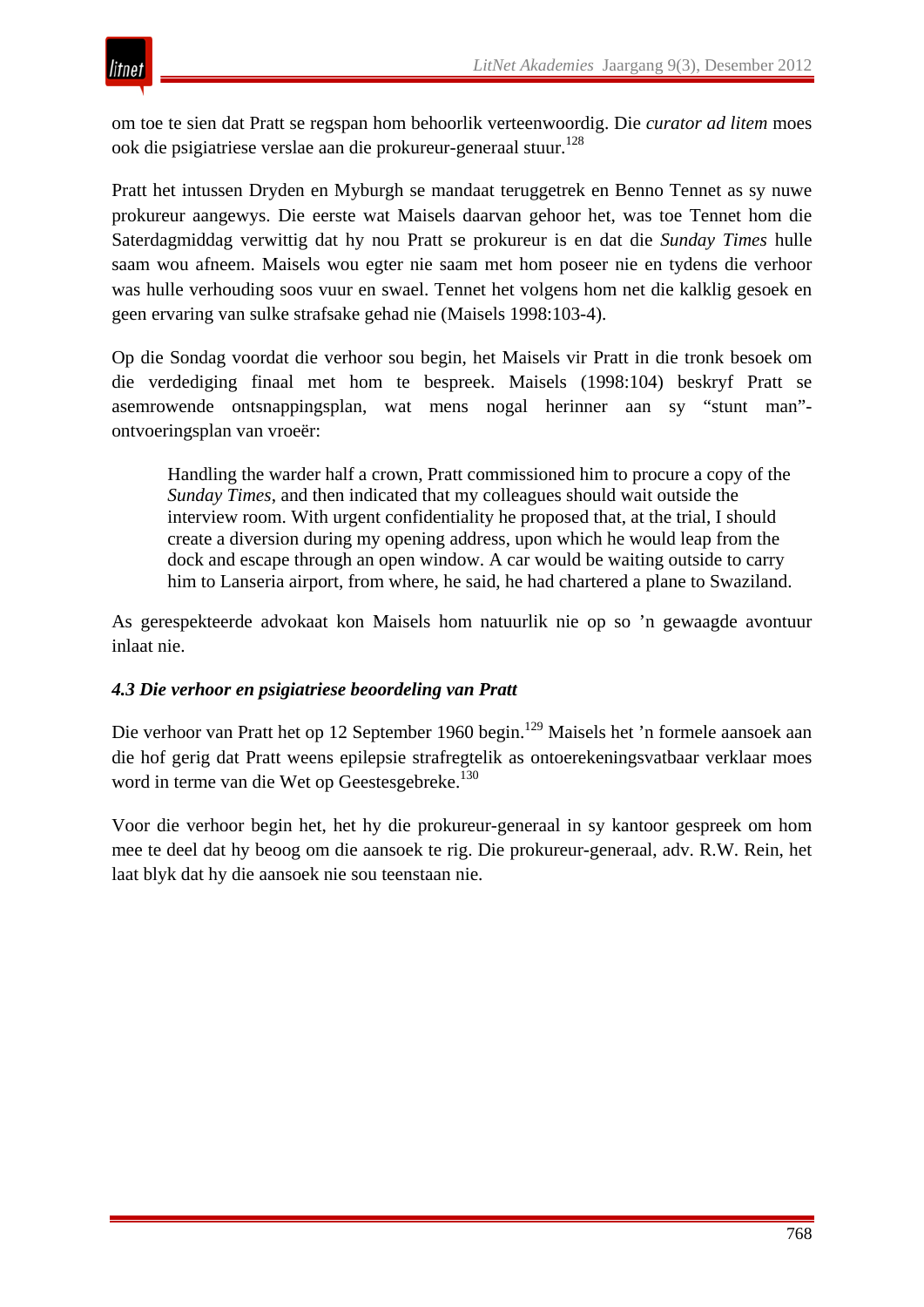om toe te sien dat Pratt se regspan hom behoorlik verteenwoordig. Die *curator ad litem* moes ook die psigiatriese verslae aan die prokureur-generaal stuur.[128]

Pratt het intussen Dryden en Myburgh se mandaat teruggetrek en Benno Tennet as sy nuwe prokureur aangewys. Die eerste wat Maisels daarvan gehoor het, was toe Tennet hom die Saterdagmiddag verwittig dat hy nou Pratt se prokureur is en dat die *Sunday Times* hulle saam wou afneem. Maisels wou egter nie saam met hom poseer nie en tydens die verhoor was hulle verhouding soos vuur en swael. Tennet het volgens hom net die kalklig gesoek en geen ervaring van sulke strafsake gehad nie (Maisels 1998:103-4).

Op die Sondag voordat die verhoor sou begin, het Maisels vir Pratt in die tronk besoek om die verdediging finaal met hom te bespreek. Maisels (1998:104) beskryf Pratt se asemrowende ontsnappingsplan, wat mens nogal herinner aan sy "stunt man"-ontvoeringsplan van vroeër:

> Handling the warder half a crown, Pratt commissioned him to procure a copy of the *Sunday Times*, and then indicated that my colleagues should wait outside the interview room. With urgent confidentiality he proposed that, at the trial, I should create a diversion during my opening address, upon which he would leap from the dock and escape through an open window. A car would be waiting outside to carry him to Lanseria airport, from where, he said, he had chartered a plane to Swaziland.

As gerespekteerde advokaat kon Maisels hom natuurlik nie op so 'n gewaagde avontuur inlaat nie.

#### *4.3 Die verhoor en psigiatriese beoordeling van Pratt*

Die verhoor van Pratt het op 12 September 1960 begin.[129] Maisels het 'n formele aansoek aan die hof gerig dat Pratt weens epilepsie strafregtelik as ontoerekeningsvatbaar verklaar moes word in terme van die Wet op Geestesgebreke.[130]

Voor die verhoor begin het, het hy die prokureur-generaal in sy kantoor gespreek om hom mee te deel dat hy beoog om die aansoek te rig. Die prokureur-generaal, adv. R.W. Rein, het laat blyk dat hy die aansoek nie sou teenstaan nie.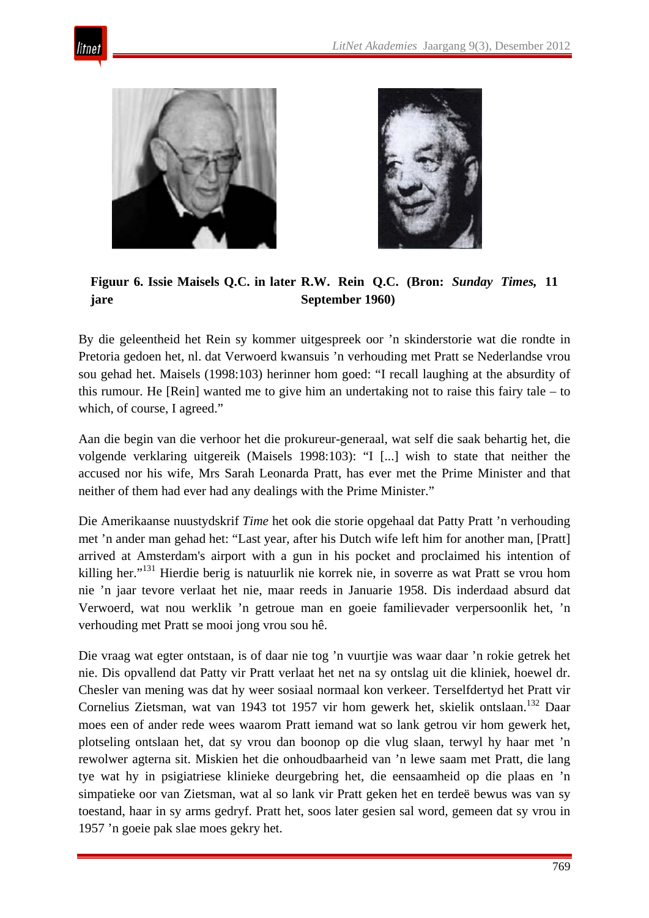**Figuur 6. Issie Maisels Q.C. in later jare R.W. Rein Q.C. (Bron: *Sunday Times*, 11 September 1960)**

By die geleentheid het Rein sy kommer uitgespreek oor 'n skinderstorie wat die rondte in Pretoria gedoen het, nl. dat Verwoerd kwansuis 'n verhouding met Pratt se Nederlandse vrou sou gehad het. Maisels (1998:103) herinner hom goed: "I recall laughing at the absurdity of this rumour. He [Rein] wanted me to give him an undertaking not to raise this fairy tale – to which, of course, I agreed."

Aan die begin van die verhoor het die prokureur-generaal, wat self die saak behartig het, die volgende verklaring uitgereik (Maisels 1998:103): "I [...] wish to state that neither the accused nor his wife, Mrs Sarah Leonarda Pratt, has ever met the Prime Minister and that neither of them had ever had any dealings with the Prime Minister."

Die Amerikaanse nuustydskrif *Time* het ook die storie opgehaal dat Patty Pratt 'n verhouding met 'n ander man gehad het: "Last year, after his Dutch wife left him for another man, [Pratt] arrived at Amsterdam's airport with a gun in his pocket and proclaimed his intention of killing her."[131] Hierdie berig is natuurlik nie korrek nie, in soverre as wat Pratt se vrou hom nie 'n jaar tevore verlaat het nie, maar reeds in Januarie 1958. Dis inderdaad absurd dat Verwoerd, wat nou werklik 'n getroue man en goeie familievader verpersoonlik het, 'n verhouding met Pratt se mooi jong vrou sou hê.

Die vraag wat egter ontstaan, is of daar nie tog 'n vuurtjie was waar daar 'n rokie getrek het nie. Dis opvallend dat Patty vir Pratt verlaat het net na sy ontslag uit die kliniek, hoewel dr. Chesler van mening was dat hy weer sosiaal normaal kon verkeer. Terselfdertyd het Pratt vir Cornelius Zietsman, wat van 1943 tot 1957 vir hom gewerk het, skielik ontslaan.[132] Daar moes een of ander rede wees waarom Pratt iemand wat so lank getrou vir hom gewerk het, plotseling ontslaan het, dat sy vrou dan boonop op die vlug slaan, terwyl hy haar met 'n rewolwer agterna sit. Miskien het die onhoudbaarheid van 'n lewe saam met Pratt, die lang tye wat hy in psigiatriese klinieke deurgebring het, die eensaamheid op die plaas en 'n simpatieke oor van Zietsman, wat al so lank vir Pratt geken het en terdeë bewus was van sy toestand, haar in sy arms gedryf. Pratt het, soos later gesien sal word, gemeen dat sy vrou in 1957 'n goeie pak slae moes gekry het.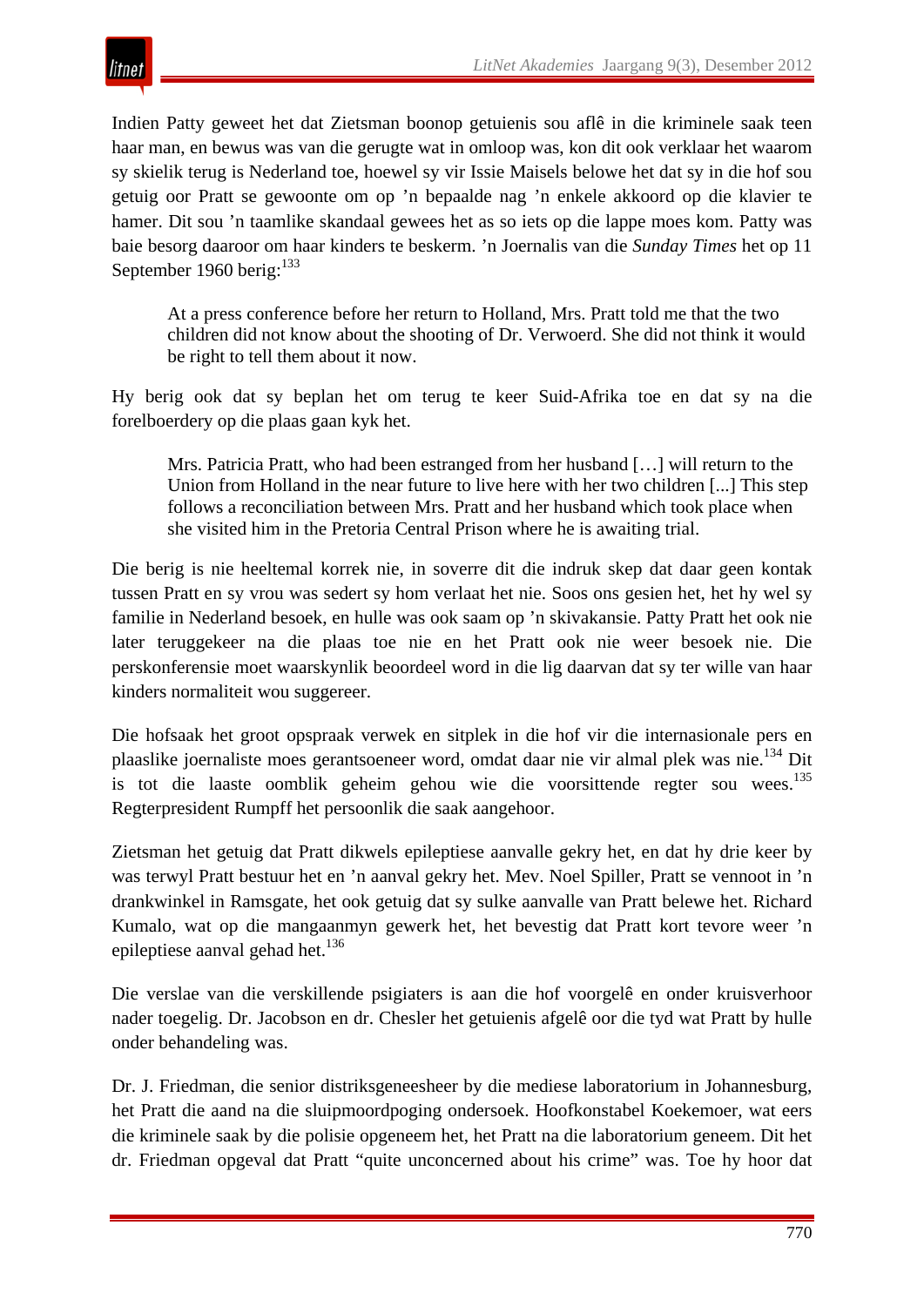Indien Patty geweet het dat Zietsman boonop getuienis sou aflê in die kriminele saak teen haar man, en bewus was van die gerugte wat in omloop was, kon dit ook verklaar het waarom sy skielik terug is Nederland toe, hoewel sy vir Issie Maisels belowe het dat sy in die hof sou getuig oor Pratt se gewoonte om op ’n bepaalde nag ’n enkele akkoord op die klavier te hamer. Dit sou ’n taamlike skandaal gewees het as so iets op die lappe moes kom. Patty was baie besorg daaroor om haar kinders te beskerm. ’n Joernalis van die *Sunday Times* het op 11 September 1960 berig:[133]

> At a press conference before her return to Holland, Mrs. Pratt told me that the two children did not know about the shooting of Dr. Verwoerd. She did not think it would be right to tell them about it now.

Hy berig ook dat sy beplan het om terug te keer Suid-Afrika toe en dat sy na die forelboerdery op die plaas gaan kyk het.

> Mrs. Patricia Pratt, who had been estranged from her husband […] will return to the Union from Holland in the near future to live here with her two children [...] This step follows a reconciliation between Mrs. Pratt and her husband which took place when she visited him in the Pretoria Central Prison where he is awaiting trial.

Die berig is nie heeltemal korrek nie, in soverre dit die indruk skep dat daar geen kontak tussen Pratt en sy vrou was sedert sy hom verlaat het nie. Soos ons gesien het, het hy wel sy familie in Nederland besoek, en hulle was ook saam op ’n skivakansie. Patty Pratt het ook nie later teruggekeer na die plaas toe nie en het Pratt ook nie weer besoek nie. Die perskonferensie moet waarskynlik beoordeel word in die lig daarvan dat sy ter wille van haar kinders normaliteit wou suggereer.

Die hofsaak het groot opspraak verwek en sitplek in die hof vir die internasionale pers en plaaslike joernaliste moes gerantsoeneer word, omdat daar nie vir almal plek was nie.[134] Dit is tot die laaste oomblik geheim gehou wie die voorsittende regter sou wees.[135] Regterpresident Rumpff het persoonlik die saak aangehoor.

Zietsman het getuig dat Pratt dikwels epileptiese aanvalle gekry het, en dat hy drie keer by was terwyl Pratt bestuur het en ’n aanval gekry het. Mev. Noel Spiller, Pratt se vennoot in ’n drankwinkel in Ramsgate, het ook getuig dat sy sulke aanvalle van Pratt belewe het. Richard Kumalo, wat op die mangaanmyn gewerk het, het bevestig dat Pratt kort tevore weer ’n epileptiese aanval gehad het.[136]

Die verslae van die verskillende psigiaters is aan die hof voorgelê en onder kruisverhoor nader toegelig. Dr. Jacobson en dr. Chesler het getuienis afgelê oor die tyd wat Pratt by hulle onder behandeling was.

Dr. J. Friedman, die senior distriksgeneesheer by die mediese laboratorium in Johannesburg, het Pratt die aand na die sluipmoordpoging ondersoek. Hoofkonstabel Koekemoer, wat eers die kriminele saak by die polisie opgeneem het, het Pratt na die laboratorium geneem. Dit het dr. Friedman opgeval dat Pratt “quite unconcerned about his crime” was. Toe hy hoor dat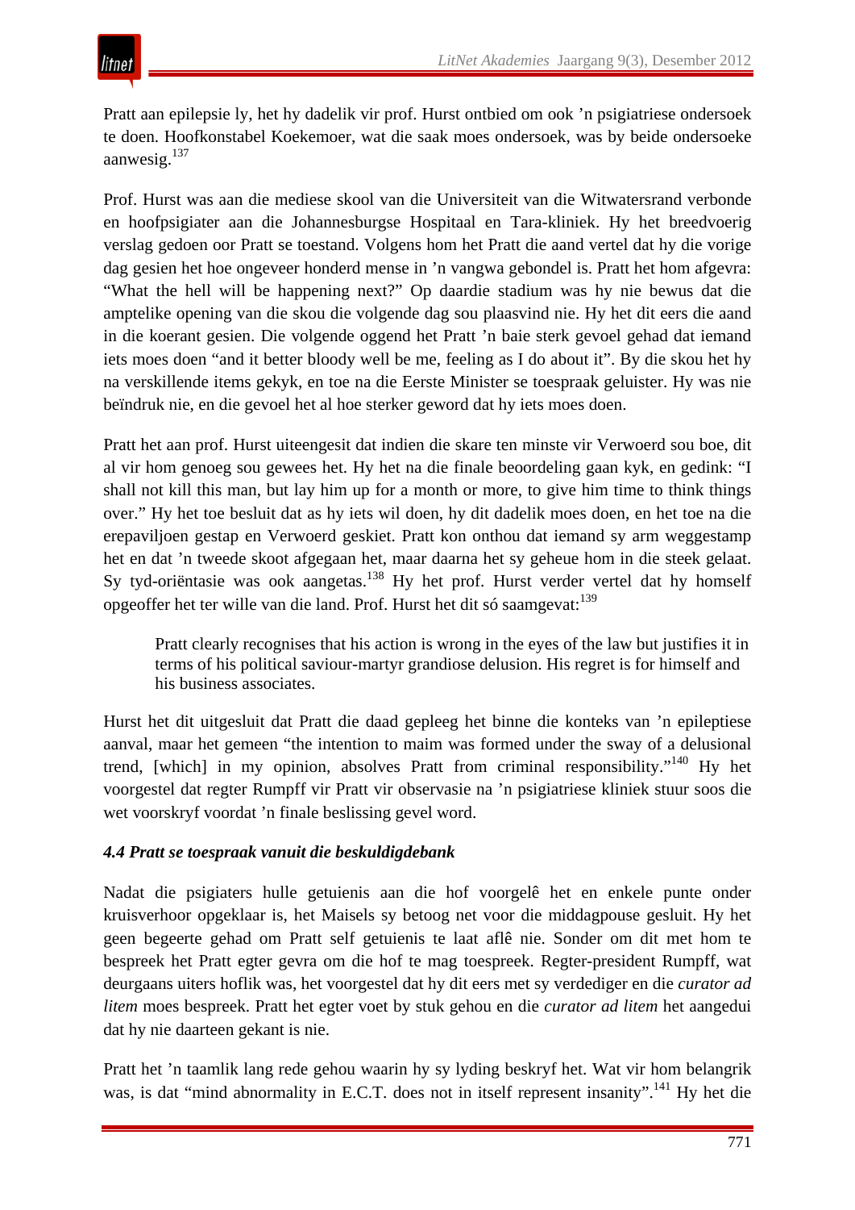Pratt aan epilepsie ly, het hy dadelik vir prof. Hurst ontbied om ook ’n psigiatriese ondersoek te doen. Hoofkonstabel Koekemoer, wat die saak moes ondersoek, was by beide ondersoeke aanwesig.[137]

Prof. Hurst was aan die mediese skool van die Universiteit van die Witwatersrand verbonde en hoofpsigiater aan die Johannesburgse Hospitaal en Tara-kliniek. Hy het breedvoerig verslag gedoen oor Pratt se toestand. Volgens hom het Pratt die aand vertel dat hy die vorige dag gesien het hoe ongeveer honderd mense in ’n vangwa gebondel is. Pratt het hom afgevra: “What the hell will be happening next?” Op daardie stadium was hy nie bewus dat die amptelike opening van die skou die volgende dag sou plaasvind nie. Hy het dit eers die aand in die koerant gesien. Die volgende oggend het Pratt ’n baie sterk gevoel gehad dat iemand iets moes doen “and it better bloody well be me, feeling as I do about it”. By die skou het hy na verskillende items gekyk, en toe na die Eerste Minister se toespraak geluister. Hy was nie beïndruk nie, en die gevoel het al hoe sterker geword dat hy iets moes doen.

Pratt het aan prof. Hurst uiteengesit dat indien die skare ten minste vir Verwoerd sou boe, dit al vir hom genoeg sou gewees het. Hy het na die finale beoordeling gaan kyk, en gedink: “I shall not kill this man, but lay him up for a month or more, to give him time to think things over.” Hy het toe besluit dat as hy iets wil doen, hy dit dadelik moes doen, en het toe na die erepaviljoen gestap en Verwoerd geskiet. Pratt kon onthou dat iemand sy arm weggestamp het en dat ’n tweede skoot afgegaan het, maar daarna het sy geheue hom in die steek gelaat. Sy tyd-oriëntasie was ook aangetas.[138] Hy het prof. Hurst verder vertel dat hy homself opgeoffer het ter wille van die land. Prof. Hurst het dit só saamgevat:[139]

> Pratt clearly recognises that his action is wrong in the eyes of the law but justifies it in terms of his political saviour-martyr grandiose delusion. His regret is for himself and his business associates.

Hurst het dit uitgesluit dat Pratt die daad gepleeg het binne die konteks van ’n epileptiese aanval, maar het gemeen “the intention to maim was formed under the sway of a delusional trend, [which] in my opinion, absolves Pratt from criminal responsibility.”[140] Hy het voorgestel dat regter Rumpff vir Pratt vir observasie na ’n psigiatriese kliniek stuur soos die wet voorskryf voordat ’n finale beslissing gevel word.

### *4.4 Pratt se toespraak vanuit die beskuldigdebank*

Nadat die psigiaters hulle getuienis aan die hof voorgelê het en enkele punte onder kruisverhoor opgeklaar is, het Maisels sy betoog net voor die middagpouse gesluit. Hy het geen begeerte gehad om Pratt self getuienis te laat aflê nie. Sonder om dit met hom te bespreek het Pratt egter gevra om die hof te mag toespreek. Regter-president Rumpff, wat deurgaans uiters hoflik was, het voorgestel dat hy dit eers met sy verdediger en die *curator ad litem* moes bespreek. Pratt het egter voet by stuk gehou en die *curator ad litem* het aangedui dat hy nie daarteen gekant is nie.

Pratt het ’n taamlik lang rede gehou waarin hy sy lyding beskryf het. Wat vir hom belangrik was, is dat “mind abnormality in E.C.T. does not in itself represent insanity”.[141] Hy het die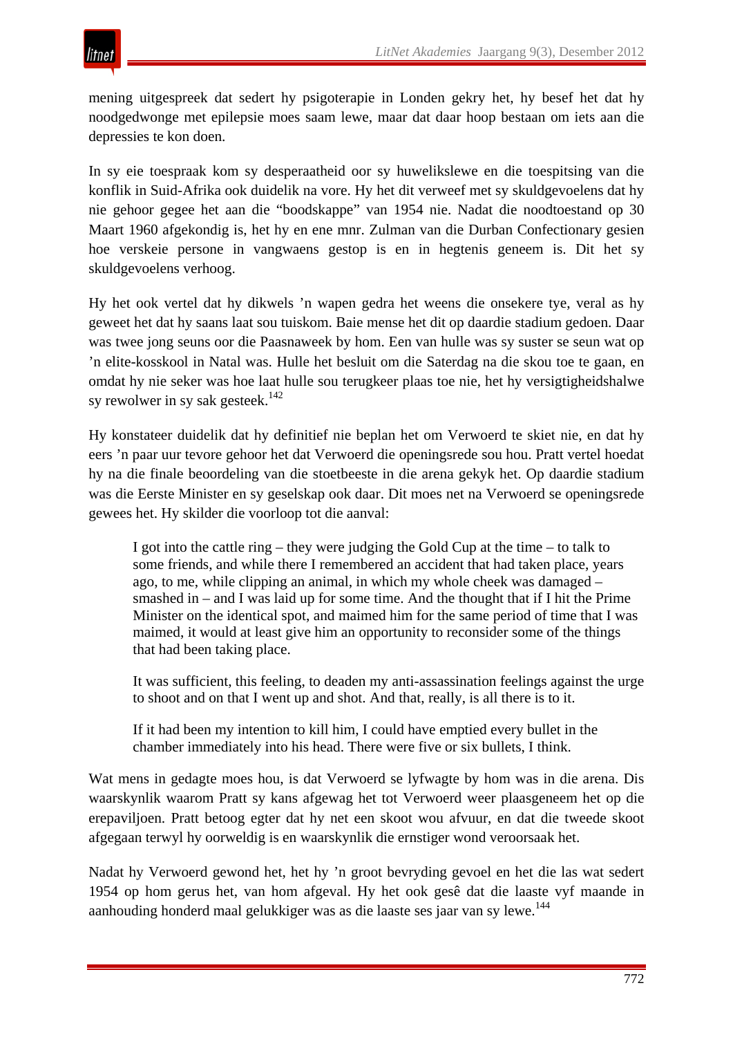mening uitgespreek dat sedert hy psigoterapie in Londen gekry het, hy besef het dat hy noodgedwonge met epilepsie moes saam lewe, maar dat daar hoop bestaan om iets aan die depressies te kon doen.

In sy eie toespraak kom sy desperaatheid oor sy huwelikslewe en die toespitsing van die konflik in Suid-Afrika ook duidelik na vore. Hy het dit verweef met sy skuldgevoelens dat hy nie gehoor gegee het aan die "boodskappe" van 1954 nie. Nadat die noodtoestand op 30 Maart 1960 afgekondig is, het hy en ene mnr. Zulman van die Durban Confectionary gesien hoe verskeie persone in vangwaens gestop is en in hegtenis geneem is. Dit het sy skuldgevoelens verhoog.

Hy het ook vertel dat hy dikwels 'n wapen gedra het weens die onsekere tye, veral as hy geweet het dat hy saans laat sou tuiskom. Baie mense het dit op daardie stadium gedoen. Daar was twee jong seuns oor die Paasnaweek by hom. Een van hulle was sy suster se seun wat op 'n elite-kosskool in Natal was. Hulle het besluit om die Saterdag na die skou toe te gaan, en omdat hy nie seker was hoe laat hulle sou terugkeer plaas toe nie, het hy versigtigheidshalwe sy rewolwer in sy sak gesteek.[142]

Hy konstateer duidelik dat hy definitief nie beplan het om Verwoerd te skiet nie, en dat hy eers 'n paar uur tevore gehoor het dat Verwoerd die openingsrede sou hou. Pratt vertel hoedat hy na die finale beoordeling van die stoetbeeste in die arena gekyk het. Op daardie stadium was die Eerste Minister en sy geselskap ook daar. Dit moes net na Verwoerd se openingsrede gewees het. Hy skilder die voorloop tot die aanval:

> I got into the cattle ring – they were judging the Gold Cup at the time – to talk to some friends, and while there I remembered an accident that had taken place, years ago, to me, while clipping an animal, in which my whole cheek was damaged – smashed in – and I was laid up for some time. And the thought that if I hit the Prime Minister on the identical spot, and maimed him for the same period of time that I was maimed, it would at least give him an opportunity to reconsider some of the things that had been taking place.
>
> It was sufficient, this feeling, to deaden my anti-assassination feelings against the urge to shoot and on that I went up and shot. And that, really, is all there is to it.
>
> If it had been my intention to kill him, I could have emptied every bullet in the chamber immediately into his head. There were five or six bullets, I think.

Wat mens in gedagte moes hou, is dat Verwoerd se lyfwagte by hom was in die arena. Dis waarskynlik waarom Pratt sy kans afgewag het tot Verwoerd weer plaasgeneem het op die erepaviljoen. Pratt betoog egter dat hy net een skoot wou afvuur, en dat die tweede skoot afgegaan terwyl hy oorweldig is en waarskynlik die ernstiger wond veroorsaak het.

Nadat hy Verwoerd gewond het, het hy 'n groot bevryding gevoel en het die las wat sedert 1954 op hom gerus het, van hom afgeval. Hy het ook gesê dat die laaste vyf maande in aanhouding honderd maal gelukkiger was as die laaste ses jaar van sy lewe.[144]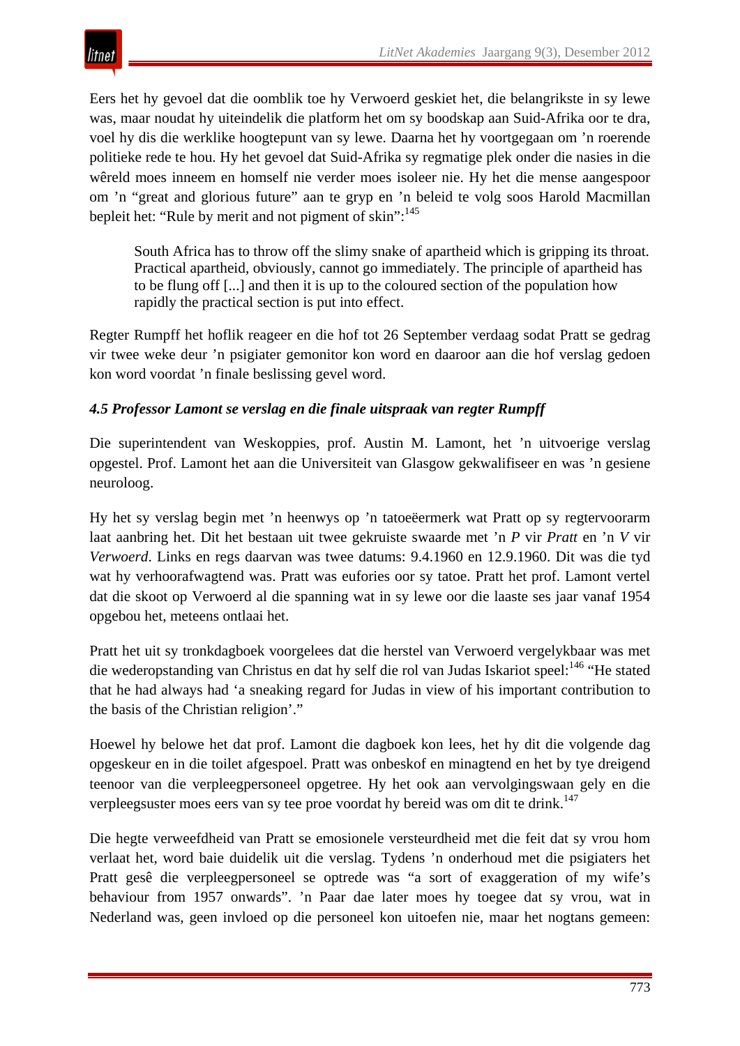Eers het hy gevoel dat die oomblik toe hy Verwoerd geskiet het, die belangrikste in sy lewe was, maar noudat hy uiteindelik die platform het om sy boodskap aan Suid-Afrika oor te dra, voel hy dis die werklike hoogtepunt van sy lewe. Daarna het hy voortgegaan om 'n roerende politieke rede te hou. Hy het gevoel dat Suid-Afrika sy regmatige plek onder die nasies in die wêreld moes inneem en homself nie verder moes isoleer nie. Hy het die mense aangespoor om 'n "great and glorious future" aan te gryp en 'n beleid te volg soos Harold Macmillan bepleit het: "Rule by merit and not pigment of skin":[145]

> South Africa has to throw off the slimy snake of apartheid which is gripping its throat. Practical apartheid, obviously, cannot go immediately. The principle of apartheid has to be flung off [...] and then it is up to the coloured section of the population how rapidly the practical section is put into effect.

Regter Rumpff het hoflik reageer en die hof tot 26 September verdaag sodat Pratt se gedrag vir twee weke deur 'n psigiater gemonitor kon word en daaroor aan die hof verslag gedoen kon word voordat 'n finale beslissing gevel word.

### *4.5 Professor Lamont se verslag en die finale uitspraak van regter Rumpff*

Die superintendent van Weskoppies, prof. Austin M. Lamont, het 'n uitvoerige verslag opgestel. Prof. Lamont het aan die Universiteit van Glasgow gekwalifiseer en was 'n gesiene neuroloog.

Hy het sy verslag begin met 'n heenwys op 'n tatoeëermerk wat Pratt op sy regtervoorarm laat aanbring het. Dit het bestaan uit twee gekruiste swaarde met 'n *P* vir *Pratt* en 'n *V* vir *Verwoerd*. Links en regs daarvan was twee datums: 9.4.1960 en 12.9.1960. Dit was die tyd wat hy verhoorafwagtend was. Pratt was eufories oor sy tatoe. Pratt het prof. Lamont vertel dat die skoot op Verwoerd al die spanning wat in sy lewe oor die laaste ses jaar vanaf 1954 opgebou het, meteens ontlaai het.

Pratt het uit sy tronkdagboek voorgelees dat die herstel van Verwoerd vergelykbaar was met die wederopstanding van Christus en dat hy self die rol van Judas Iskariot speel:[146] "He stated that he had always had 'a sneaking regard for Judas in view of his important contribution to the basis of the Christian religion'."

Hoewel hy belowe het dat prof. Lamont die dagboek kon lees, het hy dit die volgende dag opgeskeur en in die toilet afgespoel. Pratt was onbeskof en minagtend en het by tye dreigend teenoor van die verpleegpersoneel opgetree. Hy het ook aan vervolgingswaan gely en die verpleegsuster moes eers van sy tee proe voordat hy bereid was om dit te drink.[147]

Die hegte verweefdheid van Pratt se emosionele versteurdheid met die feit dat sy vrou hom verlaat het, word baie duidelik uit die verslag. Tydens 'n onderhoud met die psigiaters het Pratt gesê die verpleegpersoneel se optrede was "a sort of exaggeration of my wife's behaviour from 1957 onwards". 'n Paar dae later moes hy toegee dat sy vrou, wat in Nederland was, geen invloed op die personeel kon uitoefen nie, maar het nogtans gemeen: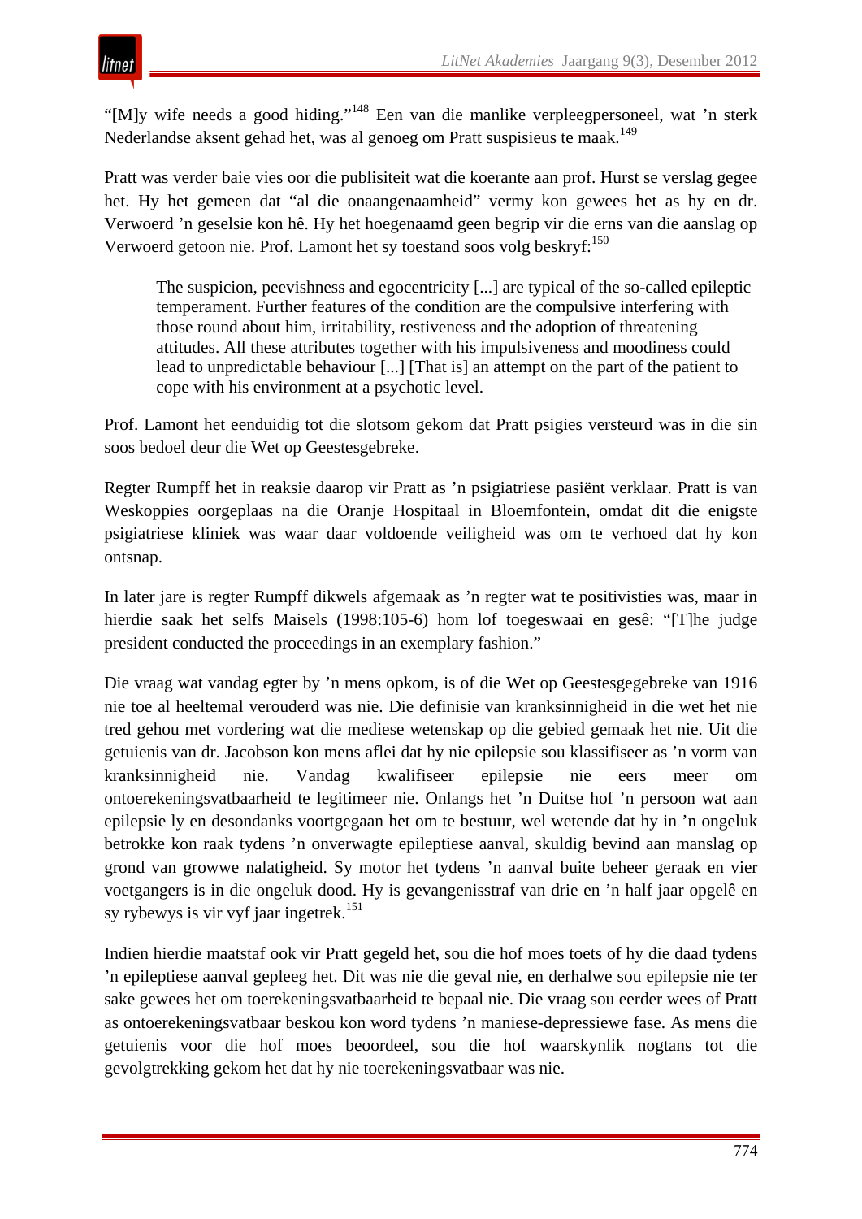"[M]y wife needs a good hiding."[148] Een van die manlike verpleegpersoneel, wat 'n sterk Nederlandse aksent gehad het, was al genoeg om Pratt suspisieus te maak.[149]

Pratt was verder baie vies oor die publisiteit wat die koerante aan prof. Hurst se verslag gegee het. Hy het gemeen dat "al die onaangenaamheid" vermy kon gewees het as hy en dr. Verwoerd 'n geselsie kon hê. Hy het hoegenaamd geen begrip vir die erns van die aanslag op Verwoerd getoon nie. Prof. Lamont het sy toestand soos volg beskryf:[150]

> The suspicion, peevishness and egocentricity [...] are typical of the so-called epileptic temperament. Further features of the condition are the compulsive interfering with those round about him, irritability, restiveness and the adoption of threatening attitudes. All these attributes together with his impulsiveness and moodiness could lead to unpredictable behaviour [...] [That is] an attempt on the part of the patient to cope with his environment at a psychotic level.

Prof. Lamont het eenduidig tot die slotsom gekom dat Pratt psigies versteurd was in die sin soos bedoel deur die Wet op Geestesgebreke.

Regter Rumpff het in reaksie daarop vir Pratt as 'n psigiatriese pasiënt verklaar. Pratt is van Weskoppies oorgeplaas na die Oranje Hospitaal in Bloemfontein, omdat dit die enigste psigiatriese kliniek was waar daar voldoende veiligheid was om te verhoed dat hy kon ontsnap.

In later jare is regter Rumpff dikwels afgemaak as 'n regter wat te positivisties was, maar in hierdie saak het selfs Maisels (1998:105-6) hom lof toegeswaai en gesê: "[T]he judge president conducted the proceedings in an exemplary fashion."

Die vraag wat vandag egter by 'n mens opkom, is of die Wet op Geestesgegebreke van 1916 nie toe al heeltemal verouderd was nie. Die definisie van kranksinnigheid in die wet het nie tred gehou met vordering wat die mediese wetenskap op die gebied gemaak het nie. Uit die getuienis van dr. Jacobson kon mens aflei dat hy nie epilepsie sou klassifiseer as 'n vorm van kranksinnigheid nie. Vandag kwalifiseer epilepsie nie eers meer om ontoerekeningsvatbaarheid te legitimeer nie. Onlangs het 'n Duitse hof 'n persoon wat aan epilepsie ly en desondanks voortgegaan het om te bestuur, wel wetende dat hy in 'n ongeluk betrokke kon raak tydens 'n onverwagte epileptiese aanval, skuldig bevind aan manslag op grond van growwe nalatigheid. Sy motor het tydens 'n aanval buite beheer geraak en vier voetgangers is in die ongeluk dood. Hy is gevangenisstraf van drie en 'n half jaar opgelê en sy rybewys is vir vyf jaar ingetrek.[151]

Indien hierdie maatstaf ook vir Pratt gegeld het, sou die hof moes toets of hy die daad tydens 'n epileptiese aanval gepleeg het. Dit was nie die geval nie, en derhalwe sou epilepsie nie ter sake gewees het om toerekeningsvatbaarheid te bepaal nie. Die vraag sou eerder wees of Pratt as ontoerekeningsvatbaar beskou kon word tydens 'n maniese-depressiewe fase. As mens die getuienis voor die hof moes beoordeel, sou die hof waarskynlik nogtans tot die gevolgtrekking gekom het dat hy nie toerekeningsvatbaar was nie.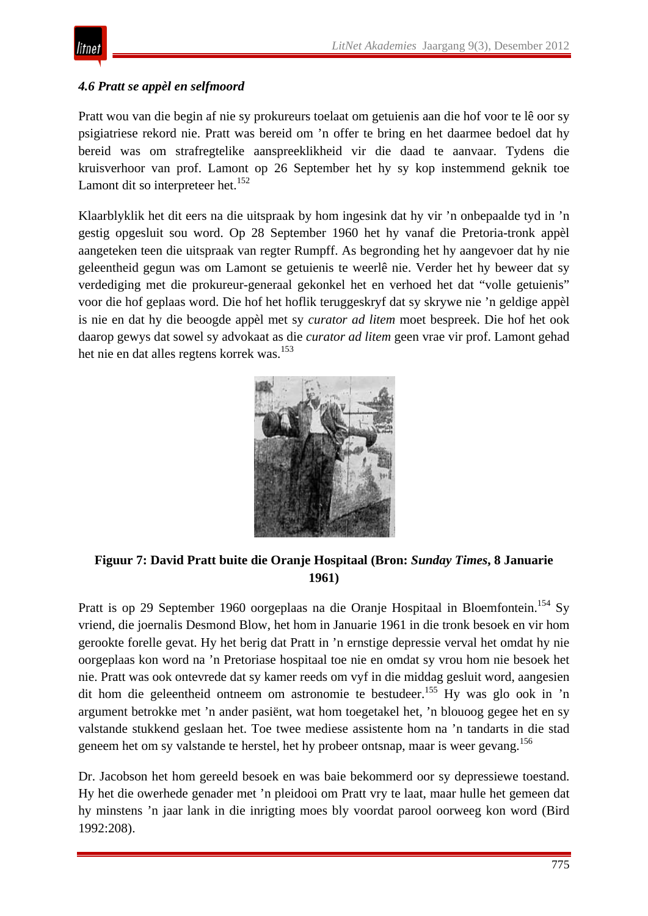### *4.6 Pratt se appèl en selfmoord*

Pratt wou van die begin af nie sy prokureurs toelaat om getuienis aan die hof voor te lê oor sy psigiatriese rekord nie. Pratt was bereid om ’n offer te bring en het daarmee bedoel dat hy bereid was om strafregtelike aanspreeklikheid vir die daad te aanvaar. Tydens die kruisverhoor van prof. Lamont op 26 September het hy sy kop instemmend geknik toe Lamont dit so interpreteer het.[152]

Klaarblyklik het dit eers na die uitspraak by hom ingesink dat hy vir ’n onbepaalde tyd in ’n gestig opgesluit sou word. Op 28 September 1960 het hy vanaf die Pretoria-tronk appèl aangeteken teen die uitspraak van regter Rumpff. As begronding het hy aangevoer dat hy nie geleentheid gegun was om Lamont se getuienis te weerlê nie. Verder het hy beweer dat sy verdediging met die prokureur-generaal gekonkel het en verhoed het dat "volle getuienis" voor die hof geplaas word. Die hof het hoflik teruggeskryf dat sy skrywe nie ’n geldige appèl is nie en dat hy die beoogde appèl met sy *curator ad litem* moet bespreek. Die hof het ook daarop gewys dat sowel sy advokaat as die *curator ad litem* geen vrae vir prof. Lamont gehad het nie en dat alles regtens korrek was.[153]

**Figuur 7: David Pratt buite die Oranje Hospitaal (Bron: *Sunday Times*, 8 Januarie 1961)**

Pratt is op 29 September 1960 oorgeplaas na die Oranje Hospitaal in Bloemfontein.[154] Sy vriend, die joernalis Desmond Blow, het hom in Januarie 1961 in die tronk besoek en vir hom gerookte forelle gevat. Hy het berig dat Pratt in ’n ernstige depressie verval het omdat hy nie oorgeplaas kon word na ’n Pretoriase hospitaal toe nie en omdat sy vrou hom nie besoek het nie. Pratt was ook ontevrede dat sy kamer reeds om vyf in die middag gesluit word, aangesien dit hom die geleentheid ontneem om astronomie te bestudeer.[155] Hy was glo ook in ’n argument betrokke met ’n ander pasiënt, wat hom toegetakel het, ’n blouoog gegee het en sy valstande stukkend geslaan het. Toe twee mediese assistente hom na ’n tandarts in die stad geneem het om sy valstande te herstel, het hy probeer ontsnap, maar is weer gevang.[156]

Dr. Jacobson het hom gereeld besoek en was baie bekommerd oor sy depressiewe toestand. Hy het die owerhede genader met ’n pleidooi om Pratt vry te laat, maar hulle het gemeen dat hy minstens ’n jaar lank in die inrigting moes bly voordat parool oorweeg kon word (Bird 1992:208).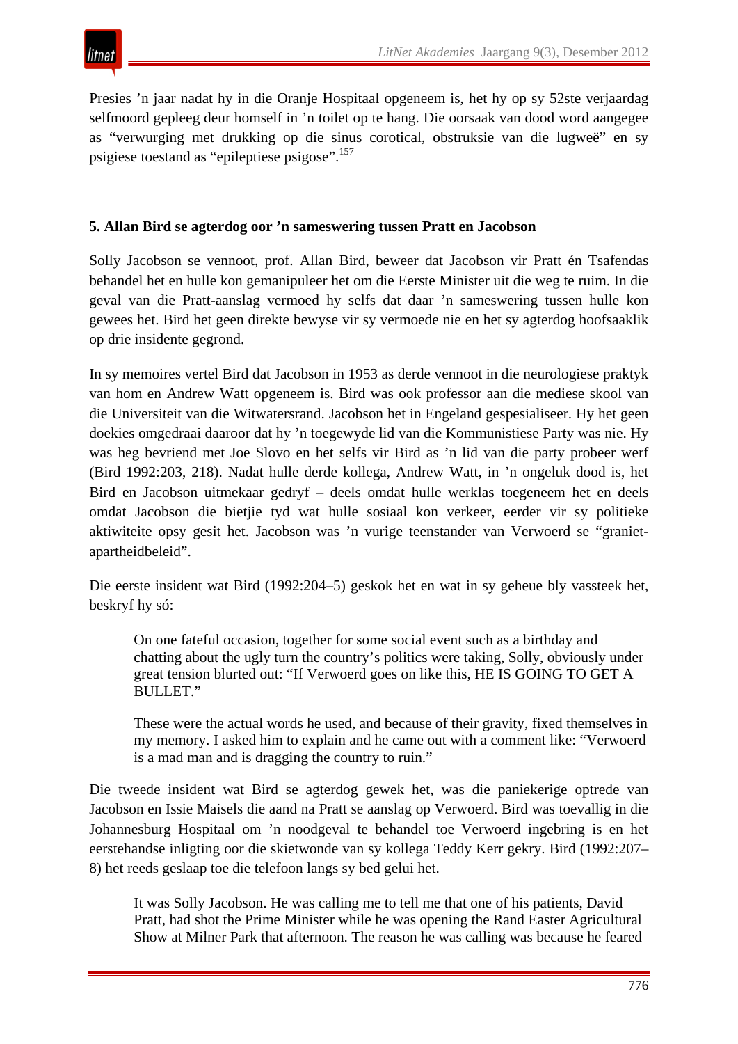Presies ’n jaar nadat hy in die Oranje Hospitaal opgeneem is, het hy op sy 52ste verjaardag selfmoord gepleeg deur homself in ’n toilet op te hang. Die oorsaak van dood word aangegee as “verwurging met drukking op die sinus corotical, obstruksie van die lugweë” en sy psigiese toestand as “epileptiese psigose”.[157]

### 5. Allan Bird se agterdog oor ’n sameswering tussen Pratt en Jacobson

Solly Jacobson se vennoot, prof. Allan Bird, beweer dat Jacobson vir Pratt én Tsafendas behandel het en hulle kon gemanipuleer het om die Eerste Minister uit die weg te ruim. In die geval van die Pratt-aanslag vermoed hy selfs dat daar ’n sameswering tussen hulle kon gewees het. Bird het geen direkte bewyse vir sy vermoede nie en het sy agterdog hoofsaaklik op drie insidente gegrond.

In sy memoires vertel Bird dat Jacobson in 1953 as derde vennoot in die neurologiese praktyk van hom en Andrew Watt opgeneem is. Bird was ook professor aan die mediese skool van die Universiteit van die Witwatersrand. Jacobson het in Engeland gespesialiseer. Hy het geen doekies omgedraai daaroor dat hy ’n toegewyde lid van die Kommunistiese Party was nie. Hy was heg bevriend met Joe Slovo en het selfs vir Bird as ’n lid van die party probeer werf (Bird 1992:203, 218). Nadat hulle derde kollega, Andrew Watt, in ’n ongeluk dood is, het Bird en Jacobson uitmekaar gedryf – deels omdat hulle werklas toegeneem het en deels omdat Jacobson die bietjie tyd wat hulle sosiaal kon verkeer, eerder vir sy politieke aktiwiteite opsy gesit het. Jacobson was ’n vurige teenstander van Verwoerd se “graniet-apartheidbeleid”.

Die eerste insident wat Bird (1992:204–5) geskok het en wat in sy geheue bly vassteek het, beskryf hy só:

> On one fateful occasion, together for some social event such as a birthday and chatting about the ugly turn the country’s politics were taking, Solly, obviously under great tension blurted out: “If Verwoerd goes on like this, HE IS GOING TO GET A BULLET.”
>
> These were the actual words he used, and because of their gravity, fixed themselves in my memory. I asked him to explain and he came out with a comment like: “Verwoerd is a mad man and is dragging the country to ruin.”

Die tweede insident wat Bird se agterdog gewek het, was die paniekerige optrede van Jacobson en Issie Maisels die aand na Pratt se aanslag op Verwoerd. Bird was toevallig in die Johannesburg Hospitaal om ’n noodgeval te behandel toe Verwoerd ingebring is en het eerstehandse inligting oor die skietwonde van sy kollega Teddy Kerr gekry. Bird (1992:207–8) het reeds geslaap toe die telefoon langs sy bed gelui het.

> It was Solly Jacobson. He was calling me to tell me that one of his patients, David Pratt, had shot the Prime Minister while he was opening the Rand Easter Agricultural Show at Milner Park that afternoon. The reason he was calling was because he feared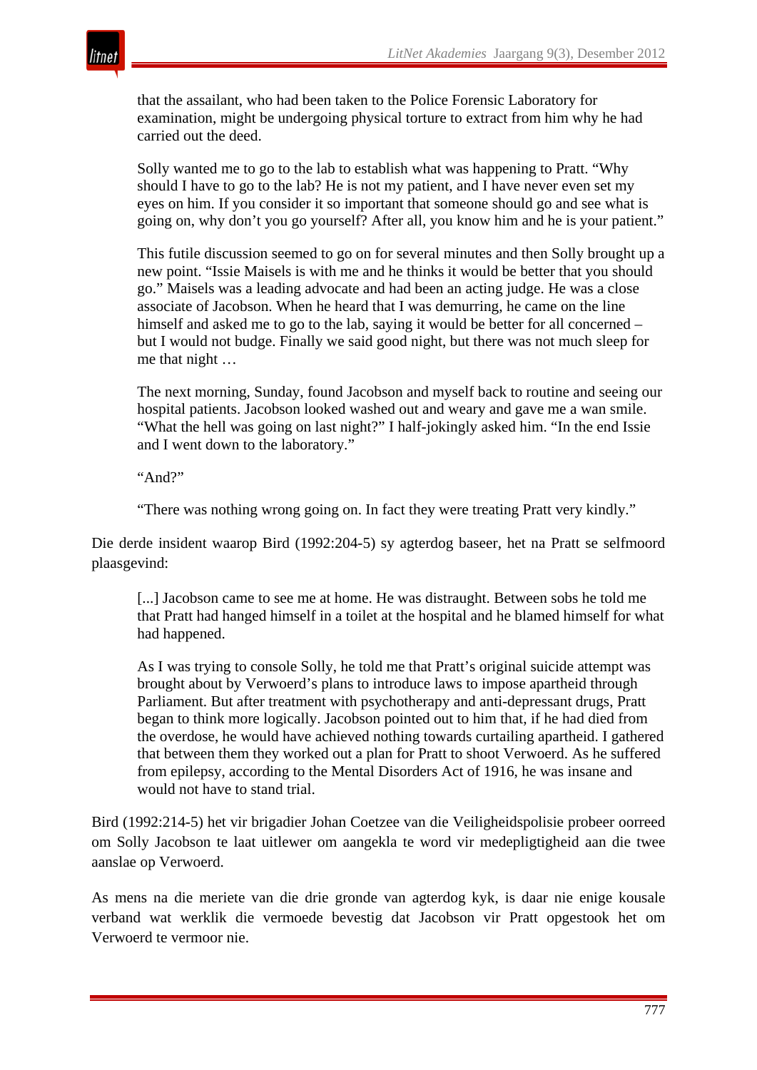> that the assailant, who had been taken to the Police Forensic Laboratory for examination, might be undergoing physical torture to extract from him why he had carried out the deed.
>
> Solly wanted me to go to the lab to establish what was happening to Pratt. "Why should I have to go to the lab? He is not my patient, and I have never even set my eyes on him. If you consider it so important that someone should go and see what is going on, why don't you go yourself? After all, you know him and he is your patient."
>
> This futile discussion seemed to go on for several minutes and then Solly brought up a new point. "Issie Maisels is with me and he thinks it would be better that you should go." Maisels was a leading advocate and had been an acting judge. He was a close associate of Jacobson. When he heard that I was demurring, he came on the line himself and asked me to go to the lab, saying it would be better for all concerned – but I would not budge. Finally we said good night, but there was not much sleep for me that night …
>
> The next morning, Sunday, found Jacobson and myself back to routine and seeing our hospital patients. Jacobson looked washed out and weary and gave me a wan smile. "What the hell was going on last night?" I half-jokingly asked him. "In the end Issie and I went down to the laboratory."
>
> "And?"
>
> "There was nothing wrong going on. In fact they were treating Pratt very kindly."

Die derde insident waarop Bird (1992:204-5) sy agterdog baseer, het na Pratt se selfmoord plaasgevind:

> [...] Jacobson came to see me at home. He was distraught. Between sobs he told me that Pratt had hanged himself in a toilet at the hospital and he blamed himself for what had happened.
>
> As I was trying to console Solly, he told me that Pratt's original suicide attempt was brought about by Verwoerd's plans to introduce laws to impose apartheid through Parliament. But after treatment with psychotherapy and anti-depressant drugs, Pratt began to think more logically. Jacobson pointed out to him that, if he had died from the overdose, he would have achieved nothing towards curtailing apartheid. I gathered that between them they worked out a plan for Pratt to shoot Verwoerd. As he suffered from epilepsy, according to the Mental Disorders Act of 1916, he was insane and would not have to stand trial.

Bird (1992:214-5) het vir brigadier Johan Coetzee van die Veiligheidspolisie probeer oorreed om Solly Jacobson te laat uitlewer om aangekla te word vir medepligtigheid aan die twee aanslae op Verwoerd.

As mens na die meriete van die drie gronde van agterdog kyk, is daar nie enige kousale verband wat werklik die vermoede bevestig dat Jacobson vir Pratt opgestook het om Verwoerd te vermoor nie.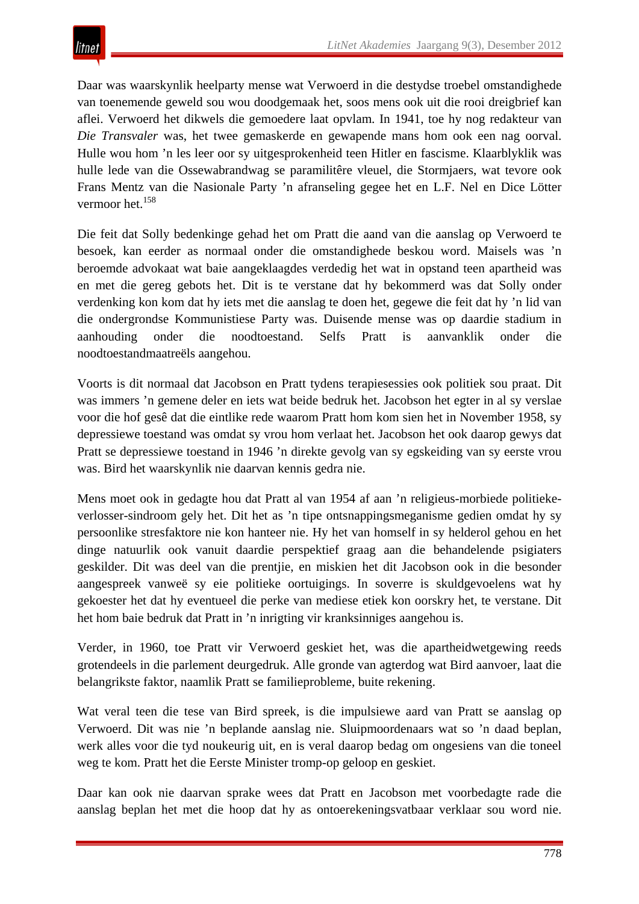Daar was waarskynlik heelparty mense wat Verwoerd in die destydse troebel omstandighede van toenemende geweld sou wou doodgemaak het, soos mens ook uit die rooi dreigbrief kan aflei. Verwoerd het dikwels die gemoedere laat opvlam. In 1941, toe hy nog redakteur van *Die Transvaler* was, het twee gemaskerde en gewapende mans hom ook een nag oorval. Hulle wou hom 'n les leer oor sy uitgesprokenheid teen Hitler en fascisme. Klaarblyklik was hulle lede van die Ossewabrandwag se paramilitêre vleuel, die Stormjaers, wat tevore ook Frans Mentz van die Nasionale Party 'n afranseling gegee het en L.F. Nel en Dice Lötter vermoor het.[158]

Die feit dat Solly bedenkinge gehad het om Pratt die aand van die aanslag op Verwoerd te besoek, kan eerder as normaal onder die omstandighede beskou word. Maisels was 'n beroemde advokaat wat baie aangeklaagdes verdedig het wat in opstand teen apartheid was en met die gereg gebots het. Dit is te verstane dat hy bekommerd was dat Solly onder verdenking kon kom dat hy iets met die aanslag te doen het, gegewe die feit dat hy 'n lid van die ondergrondse Kommunistiese Party was. Duisende mense was op daardie stadium in aanhouding onder die noodtoestand. Selfs Pratt is aanvanklik onder die noodtoestandmaatreëls aangehou.

Voorts is dit normaal dat Jacobson en Pratt tydens terapiesessies ook politiek sou praat. Dit was immers 'n gemene deler en iets wat beide bedruk het. Jacobson het egter in al sy verslae voor die hof gesê dat die eintlike rede waarom Pratt hom kom sien het in November 1958, sy depressiewe toestand was omdat sy vrou hom verlaat het. Jacobson het ook daarop gewys dat Pratt se depressiewe toestand in 1946 'n direkte gevolg van sy egskeiding van sy eerste vrou was. Bird het waarskynlik nie daarvan kennis gedra nie.

Mens moet ook in gedagte hou dat Pratt al van 1954 af aan 'n religieus-morbiede politieke-verlosser-sindroom gely het. Dit het as 'n tipe ontsnappingsmeganisme gedien omdat hy sy persoonlike stresfaktore nie kon hanteer nie. Hy het van homself in sy helderol gehou en het dinge natuurlik ook vanuit daardie perspektief graag aan die behandelende psigiaters geskilder. Dit was deel van die prentjie, en miskien het dit Jacobson ook in die besonder aangespreek vanweë sy eie politieke oortuigings. In soverre is skuldgevoelens wat hy gekoester het dat hy eventueel die perke van mediese etiek kon oorskry het, te verstane. Dit het hom baie bedruk dat Pratt in 'n inrigting vir kranksinniges aangehou is.

Verder, in 1960, toe Pratt vir Verwoerd geskiet het, was die apartheidwetgewing reeds grotendeels in die parlement deurgedruk. Alle gronde van agterdog wat Bird aanvoer, laat die belangrikste faktor, naamlik Pratt se familieprobleme, buite rekening.

Wat veral teen die tese van Bird spreek, is die impulsiewe aard van Pratt se aanslag op Verwoerd. Dit was nie 'n beplande aanslag nie. Sluipmoordenaars wat so 'n daad beplan, werk alles voor die tyd noukeurig uit, en is veral daarop bedag om ongesiens van die toneel weg te kom. Pratt het die Eerste Minister tromp-op geloop en geskiet.

Daar kan ook nie daarvan sprake wees dat Pratt en Jacobson met voorbedagte rade die aanslag beplan het met die hoop dat hy as ontoerekeningsvatbaar verklaar sou word nie.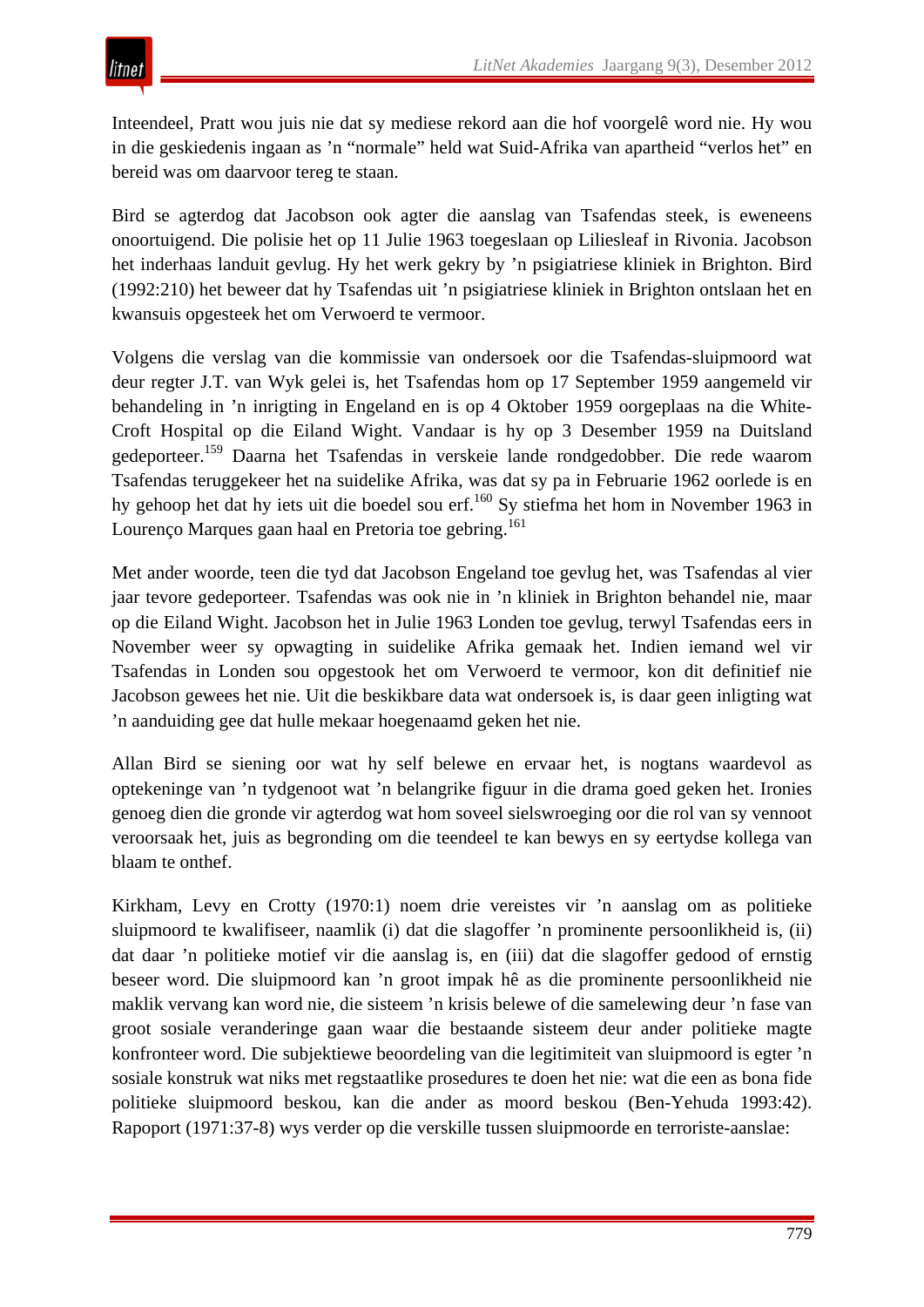Inteendeel, Pratt wou juis nie dat sy mediese rekord aan die hof voorgelê word nie. Hy wou in die geskiedenis ingaan as ’n “normale” held wat Suid-Afrika van apartheid “verlos het” en bereid was om daarvoor tereg te staan.

Bird se agterdog dat Jacobson ook agter die aanslag van Tsafendas steek, is eweneens onoortuigend. Die polisie het op 11 Julie 1963 toegeslaan op Liliesleaf in Rivonia. Jacobson het inderhaas landuit gevlug. Hy het werk gekry by ’n psigiatriese kliniek in Brighton. Bird (1992:210) het beweer dat hy Tsafendas uit ’n psigiatriese kliniek in Brighton ontslaan het en kwansuis opgesteek het om Verwoerd te vermoor.

Volgens die verslag van die kommissie van ondersoek oor die Tsafendas-sluipmoord wat deur regter J.T. van Wyk gelei is, het Tsafendas hom op 17 September 1959 aangemeld vir behandeling in ’n inrigting in Engeland en is op 4 Oktober 1959 oorgeplaas na die White-Croft Hospital op die Eiland Wight. Vandaar is hy op 3 Desember 1959 na Duitsland gedeporteer.[159] Daarna het Tsafendas in verskeie lande rondgedobber. Die rede waarom Tsafendas teruggekeer het na suidelike Afrika, was dat sy pa in Februarie 1962 oorlede is en hy gehoop het dat hy iets uit die boedel sou erf.[160] Sy stiefma het hom in November 1963 in Lourenço Marques gaan haal en Pretoria toe gebring.[161]

Met ander woorde, teen die tyd dat Jacobson Engeland toe gevlug het, was Tsafendas al vier jaar tevore gedeporteer. Tsafendas was ook nie in ’n kliniek in Brighton behandel nie, maar op die Eiland Wight. Jacobson het in Julie 1963 Londen toe gevlug, terwyl Tsafendas eers in November weer sy opwagting in suidelike Afrika gemaak het. Indien iemand wel vir Tsafendas in Londen sou opgestook het om Verwoerd te vermoor, kon dit definitief nie Jacobson gewees het nie. Uit die beskikbare data wat ondersoek is, is daar geen inligting wat ’n aanduiding gee dat hulle mekaar hoegenaamd geken het nie.

Allan Bird se siening oor wat hy self belewe en ervaar het, is nogtans waardevol as optekeninge van ’n tydgenoot wat ’n belangrike figuur in die drama goed geken het. Ironies genoeg dien die gronde vir agterdog wat hom soveel sielswroeging oor die rol van sy vennoot veroorsaak het, juis as begronding om die teendeel te kan bewys en sy eertydse kollega van blaam te onthef.

Kirkham, Levy en Crotty (1970:1) noem drie vereistes vir ’n aanslag om as politieke sluipmoord te kwalifiseer, naamlik (i) dat die slagoffer ’n prominente persoonlikheid is, (ii) dat daar ’n politieke motief vir die aanslag is, en (iii) dat die slagoffer gedood of ernstig beseer word. Die sluipmoord kan ’n groot impak hê as die prominente persoonlikheid nie maklik vervang kan word nie, die sisteem ’n krisis belewe of die samelewing deur ’n fase van groot sosiale veranderinge gaan waar die bestaande sisteem deur ander politieke magte konfronteer word. Die subjektiewe beoordeling van die legitimiteit van sluipmoord is egter ’n sosiale konstruk wat niks met regstaatlike prosedures te doen het nie: wat die een as bona fide politieke sluipmoord beskou, kan die ander as moord beskou (Ben-Yehuda 1993:42). Rapoport (1971:37-8) wys verder op die verskille tussen sluipmoorde en terroriste-aanslae: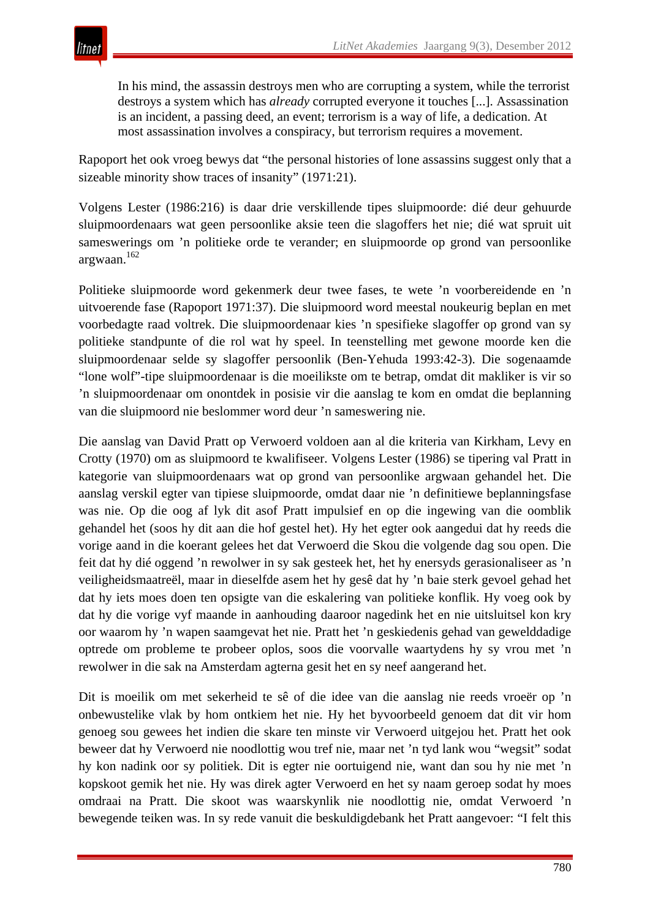> In his mind, the assassin destroys men who are corrupting a system, while the terrorist destroys a system which has *already* corrupted everyone it touches [...]. Assassination is an incident, a passing deed, an event; terrorism is a way of life, a dedication. At most assassination involves a conspiracy, but terrorism requires a movement.

Rapoport het ook vroeg bewys dat "the personal histories of lone assassins suggest only that a sizeable minority show traces of insanity" (1971:21).

Volgens Lester (1986:216) is daar drie verskillende tipes sluipmoorde: dié deur gehuurde sluipmoordenaars wat geen persoonlike aksie teen die slagoffers het nie; dié wat spruit uit sameswerings om 'n politieke orde te verander; en sluipmoorde op grond van persoonlike argwaan.[162]

Politieke sluipmoorde word gekenmerk deur twee fases, te wete 'n voorbereidende en 'n uitvoerende fase (Rapoport 1971:37). Die sluipmoord word meestal noukeurig beplan en met voorbedagte raad voltrek. Die sluipmoordenaar kies 'n spesifieke slagoffer op grond van sy politieke standpunte of die rol wat hy speel. In teenstelling met gewone moorde ken die sluipmoordenaar selde sy slagoffer persoonlik (Ben-Yehuda 1993:42-3). Die sogenaamde "lone wolf"-tipe sluipmoordenaar is die moeilikste om te betrap, omdat dit makliker is vir so 'n sluipmoordenaar om onontdek in posisie vir die aanslag te kom en omdat die beplanning van die sluipmoord nie beslommer word deur 'n sameswering nie.

Die aanslag van David Pratt op Verwoerd voldoen aan al die kriteria van Kirkham, Levy en Crotty (1970) om as sluipmoord te kwalifiseer. Volgens Lester (1986) se tipering val Pratt in kategorie van sluipmoordenaars wat op grond van persoonlike argwaan gehandel het. Die aanslag verskil egter van tipiese sluipmoorde, omdat daar nie 'n definitiewe beplanningsfase was nie. Op die oog af lyk dit asof Pratt impulsief en op die ingewing van die oomblik gehandel het (soos hy dit aan die hof gestel het). Hy het egter ook aangedui dat hy reeds die vorige aand in die koerant gelees het dat Verwoerd die Skou die volgende dag sou open. Die feit dat hy dié oggend 'n rewolwer in sy sak gesteek het, het hy enersyds gerasionaliseer as 'n veiligheidsmaatreël, maar in dieselfde asem het hy gesê dat hy 'n baie sterk gevoel gehad het dat hy iets moes doen ten opsigte van die eskalering van politieke konflik. Hy voeg ook by dat hy die vorige vyf maande in aanhouding daaroor nagedink het en nie uitsluitsel kon kry oor waarom hy 'n wapen saamgevat het nie. Pratt het 'n geskiedenis gehad van gewelddadige optrede om probleme te probeer oplos, soos die voorvalle waartydens hy sy vrou met 'n rewolwer in die sak na Amsterdam agterna gesit het en sy neef aangerand het.

Dit is moeilik om met sekerheid te sê of die idee van die aanslag nie reeds vroeër op 'n onbewustelike vlak by hom ontkiem het nie. Hy het byvoorbeeld genoem dat dit vir hom genoeg sou gewees het indien die skare ten minste vir Verwoerd uitgejou het. Pratt het ook beweer dat hy Verwoerd nie noodlottig wou tref nie, maar net 'n tyd lank wou "wegsit" sodat hy kon nadink oor sy politiek. Dit is egter nie oortuigend nie, want dan sou hy nie met 'n kopskoot gemik het nie. Hy was direk agter Verwoerd en het sy naam geroep sodat hy moes omdraai na Pratt. Die skoot was waarskynlik nie noodlottig nie, omdat Verwoerd 'n bewegende teiken was. In sy rede vanuit die beskuldigdebank het Pratt aangevoer: "I felt this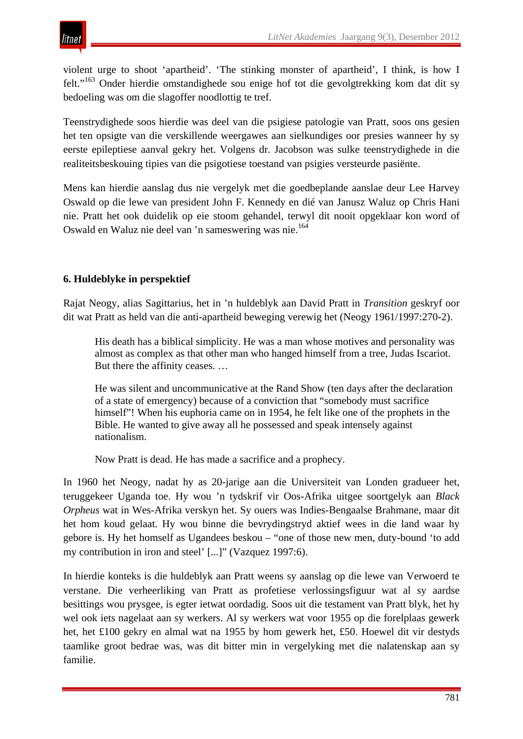violent urge to shoot 'apartheid'. 'The stinking monster of apartheid', I think, is how I felt."[163] Onder hierdie omstandighede sou enige hof tot die gevolgtrekking kom dat dit sy bedoeling was om die slagoffer noodlottig te tref.

Teenstrydighede soos hierdie was deel van die psigiese patologie van Pratt, soos ons gesien het ten opsigte van die verskillende weergawes aan sielkundiges oor presies wanneer hy sy eerste epileptiese aanval gekry het. Volgens dr. Jacobson was sulke teenstrydighede in die realiteitsbeskouing tipies van die psigotiese toestand van psigies versteurde pasiënte.

Mens kan hierdie aanslag dus nie vergelyk met die goedbeplande aanslae deur Lee Harvey Oswald op die lewe van president John F. Kennedy en dié van Janusz Waluz op Chris Hani nie. Pratt het ook duidelik op eie stoom gehandel, terwyl dit nooit opgeklaar kon word of Oswald en Waluz nie deel van 'n sameswering was nie.[164]

### 6. Huldeblyke in perspektief

Rajat Neogy, alias Sagittarius, het in 'n huldeblyk aan David Pratt in *Transition* geskryf oor dit wat Pratt as held van die anti-apartheid beweging verewig het (Neogy 1961/1997:270-2).

> His death has a biblical simplicity. He was a man whose motives and personality was almost as complex as that other man who hanged himself from a tree, Judas Iscariot. But there the affinity ceases. …
>
> He was silent and uncommunicative at the Rand Show (ten days after the declaration of a state of emergency) because of a conviction that "somebody must sacrifice himself"! When his euphoria came on in 1954, he felt like one of the prophets in the Bible. He wanted to give away all he possessed and speak intensely against nationalism.
>
> Now Pratt is dead. He has made a sacrifice and a prophecy.

In 1960 het Neogy, nadat hy as 20-jarige aan die Universiteit van Londen gradueer het, teruggekeer Uganda toe. Hy wou 'n tydskrif vir Oos-Afrika uitgee soortgelyk aan *Black Orpheus* wat in Wes-Afrika verskyn het. Sy ouers was Indies-Bengaalse Brahmane, maar dit het hom koud gelaat. Hy wou binne die bevrydingstryd aktief wees in die land waar hy gebore is. Hy het homself as Ugandees beskou – "one of those new men, duty-bound 'to add my contribution in iron and steel' [...]" (Vazquez 1997:6).

In hierdie konteks is die huldeblyk aan Pratt weens sy aanslag op die lewe van Verwoerd te verstane. Die verheerliking van Pratt as profetiese verlossingsfiguur wat al sy aardse besittings wou prysgee, is egter ietwat oordadig. Soos uit die testament van Pratt blyk, het hy wel ook iets nagelaat aan sy werkers. Al sy werkers wat voor 1955 op die forelplaas gewerk het, het £100 gekry en almal wat na 1955 by hom gewerk het, £50. Hoewel dit vir destyds taamlike groot bedrae was, was dit bitter min in vergelyking met die nalatenskap aan sy familie.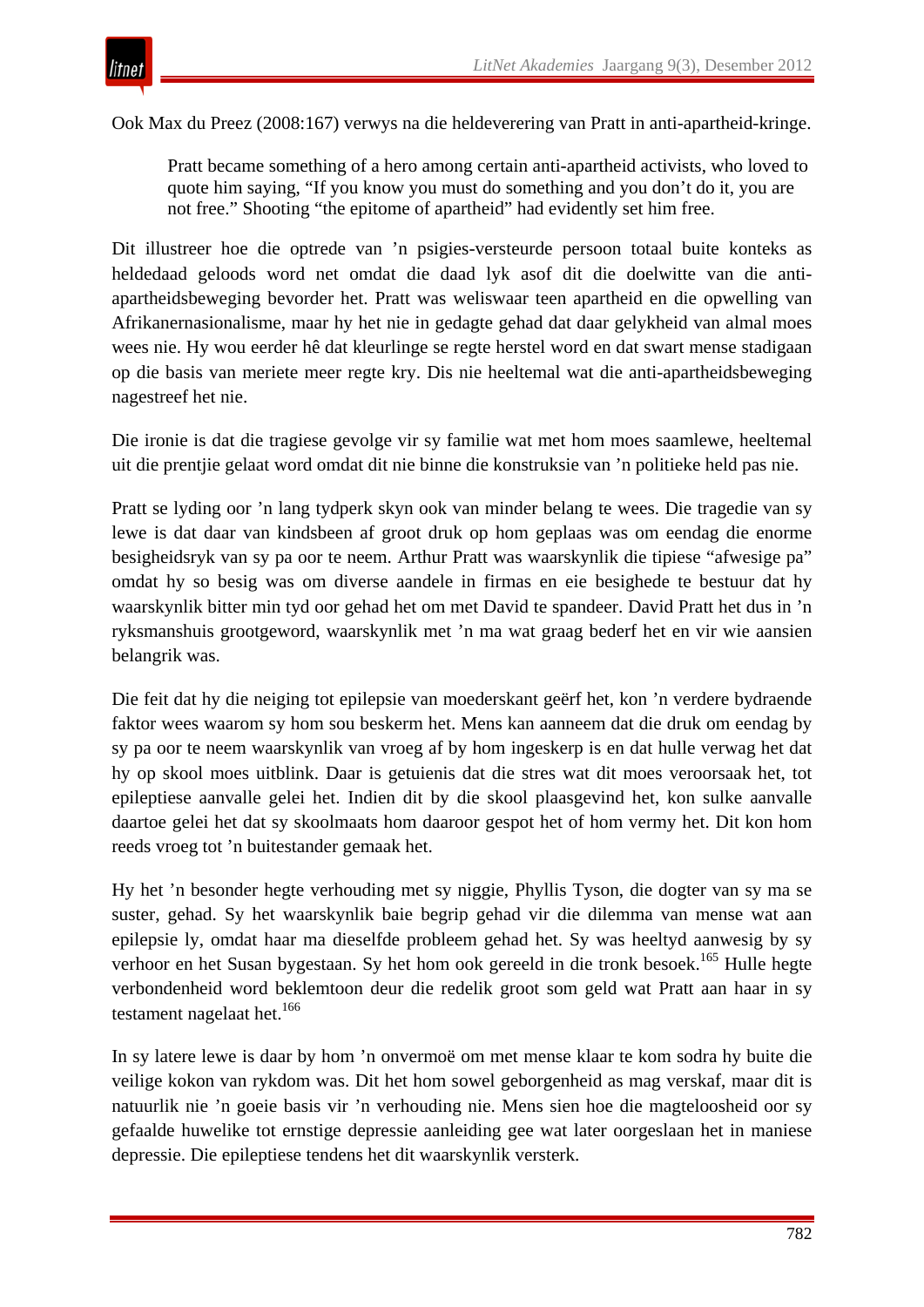Ook Max du Preez (2008:167) verwys na die heldeverering van Pratt in anti-apartheid-kringe.

> Pratt became something of a hero among certain anti-apartheid activists, who loved to quote him saying, "If you know you must do something and you don't do it, you are not free." Shooting "the epitome of apartheid" had evidently set him free.

Dit illustreer hoe die optrede van 'n psigies-versteurde persoon totaal buite konteks as heldedaad geloods word net omdat die daad lyk asof dit die doelwitte van die anti-apartheidsbeweging bevorder het. Pratt was weliswaar teen apartheid en die opwelling van Afrikanernasionalisme, maar hy het nie in gedagte gehad dat daar gelykheid van almal moes wees nie. Hy wou eerder hê dat kleurlinge se regte herstel word en dat swart mense stadigaan op die basis van meriete meer regte kry. Dis nie heeltemal wat die anti-apartheidsbeweging nagestreef het nie.

Die ironie is dat die tragiese gevolge vir sy familie wat met hom moes saamlewe, heeltemal uit die prentjie gelaat word omdat dit nie binne die konstruksie van 'n politieke held pas nie.

Pratt se lyding oor 'n lang tydperk skyn ook van minder belang te wees. Die tragedie van sy lewe is dat daar van kindsbeen af groot druk op hom geplaas was om eendag die enorme besigheidsryk van sy pa oor te neem. Arthur Pratt was waarskynlik die tipiese "afwesige pa" omdat hy so besig was om diverse aandele in firmas en eie besighede te bestuur dat hy waarskynlik bitter min tyd oor gehad het om met David te spandeer. David Pratt het dus in 'n ryksmanshuis grootgeword, waarskynlik met 'n ma wat graag bederf het en vir wie aansien belangrik was.

Die feit dat hy die neiging tot epilepsie van moederskant geërf het, kon 'n verdere bydraende faktor wees waarom sy hom sou beskerm het. Mens kan aanneem dat die druk om eendag by sy pa oor te neem waarskynlik van vroeg af by hom ingeskerp is en dat hulle verwag het dat hy op skool moes uitblink. Daar is getuienis dat die stres wat dit moes veroorsaak het, tot epileptiese aanvalle gelei het. Indien dit by die skool plaasgevind het, kon sulke aanvalle daartoe gelei het dat sy skoolmaats hom daaroor gespot het of hom vermy het. Dit kon hom reeds vroeg tot 'n buitestander gemaak het.

Hy het 'n besonder hegte verhouding met sy niggie, Phyllis Tyson, die dogter van sy ma se suster, gehad. Sy het waarskynlik baie begrip gehad vir die dilemma van mense wat aan epilepsie ly, omdat haar ma dieselfde probleem gehad het. Sy was heeltyd aanwesig by sy verhoor en het Susan bygestaan. Sy het hom ook gereeld in die tronk besoek.[165] Hulle hegte verbondenheid word beklemtoon deur die redelik groot som geld wat Pratt aan haar in sy testament nagelaat het.[166]

In sy latere lewe is daar by hom 'n onvermoë om met mense klaar te kom sodra hy buite die veilige kokon van rykdom was. Dit het hom sowel geborgenheid as mag verskaf, maar dit is natuurlik nie 'n goeie basis vir 'n verhouding nie. Mens sien hoe die magteloosheid oor sy gefaalde huwelike tot ernstige depressie aanleiding gee wat later oorgeslaan het in maniese depressie. Die epileptiese tendens het dit waarskynlik versterk.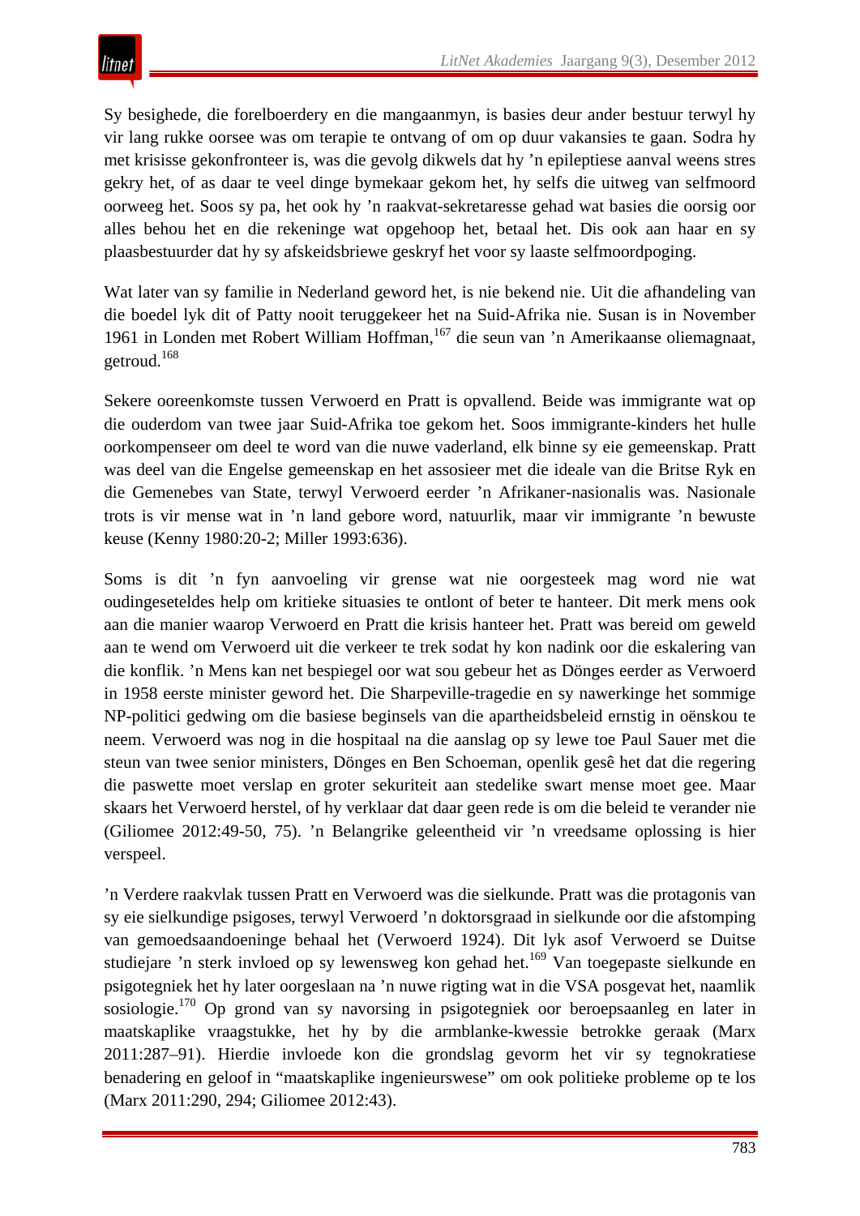Sy besighede, die forelboerdery en die mangaanmyn, is basies deur ander bestuur terwyl hy vir lang rukke oorsee was om terapie te ontvang of om op duur vakansies te gaan. Sodra hy met krisisse gekonfronteer is, was die gevolg dikwels dat hy ’n epileptiese aanval weens stres gekry het, of as daar te veel dinge bymekaar gekom het, hy selfs die uitweg van selfmoord oorweeg het. Soos sy pa, het ook hy ’n raakvat-sekretaresse gehad wat basies die oorsig oor alles behou het en die rekeninge wat opgehoop het, betaal het. Dis ook aan haar en sy plaasbestuurder dat hy sy afskeidsbriewe geskryf het voor sy laaste selfmoordpoging.

Wat later van sy familie in Nederland geword het, is nie bekend nie. Uit die afhandeling van die boedel lyk dit of Patty nooit teruggekeer het na Suid-Afrika nie. Susan is in November 1961 in Londen met Robert William Hoffman,[167] die seun van ’n Amerikaanse oliemagnaat, getroud.[168]

Sekere ooreenkomste tussen Verwoerd en Pratt is opvallend. Beide was immigrante wat op die ouderdom van twee jaar Suid-Afrika toe gekom het. Soos immigrante-kinders het hulle oorkompenseer om deel te word van die nuwe vaderland, elk binne sy eie gemeenskap. Pratt was deel van die Engelse gemeenskap en het assosieer met die ideale van die Britse Ryk en die Gemenebes van State, terwyl Verwoerd eerder ’n Afrikaner-nasionalis was. Nasionale trots is vir mense wat in ’n land gebore word, natuurlik, maar vir immigrante ’n bewuste keuse (Kenny 1980:20-2; Miller 1993:636).

Soms is dit ’n fyn aanvoeling vir grense wat nie oorgesteek mag word nie wat oudingeseteldes help om kritieke situasies te ontlont of beter te hanteer. Dit merk mens ook aan die manier waarop Verwoerd en Pratt die krisis hanteer het. Pratt was bereid om geweld aan te wend om Verwoerd uit die verkeer te trek sodat hy kon nadink oor die eskalering van die konflik. ’n Mens kan net bespiegel oor wat sou gebeur het as Dönges eerder as Verwoerd in 1958 eerste minister geword het. Die Sharpeville-tragedie en sy nawerkinge het sommige NP-politici gedwing om die basiese beginsels van die apartheidsbeleid ernstig in oënskou te neem. Verwoerd was nog in die hospitaal na die aanslag op sy lewe toe Paul Sauer met die steun van twee senior ministers, Dönges en Ben Schoeman, openlik gesê het dat die regering die paswette moet verslap en groter sekuriteit aan stedelike swart mense moet gee. Maar skaars het Verwoerd herstel, of hy verklaar dat daar geen rede is om die beleid te verander nie (Giliomee 2012:49-50, 75). ’n Belangrike geleentheid vir ’n vreedsame oplossing is hier verspeel.

’n Verdere raakvlak tussen Pratt en Verwoerd was die sielkunde. Pratt was die protagonis van sy eie sielkundige psigoses, terwyl Verwoerd ’n doktorsgraad in sielkunde oor die afstomping van gemoedsaandoeninge behaal het (Verwoerd 1924). Dit lyk asof Verwoerd se Duitse studiejare ’n sterk invloed op sy lewensweg kon gehad het.[169] Van toegepaste sielkunde en psigotegniek het hy later oorgeslaan na ’n nuwe rigting wat in die VSA posgevat het, naamlik sosiologie.[170] Op grond van sy navorsing in psigotegniek oor beroepsaanleg en later in maatskaplike vraagstukke, het hy by die armblanke-kwessie betrokke geraak (Marx 2011:287–91). Hierdie invloede kon die grondslag gevorm het vir sy tegnokratiese benadering en geloof in “maatskaplike ingenieurswese” om ook politieke probleme op te los (Marx 2011:290, 294; Giliomee 2012:43).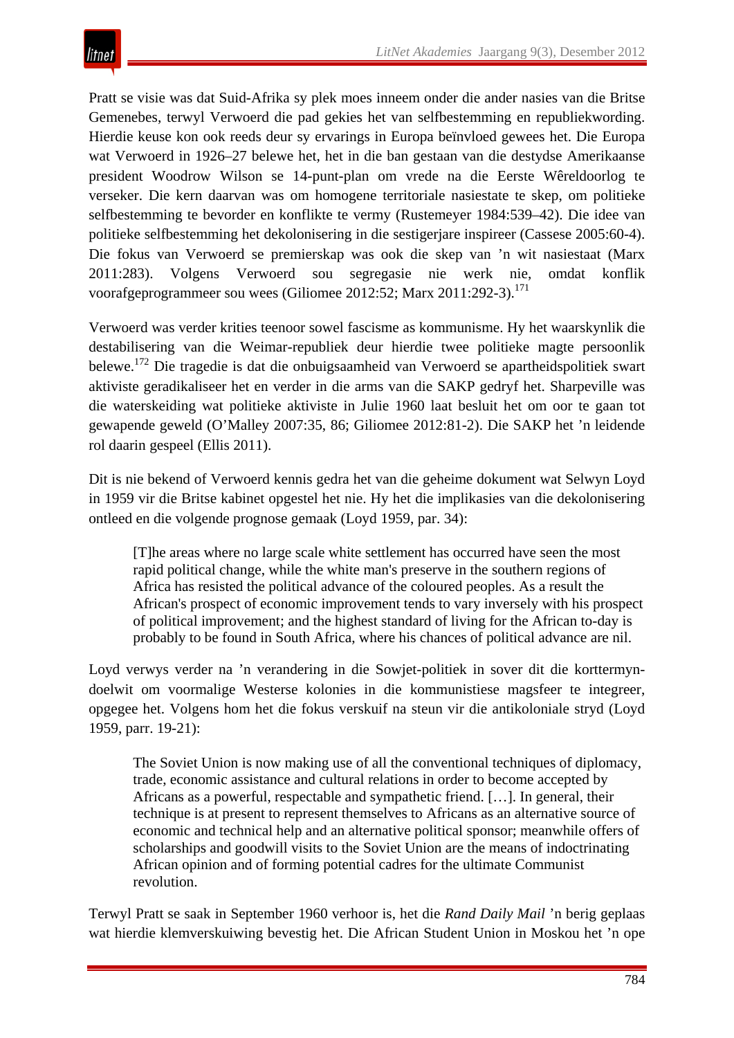Pratt se visie was dat Suid-Afrika sy plek moes inneem onder die ander nasies van die Britse Gemenebes, terwyl Verwoerd die pad gekies het van selfbestemming en republiekwording. Hierdie keuse kon ook reeds deur sy ervarings in Europa beïnvloed gewees het. Die Europa wat Verwoerd in 1926–27 belewe het, het in die ban gestaan van die destydse Amerikaanse president Woodrow Wilson se 14-punt-plan om vrede na die Eerste Wêreldoorlog te verseker. Die kern daarvan was om homogene territoriale nasiestate te skep, om politieke selfbestemming te bevorder en konflikte te vermy (Rustemeyer 1984:539–42). Die idee van politieke selfbestemming het dekolonisering in die sestigerjare inspireer (Cassese 2005:60-4). Die fokus van Verwoerd se premierskap was ook die skep van 'n wit nasiestaat (Marx 2011:283). Volgens Verwoerd sou segregasie nie werk nie, omdat konflik voorafgeprogrammeer sou wees (Giliomee 2012:52; Marx 2011:292-3).[171]

Verwoerd was verder krities teenoor sowel fascisme as kommunisme. Hy het waarskynlik die destabilisering van die Weimar-republiek deur hierdie twee politieke magte persoonlik belewe.[172] Die tragedie is dat die onbuigsaamheid van Verwoerd se apartheidspolitiek swart aktiviste geradikaliseer het en verder in die arms van die SAKP gedryf het. Sharpeville was die waterskeiding wat politieke aktiviste in Julie 1960 laat besluit het om oor te gaan tot gewapende geweld (O'Malley 2007:35, 86; Giliomee 2012:81-2). Die SAKP het 'n leidende rol daarin gespeel (Ellis 2011).

Dit is nie bekend of Verwoerd kennis gedra het van die geheime dokument wat Selwyn Loyd in 1959 vir die Britse kabinet opgestel het nie. Hy het die implikasies van die dekolonisering ontleed en die volgende prognose gemaak (Loyd 1959, par. 34):

> [T]he areas where no large scale white settlement has occurred have seen the most rapid political change, while the white man's preserve in the southern regions of Africa has resisted the political advance of the coloured peoples. As a result the African's prospect of economic improvement tends to vary inversely with his prospect of political improvement; and the highest standard of living for the African to-day is probably to be found in South Africa, where his chances of political advance are nil.

Loyd verwys verder na 'n verandering in die Sowjet-politiek in sover dit korttermyn-doelwit om voormalige Westerse kolonies in die kommunistiese magsfeer te integreer, opgegee het. Volgens hom het die fokus verskuif na steun vir die antikoloniale stryd (Loyd 1959, parr. 19-21):

> The Soviet Union is now making use of all the conventional techniques of diplomacy, trade, economic assistance and cultural relations in order to become accepted by Africans as a powerful, respectable and sympathetic friend. [...]. In general, their technique is at present to represent themselves to Africans as an alternative source of economic and technical help and an alternative political sponsor; meanwhile offers of scholarships and goodwill visits to the Soviet Union are the means of indoctrinating African opinion and of forming potential cadres for the ultimate Communist revolution.

Terwyl Pratt se saak in September 1960 verhoor is, het die *Rand Daily Mail* 'n berig geplaas wat hierdie klemverskuiwing bevestig het. Die African Student Union in Moskou het 'n ope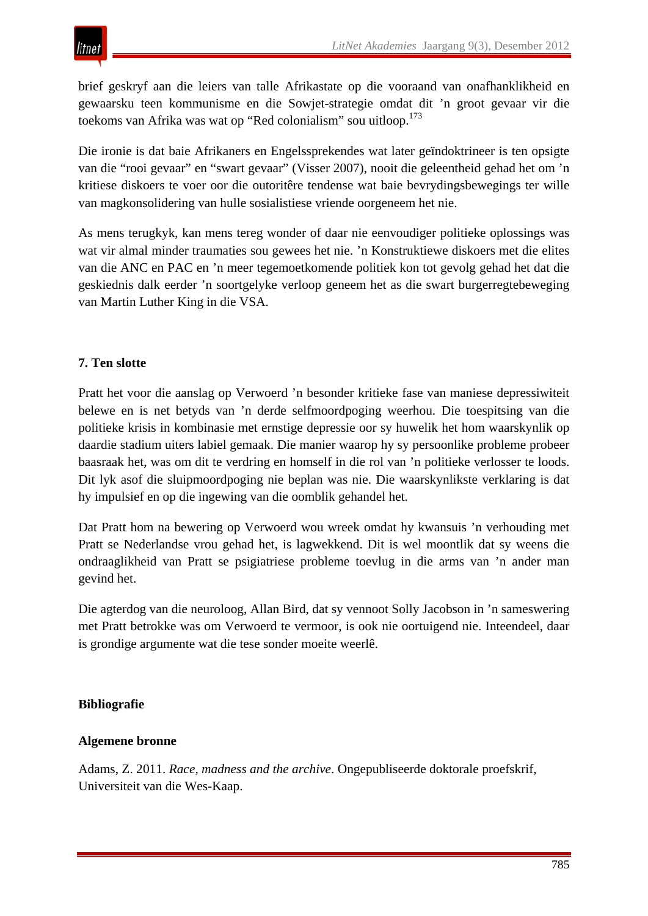brief geskryf aan die leiers van talle Afrikastate op die vooraand van onafhanklikheid en gewaarsku teen kommunisme en die Sowjet-strategie omdat dit ’n groot gevaar vir die toekoms van Afrika was wat op “Red colonialism” sou uitloop.[173]

Die ironie is dat baie Afrikaners en Engelssprekendes wat later geïndoktrineer is ten opsigte van die “rooi gevaar” en “swart gevaar” (Visser 2007), nooit die geleentheid gehad het om ’n kritiese diskoers te voer oor die outoritêre tendense wat baie bevrydingsbewegings ter wille van magkonsolidering van hulle sosialistiese vriende oorgeneem het nie.

As mens terugkyk, kan mens tereg wonder of daar nie eenvoudiger politieke oplossings was wat vir almal minder traumaties sou gewees het nie. ’n Konstruktiewe diskoers met die elites van die ANC en PAC en ’n meer tegemoetkomende politiek kon tot gevolg gehad het dat die geskiedenis dalk eerder ’n soortgelyke verloop geneem het as die swart burgerregtebeweging van Martin Luther King in die VSA.

## 7. Ten slotte

Pratt het voor die aanslag op Verwoerd ’n besonder kritieke fase van maniese depressiwiteit belewe en is net betyds van ’n derde selfmoordpoging weerhou. Die toespitsing van die politieke krisis in kombinasie met ernstige depressie oor sy huwelik het hom waarskynlik op daardie stadium uiters labiel gemaak. Die manier waarop hy sy persoonlike probleme probeer baasraak het, was om dit te verdring en homself in die rol van ’n politieke verlosser te loods. Dit lyk asof die sluipmoordpoging nie beplan was nie. Die waarskynlikste verklaring is dat hy impulsief en op die ingewing van die oomblik gehandel het.

Dat Pratt hom na bewering op Verwoerd wou wreek omdat hy kwansuis ’n verhouding met Pratt se Nederlandse vrou gehad het, is lagwekkend. Dit is wel moontlik dat sy weens die ondraaglikheid van Pratt se psigiatriese probleme toevlug in die arms van ’n ander man gevind het.

Die agterdog van die neuroloog, Allan Bird, dat sy vennoot Solly Jacobson in ’n sameswering met Pratt betrokke was om Verwoerd te vermoor, is ook nie oortuigend nie. Inteendeel, daar is grondige argumente wat die tese sonder moeite weerlê.

## Bibliografie

### Algemene bronne

Adams, Z. 2011. *Race, madness and the archive*. Ongepubliseerde doktorale proefskrif, Universiteit van die Wes-Kaap.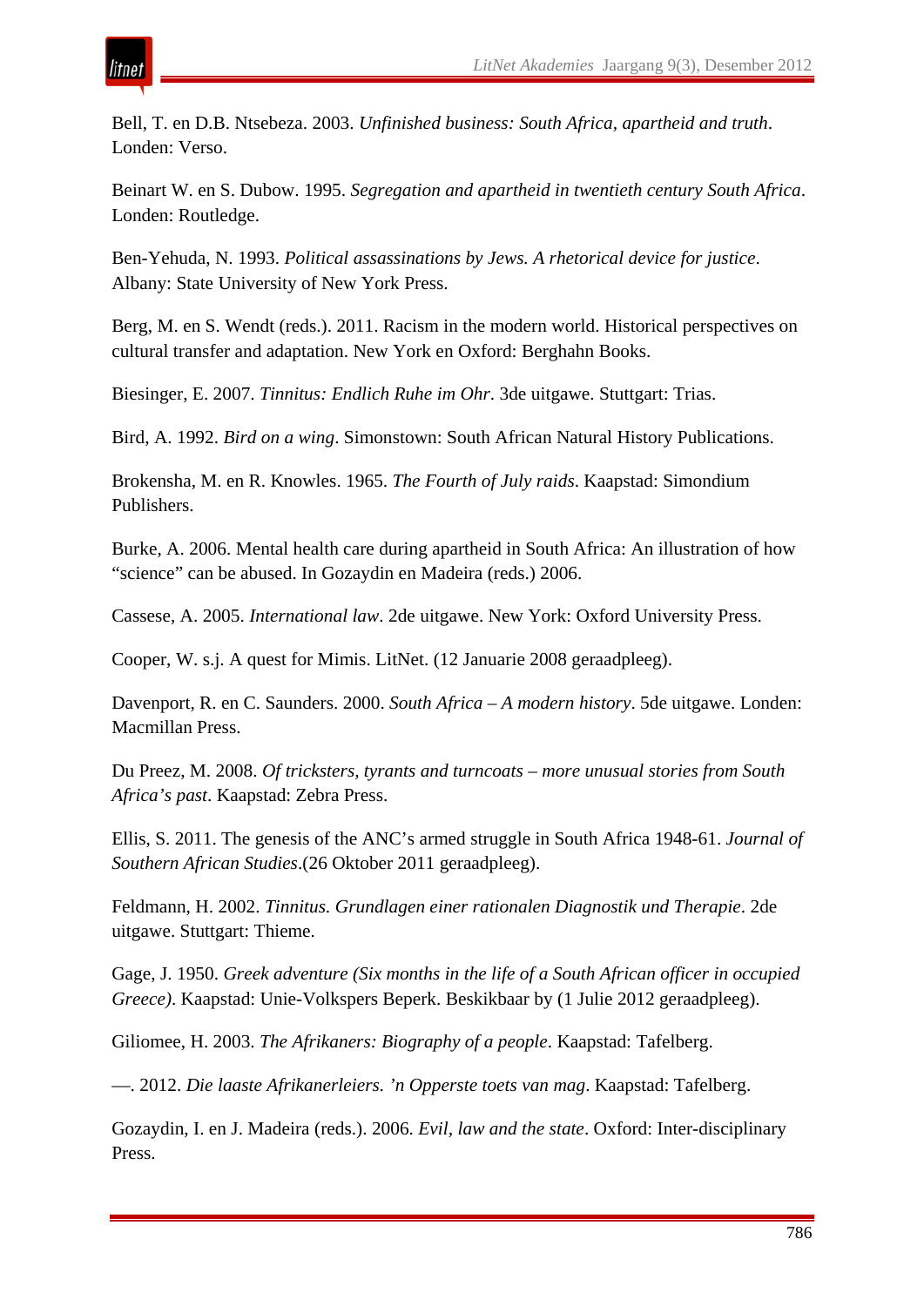Bell, T. en D.B. Ntsebeza. 2003. *Unfinished business: South Africa, apartheid and truth*. Londen: Verso.

Beinart W. en S. Dubow. 1995. *Segregation and apartheid in twentieth century South Africa*. Londen: Routledge.

Ben-Yehuda, N. 1993. *Political assassinations by Jews. A rhetorical device for justice*. Albany: State University of New York Press.

Berg, M. en S. Wendt (reds.). 2011. Racism in the modern world. Historical perspectives on cultural transfer and adaptation. New York en Oxford: Berghahn Books.

Biesinger, E. 2007. *Tinnitus: Endlich Ruhe im Ohr*. 3de uitgawe. Stuttgart: Trias.

Bird, A. 1992. *Bird on a wing*. Simonstown: South African Natural History Publications.

Brokensha, M. en R. Knowles. 1965. *The Fourth of July raids*. Kaapstad: Simondium Publishers.

Burke, A. 2006. Mental health care during apartheid in South Africa: An illustration of how "science" can be abused. In Gozaydin en Madeira (reds.) 2006.

Cassese, A. 2005. *International law*. 2de uitgawe. New York: Oxford University Press.

Cooper, W. s.j. A quest for Mimis. LitNet. (12 Januarie 2008 geraadpleeg).

Davenport, R. en C. Saunders. 2000. *South Africa – A modern history*. 5de uitgawe. Londen: Macmillan Press.

Du Preez, M. 2008. *Of tricksters, tyrants and turncoats – more unusual stories from South Africa's past*. Kaapstad: Zebra Press.

Ellis, S. 2011. The genesis of the ANC's armed struggle in South Africa 1948-61. *Journal of Southern African Studies*.(26 Oktober 2011 geraadpleeg).

Feldmann, H. 2002. *Tinnitus. Grundlagen einer rationalen Diagnostik und Therapie*. 2de uitgawe. Stuttgart: Thieme.

Gage, J. 1950. *Greek adventure (Six months in the life of a South African officer in occupied Greece)*. Kaapstad: Unie-Volkspers Beperk. Beskikbaar by (1 Julie 2012 geraadpleeg).

Giliomee, H. 2003. *The Afrikaners: Biography of a people*. Kaapstad: Tafelberg.

—. 2012. *Die laaste Afrikanerleiers. 'n Opperste toets van mag*. Kaapstad: Tafelberg.

Gozaydin, I. en J. Madeira (reds.). 2006. *Evil, law and the state*. Oxford: Inter-disciplinary Press.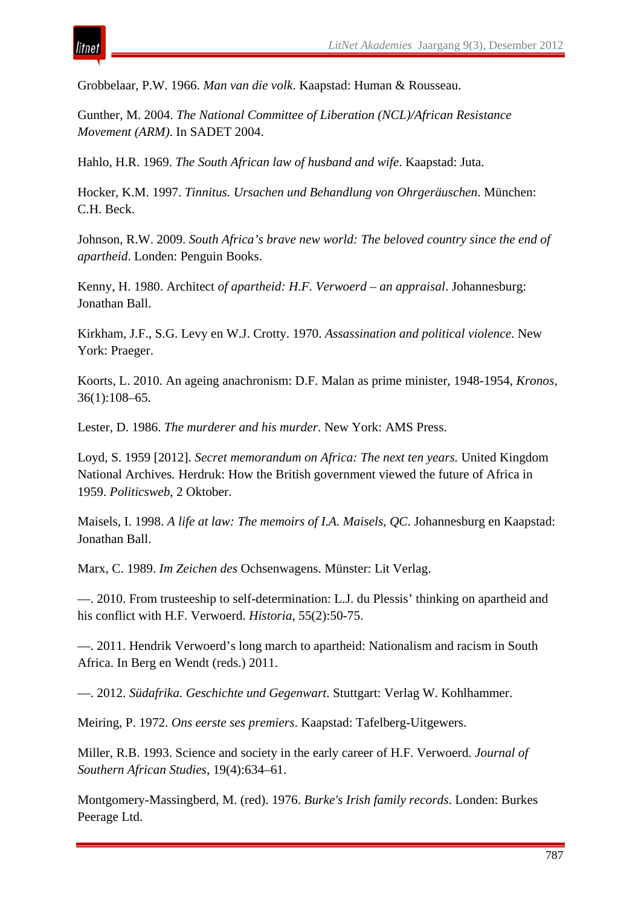Grobbelaar, P.W. 1966. *Man van die volk*. Kaapstad: Human & Rousseau.

Gunther, M. 2004. *The National Committee of Liberation (NCL)/African Resistance Movement (ARM)*. In SADET 2004.

Hahlo, H.R. 1969. *The South African law of husband and wife*. Kaapstad: Juta.

Hocker, K.M. 1997. *Tinnitus. Ursachen und Behandlung von Ohrgeräuschen*. München: C.H. Beck.

Johnson, R.W. 2009. *South Africa's brave new world: The beloved country since the end of apartheid*. Londen: Penguin Books.

Kenny, H. 1980. Architect *of apartheid: H.F. Verwoerd – an appraisal*. Johannesburg: Jonathan Ball.

Kirkham, J.F., S.G. Levy en W.J. Crotty. 1970. *Assassination and political violence*. New York: Praeger.

Koorts, L. 2010. An ageing anachronism: D.F. Malan as prime minister, 1948-1954, *Kronos*, 36(1):108–65.

Lester, D. 1986. *The murderer and his murder*. New York: AMS Press.

Loyd, S. 1959 [2012]. *Secret memorandum on Africa: The next ten years.* United Kingdom National Archives. Herdruk: How the British government viewed the future of Africa in 1959. *Politicsweb*, 2 Oktober.

Maisels, I. 1998. *A life at law: The memoirs of I.A. Maisels, QC*. Johannesburg en Kaapstad: Jonathan Ball.

Marx, C. 1989. *Im Zeichen des* Ochsenwagens. Münster: Lit Verlag.

—. 2010. From trusteeship to self-determination: L.J. du Plessis' thinking on apartheid and his conflict with H.F. Verwoerd. *Historia*, 55(2):50-75.

—. 2011. Hendrik Verwoerd's long march to apartheid: Nationalism and racism in South Africa. In Berg en Wendt (reds.) 2011.

—. 2012. *Südafrika. Geschichte und Gegenwart*. Stuttgart: Verlag W. Kohlhammer.

Meiring, P. 1972. *Ons eerste ses premiers*. Kaapstad: Tafelberg-Uitgewers.

Miller, R.B. 1993. Science and society in the early career of H.F. Verwoerd. *Journal of Southern African Studies*, 19(4):634–61.

Montgomery-Massingberd, M. (red). 1976. *Burke's Irish family records*. Londen: Burkes Peerage Ltd.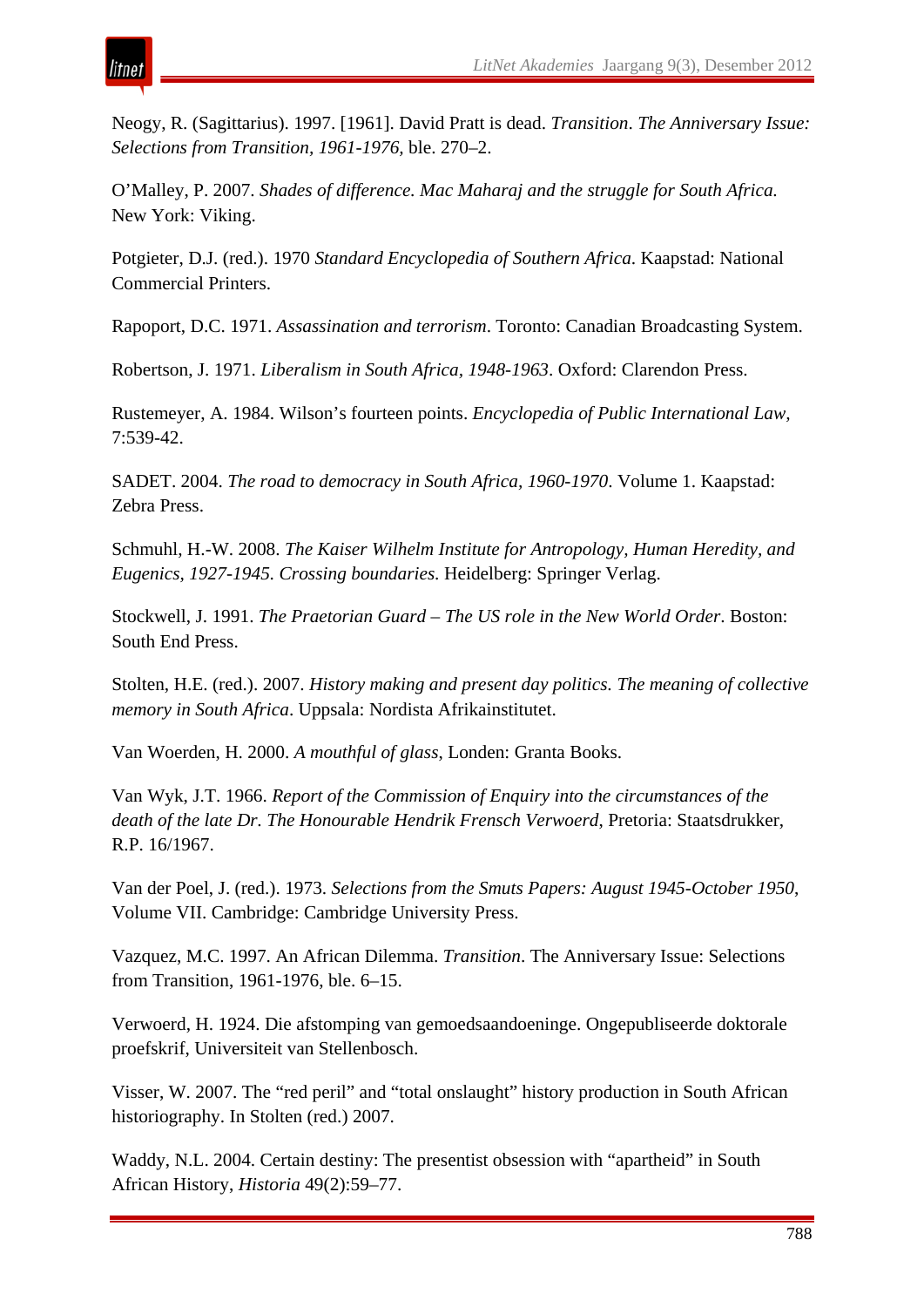Neogy, R. (Sagittarius). 1997. [1961]. David Pratt is dead. *Transition*. *The Anniversary Issue: Selections from Transition, 1961-1976,* ble. 270–2.

O'Malley, P. 2007. *Shades of difference. Mac Maharaj and the struggle for South Africa.* New York: Viking.

Potgieter, D.J. (red.). 1970 *Standard Encyclopedia of Southern Africa*. Kaapstad: National Commercial Printers.

Rapoport, D.C. 1971. *Assassination and terrorism*. Toronto: Canadian Broadcasting System.

Robertson, J. 1971. *Liberalism in South Africa, 1948-1963*. Oxford: Clarendon Press.

Rustemeyer, A. 1984. Wilson's fourteen points. *Encyclopedia of Public International Law*, 7:539-42.

SADET. 2004. *The road to democracy in South Africa, 1960-1970*. Volume 1. Kaapstad: Zebra Press.

Schmuhl, H.-W. 2008. *The Kaiser Wilhelm Institute for Antropology, Human Heredity, and Eugenics, 1927-1945. Crossing boundaries.* Heidelberg: Springer Verlag.

Stockwell, J. 1991. *The Praetorian Guard – The US role in the New World Order*. Boston: South End Press.

Stolten, H.E. (red.). 2007. *History making and present day politics. The meaning of collective memory in South Africa*. Uppsala: Nordista Afrikainstitutet.

Van Woerden, H. 2000. *A mouthful of glass*, Londen: Granta Books.

Van Wyk, J.T. 1966. *Report of the Commission of Enquiry into the circumstances of the death of the late Dr. The Honourable Hendrik Frensch Verwoerd*, Pretoria: Staatsdrukker, R.P. 16/1967.

Van der Poel, J. (red.). 1973. *Selections from the Smuts Papers: August 1945-October 1950*, Volume VII. Cambridge: Cambridge University Press.

Vazquez, M.C. 1997. An African Dilemma. *Transition*. The Anniversary Issue: Selections from Transition, 1961-1976, ble. 6–15.

Verwoerd, H. 1924. Die afstomping van gemoedsaandoeninge. Ongepubliseerde doktorale proefskrif, Universiteit van Stellenbosch.

Visser, W. 2007. The "red peril" and "total onslaught" history production in South African historiography. In Stolten (red.) 2007.

Waddy, N.L. 2004. Certain destiny: The presentist obsession with "apartheid" in South African History, *Historia* 49(2):59–77.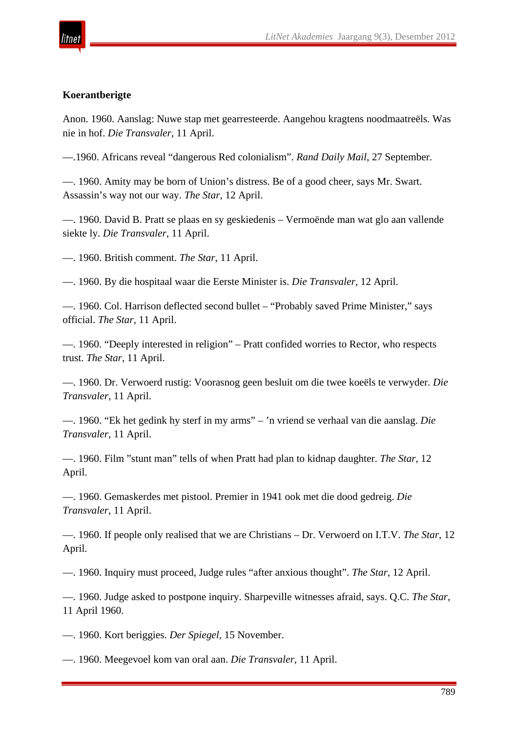**Koerantberigte**

Anon. 1960. Aanslag: Nuwe stap met gearresteerde. Aangehou kragtens noodmaatreëls. Was nie in hof. *Die Transvaler*, 11 April.

—.1960. Africans reveal "dangerous Red colonialism". *Rand Daily Mail*, 27 September.

—. 1960. Amity may be born of Union's distress. Be of a good cheer, says Mr. Swart. Assassin's way not our way. *The Star*, 12 April.

—. 1960. David B. Pratt se plaas en sy geskiedenis – Vermoënde man wat glo aan vallende siekte ly. *Die Transvaler*, 11 April.

—. 1960. British comment. *The Star*, 11 April.

—. 1960. By die hospitaal waar die Eerste Minister is. *Die Transvaler*, 12 April.

—. 1960. Col. Harrison deflected second bullet – "Probably saved Prime Minister," says official. *The Star*, 11 April.

—. 1960. "Deeply interested in religion" – Pratt confided worries to Rector, who respects trust. *The Star*, 11 April.

—. 1960. Dr. Verwoerd rustig: Voorasnog geen besluit om die twee koeëls te verwyder. *Die Transvaler*, 11 April.

—. 1960. "Ek het gedink hy sterf in my arms" – 'n vriend se verhaal van die aanslag. *Die Transvaler*, 11 April.

—. 1960. Film "stunt man" tells of when Pratt had plan to kidnap daughter. *The Star*, 12 April.

—. 1960. Gemaskerdes met pistool. Premier in 1941 ook met die dood gedreig. *Die Transvaler*, 11 April.

—. 1960. If people only realised that we are Christians – Dr. Verwoerd on I.T.V. *The Star*, 12 April.

—. 1960. Inquiry must proceed, Judge rules "after anxious thought". *The Star*, 12 April.

—. 1960. Judge asked to postpone inquiry. Sharpeville witnesses afraid, says. Q.C. *The Star*, 11 April 1960.

—. 1960. Kort beriggies. *Der Spiegel*, 15 November.

—. 1960. Meegevoel kom van oral aan. *Die Transvaler*, 11 April.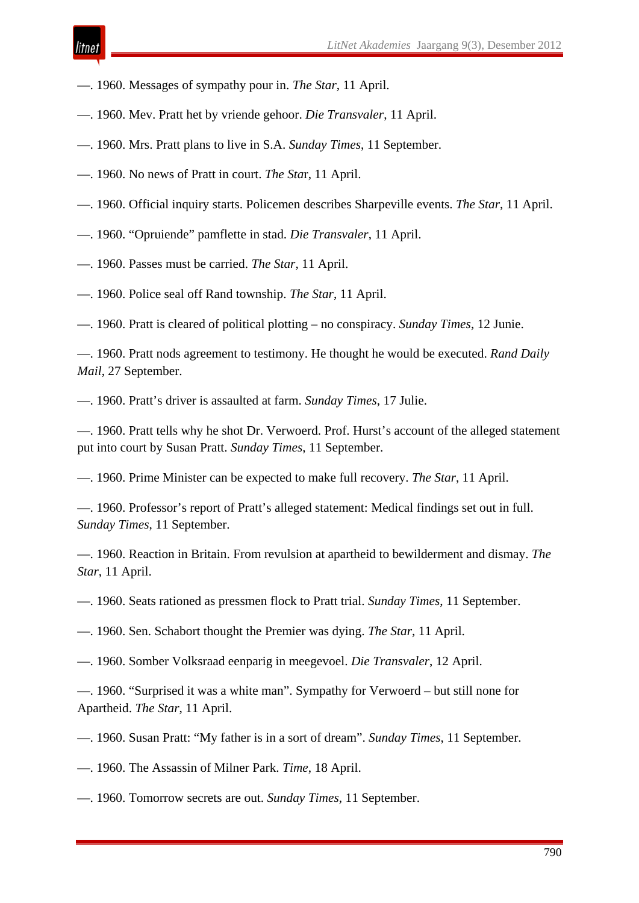—. 1960. Messages of sympathy pour in. *The Star*, 11 April.

—. 1960. Mev. Pratt het by vriende gehoor. *Die Transvaler*, 11 April.

—. 1960. Mrs. Pratt plans to live in S.A. *Sunday Times*, 11 September.

—. 1960. No news of Pratt in court. *The Star*, 11 April.

—. 1960. Official inquiry starts. Policemen describes Sharpeville events. *The Star*, 11 April.

—. 1960. "Opruiende" pamflette in stad. *Die Transvaler*, 11 April.

—. 1960. Passes must be carried. *The Star*, 11 April.

—. 1960. Police seal off Rand township. *The Star*, 11 April.

—. 1960. Pratt is cleared of political plotting – no conspiracy. *Sunday Times*, 12 Junie.

—. 1960. Pratt nods agreement to testimony. He thought he would be executed. *Rand Daily Mail*, 27 September.

—. 1960. Pratt's driver is assaulted at farm. *Sunday Times*, 17 Julie.

—. 1960. Pratt tells why he shot Dr. Verwoerd. Prof. Hurst's account of the alleged statement put into court by Susan Pratt. *Sunday Times*, 11 September.

—. 1960. Prime Minister can be expected to make full recovery. *The Star*, 11 April.

—. 1960. Professor's report of Pratt's alleged statement: Medical findings set out in full. *Sunday Times*, 11 September.

—. 1960. Reaction in Britain. From revulsion at apartheid to bewilderment and dismay. *The Star*, 11 April.

—. 1960. Seats rationed as pressmen flock to Pratt trial. *Sunday Times*, 11 September.

—. 1960. Sen. Schabort thought the Premier was dying. *The Star*, 11 April.

—. 1960. Somber Volksraad eenparig in meegevoel. *Die Transvaler*, 12 April.

—. 1960. "Surprised it was a white man". Sympathy for Verwoerd – but still none for Apartheid. *The Star*, 11 April.

—. 1960. Susan Pratt: "My father is in a sort of dream". *Sunday Times*, 11 September.

—. 1960. The Assassin of Milner Park. *Time*, 18 April.

—. 1960. Tomorrow secrets are out. *Sunday Times*, 11 September.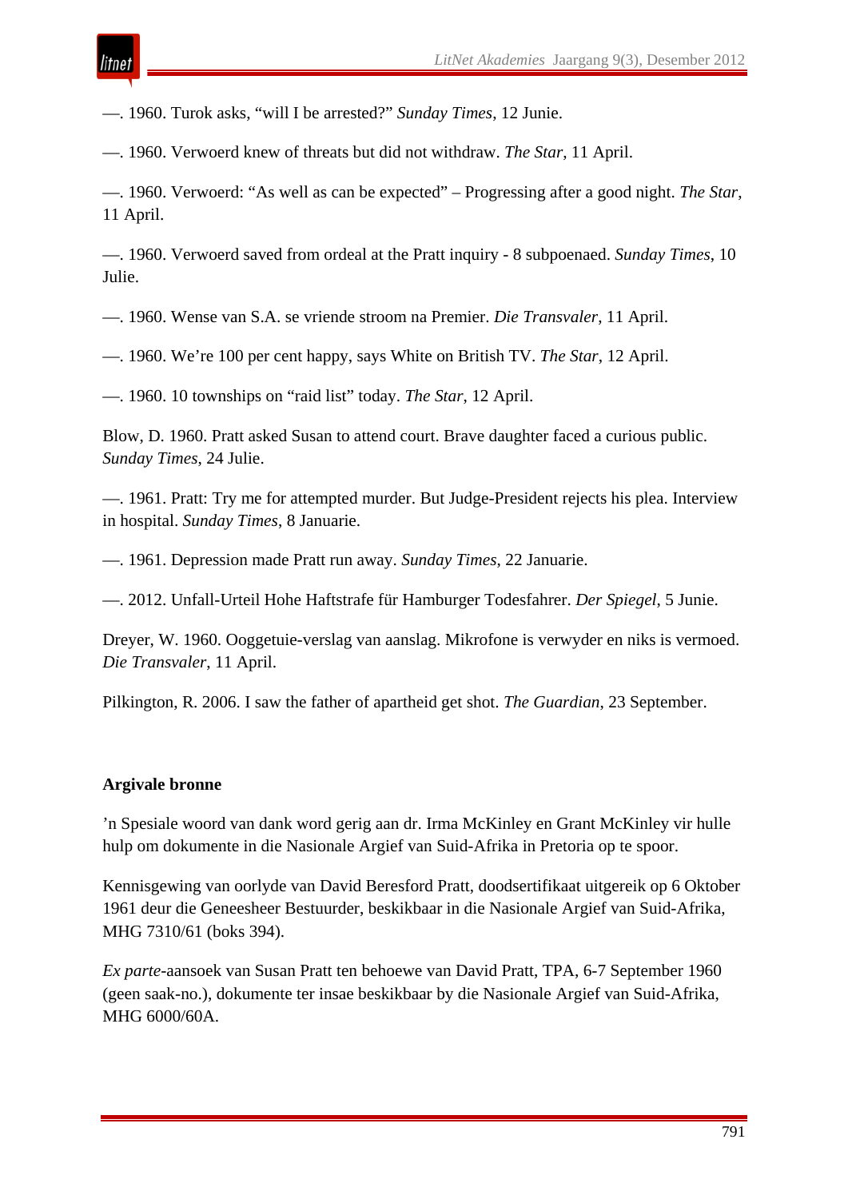—. 1960. Turok asks, “will I be arrested?” *Sunday Times*, 12 Junie.

—. 1960. Verwoerd knew of threats but did not withdraw. *The Star*, 11 April.

—. 1960. Verwoerd: “As well as can be expected” – Progressing after a good night. *The Star*, 11 April.

—. 1960. Verwoerd saved from ordeal at the Pratt inquiry - 8 subpoenaed. *Sunday Times*, 10 Julie.

—. 1960. Wense van S.A. se vriende stroom na Premier. *Die Transvaler*, 11 April.

—. 1960. We’re 100 per cent happy, says White on British TV. *The Star*, 12 April.

—. 1960. 10 townships on “raid list” today. *The Star*, 12 April.

Blow, D. 1960. Pratt asked Susan to attend court. Brave daughter faced a curious public. *Sunday Times*, 24 Julie.

—. 1961. Pratt: Try me for attempted murder. But Judge-President rejects his plea. Interview in hospital. *Sunday Times*, 8 Januarie.

—. 1961. Depression made Pratt run away. *Sunday Times*, 22 Januarie.

—. 2012. Unfall-Urteil Hohe Haftstrafe für Hamburger Todesfahrer. *Der Spiegel*, 5 Junie.

Dreyer, W. 1960. Ooggetuie-verslag van aanslag. Mikrofone is verwyder en niks is vermoed. *Die Transvaler*, 11 April.

Pilkington, R. 2006. I saw the father of apartheid get shot. *The Guardian*, 23 September.

**Argivale bronne**

’n Spesiale woord van dank word gerig aan dr. Irma McKinley en Grant McKinley vir hulle hulp om dokumente in die Nasionale Argief van Suid-Afrika in Pretoria op te spoor.

Kennisgewing van oorlyde van David Beresford Pratt, doodsertifikaat uitgereik op 6 Oktober 1961 deur die Geneesheer Bestuurder, beskikbaar in die Nasionale Argief van Suid-Afrika, MHG 7310/61 (boks 394).

*Ex parte*-aansoek van Susan Pratt ten behoewe van David Pratt, TPA, 6-7 September 1960 (geen saak-no.), dokumente ter insae beskikbaar by die Nasionale Argief van Suid-Afrika, MHG 6000/60A.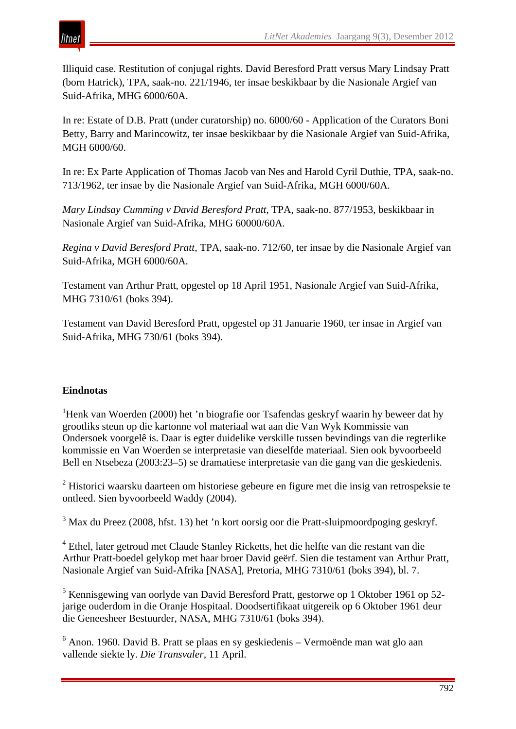Illiquid case. Restitution of conjugal rights. David Beresford Pratt versus Mary Lindsay Pratt (born Hatrick), TPA, saak-no. 221/1946, ter insae beskikbaar by die Nasionale Argief van Suid-Afrika, MHG 6000/60A.

In re: Estate of D.B. Pratt (under curatorship) no. 6000/60 - Application of the Curators Boni Betty, Barry and Marincowitz, ter insae beskikbaar by die Nasionale Argief van Suid-Afrika, MGH 6000/60.

In re: Ex Parte Application of Thomas Jacob van Nes and Harold Cyril Duthie, TPA, saak-no. 713/1962, ter insae by die Nasionale Argief van Suid-Afrika, MGH 6000/60A.

*Mary Lindsay Cumming v David Beresford Pratt*, TPA, saak-no. 877/1953, beskikbaar in Nasionale Argief van Suid-Afrika, MHG 60000/60A.

*Regina v David Beresford Pratt*, TPA, saak-no. 712/60, ter insae by die Nasionale Argief van Suid-Afrika, MGH 6000/60A.

Testament van Arthur Pratt, opgestel op 18 April 1951, Nasionale Argief van Suid-Afrika, MHG 7310/61 (boks 394).

Testament van David Beresford Pratt, opgestel op 31 Januarie 1960, ter insae in Argief van Suid-Afrika, MHG 730/61 (boks 394).

## Eindnotas

[1]Henk van Woerden (2000) het ’n biografie oor Tsafendas geskryf waarin hy beweer dat hy grootliks steun op die kartonne vol materiaal wat aan die Van Wyk Kommissie van Ondersoek voorgelê is. Daar is egter duidelike verskille tussen bevindings van die regterlike kommissie en Van Woerden se interpretasie van dieselfde materiaal. Sien ook byvoorbeeld Bell en Ntsebeza (2003:23–5) se dramatiese interpretasie van die gang van die geskiedenis.

[2] Historici waarsku daarteen om historiese gebeure en figure met die insig van retrospeksie te ontleed. Sien byvoorbeeld Waddy (2004).

[3] Max du Preez (2008, hfst. 13) het ’n kort oorsig oor die Pratt-sluipmoordpoging geskryf.

[4] Ethel, later getroud met Claude Stanley Ricketts, het die helfte van die restant van die Arthur Pratt-boedel gelykop met haar broer David geërf. Sien die testament van Arthur Pratt, Nasionale Argief van Suid-Afrika [NASA], Pretoria, MHG 7310/61 (boks 394), bl. 7.

[5] Kennisgewing van oorlyde van David Beresford Pratt, gestorwe op 1 Oktober 1961 op 52-jarige ouderdom in die Oranje Hospitaal. Doodsertifikaat uitgereik op 6 Oktober 1961 deur die Geneesheer Bestuurder, NASA, MHG 7310/61 (boks 394).

[6] Anon. 1960. David B. Pratt se plaas en sy geskiedenis – Vermoënde man wat glo aan vallende siekte ly. *Die Transvaler*, 11 April.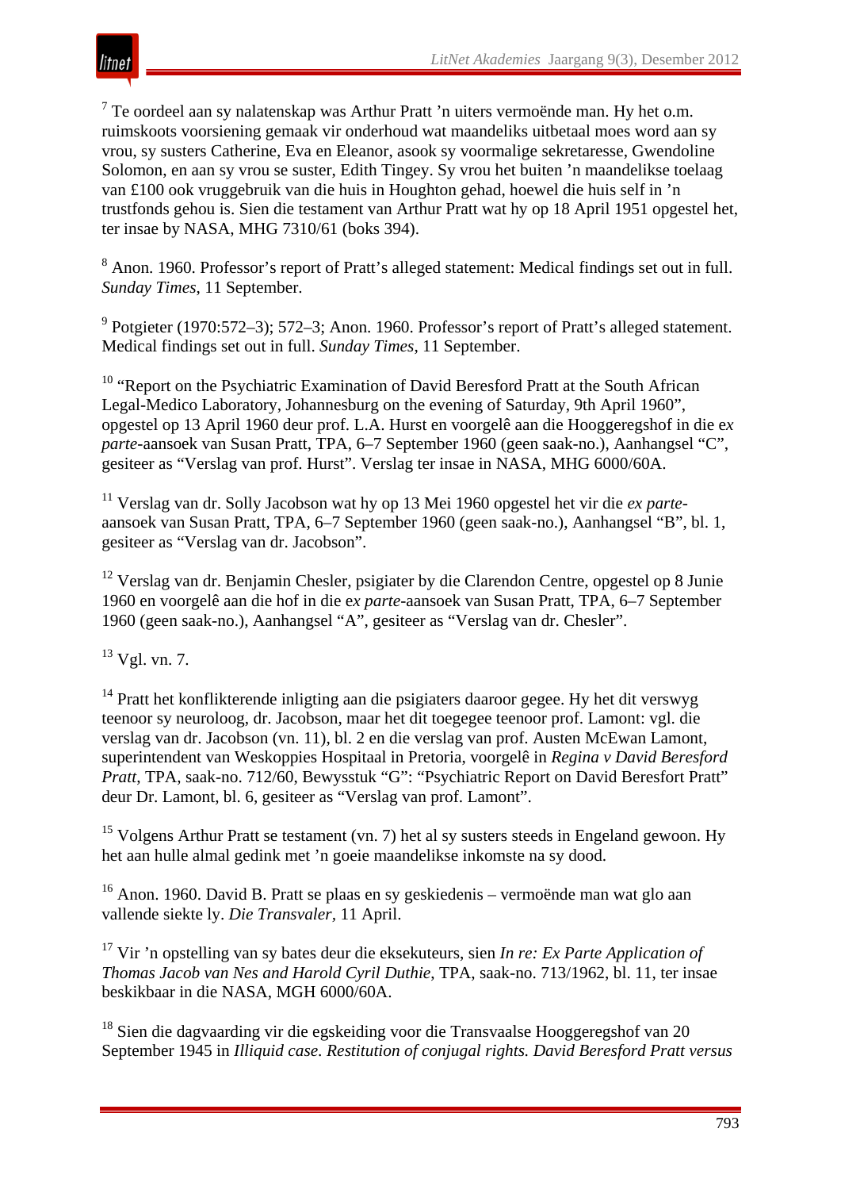[7] Te oordeel aan sy nalatenskap was Arthur Pratt ’n uiters vermoënde man. Hy het o.m. ruimskoots voorsiening gemaak vir onderhoud wat maandeliks uitbetaal moes word aan sy vrou, sy susters Catherine, Eva en Eleanor, asook sy voormalige sekretaresse, Gwendoline Solomon, en aan sy vrou se suster, Edith Tingey. Sy vrou het buiten ’n maandelikse toelaag van £100 ook vruggebruik van die huis in Houghton gehad, hoewel die huis self in ’n trustfonds gehou is. Sien die testament van Arthur Pratt wat hy op 18 April 1951 opgestel het, ter insae by NASA, MHG 7310/61 (boks 394).

[8] Anon. 1960. Professor’s report of Pratt’s alleged statement: Medical findings set out in full. *Sunday Times*, 11 September.

[9] Potgieter (1970:572–3); 572–3; Anon. 1960. Professor’s report of Pratt’s alleged statement. Medical findings set out in full. *Sunday Times*, 11 September.

[10] “Report on the Psychiatric Examination of David Beresford Pratt at the South African Legal-Medico Laboratory, Johannesburg on the evening of Saturday, 9th April 1960”, opgestel op 13 April 1960 deur prof. L.A. Hurst en voorgelê aan die Hooggeregshof in die *ex parte*-aansoek van Susan Pratt, TPA, 6–7 September 1960 (geen saak-no.), Aanhangsel “C”, gesiteer as “Verslag van prof. Hurst”. Verslag ter insae in NASA, MHG 6000/60A.

[11] Verslag van dr. Solly Jacobson wat hy op 13 Mei 1960 opgestel het vir die *ex parte*-aansoek van Susan Pratt, TPA, 6–7 September 1960 (geen saak-no.), Aanhangsel “B”, bl. 1, gesiteer as “Verslag van dr. Jacobson”.

[12] Verslag van dr. Benjamin Chesler, psigiater by die Clarendon Centre, opgestel op 8 Junie 1960 en voorgelê aan die hof in die e*x parte*-aansoek van Susan Pratt, TPA, 6–7 September 1960 (geen saak-no.), Aanhangsel “A”, gesiteer as “Verslag van dr. Chesler”.

[13] Vgl. vn. 7.

[14] Pratt het konflikterende inligting aan die psigiaters daaroor gegee. Hy het dit verswyg teenoor sy neuroloog, dr. Jacobson, maar het dit toegegee teenoor prof. Lamont: vgl. die verslag van dr. Jacobson (vn. 11), bl. 2 en die verslag van prof. Austen McEwan Lamont, superintendent van Weskoppies Hospitaal in Pretoria, voorgelê in *Regina v David Beresford Pratt*, TPA, saak-no. 712/60, Bewysstuk “G”: “Psychiatric Report on David Beresfort Pratt” deur Dr. Lamont, bl. 6, gesiteer as “Verslag van prof. Lamont”.

[15] Volgens Arthur Pratt se testament (vn. 7) het al sy susters steeds in Engeland gewoon. Hy het aan hulle almal gedink met ’n goeie maandelikse inkomste na sy dood.

[16] Anon. 1960. David B. Pratt se plaas en sy geskiedenis – vermoënde man wat glo aan vallende siekte ly. *Die Transvaler*, 11 April.

[17] Vir ’n opstelling van sy bates deur die eksekuteurs, sien *In re: Ex Parte Application of Thomas Jacob van Nes and Harold Cyril Duthie*, TPA, saak-no. 713/1962, bl. 11, ter insae beskikbaar in die NASA, MGH 6000/60A.

[18] Sien die dagvaarding vir die egskeiding voor die Transvaalse Hooggeregshof van 20 September 1945 in *Illiquid case. Restitution of conjugal rights. David Beresford Pratt versus*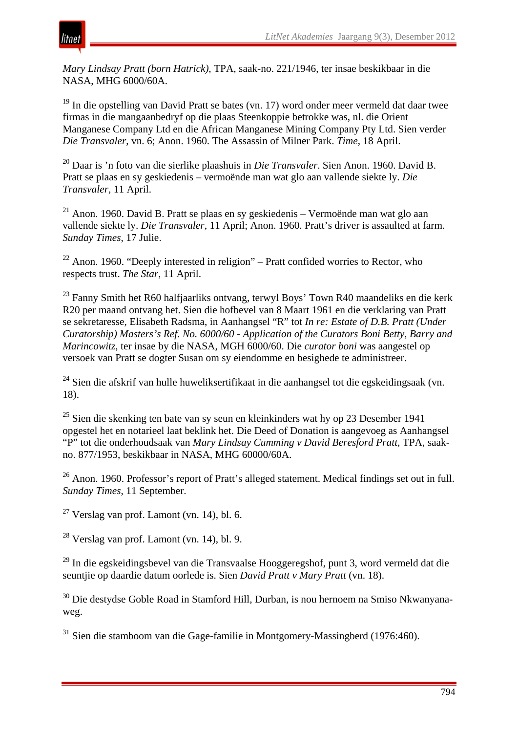*Mary Lindsay Pratt (born Hatrick)*, TPA, saak-no. 221/1946, ter insae beskikbaar in die NASA, MHG 6000/60A.

[19] In die opstelling van David Pratt se bates (vn. 17) word onder meer vermeld dat daar twee firmas in die mangaanbedryf op die plaas Steenkoppie betrokke was, nl. die Orient Manganese Company Ltd en die African Manganese Mining Company Pty Ltd. Sien verder *Die Transvaler*, vn. 6; Anon. 1960. The Assassin of Milner Park. *Time*, 18 April.

[20] Daar is 'n foto van die sierlike plaashuis in *Die Transvaler*. Sien Anon. 1960. David B. Pratt se plaas en sy geskiedenis – vermoënde man wat glo aan vallende siekte ly. *Die Transvaler*, 11 April.

[21] Anon. 1960. David B. Pratt se plaas en sy geskiedenis – Vermoënde man wat glo aan vallende siekte ly. *Die Transvaler*, 11 April; Anon. 1960. Pratt's driver is assaulted at farm. *Sunday Times*, 17 Julie.

[22] Anon. 1960. "Deeply interested in religion" – Pratt confided worries to Rector, who respects trust. *The Star*, 11 April.

[23] Fanny Smith het R60 halfjaarliks ontvang, terwyl Boys' Town R40 maandeliks en die kerk R20 per maand ontvang het. Sien die hofbevel van 8 Maart 1961 en die verklaring van Pratt se sekretaresse, Elisabeth Radsma, in Aanhangsel "R" tot *In re: Estate of D.B. Pratt (Under Curatorship) Masters's Ref. No. 6000/60 - Application of the Curators Boni Betty, Barry and Marincowitz*, ter insae by die NASA, MGH 6000/60. Die *curator boni* was aangestel op versoek van Pratt se dogter Susan om sy eiendomme en besighede te administreer.

[24] Sien die afskrif van hulle huweliksertifikaat in die aanhangsel tot die egskeidingsaak (vn. 18).

[25] Sien die skenking ten bate van sy seun en kleinkinders wat hy op 23 Desember 1941 opgestel het en notarieel laat beklink het. Die Deed of Donation is aangevoeg as Aanhangsel "P" tot die onderhoudsaak van *Mary Lindsay Cumming v David Beresford Pratt*, TPA, saak-no. 877/1953, beskikbaar in NASA, MHG 60000/60A.

[26] Anon. 1960. Professor's report of Pratt's alleged statement. Medical findings set out in full. *Sunday Times*, 11 September.

[27] Verslag van prof. Lamont (vn. 14), bl. 6.

[28] Verslag van prof. Lamont (vn. 14), bl. 9.

[29] In die egskeidingsbevel van die Transvaalse Hooggeregshof, punt 3, word vermeld dat die seuntjie op daardie datum oorlede is. Sien *David Pratt v Mary Pratt* (vn. 18).

[30] Die destydse Goble Road in Stamford Hill, Durban, is nou hernoem na Smiso Nkwanyana-weg.

[31] Sien die stamboom van die Gage-familie in Montgomery-Massingberd (1976:460).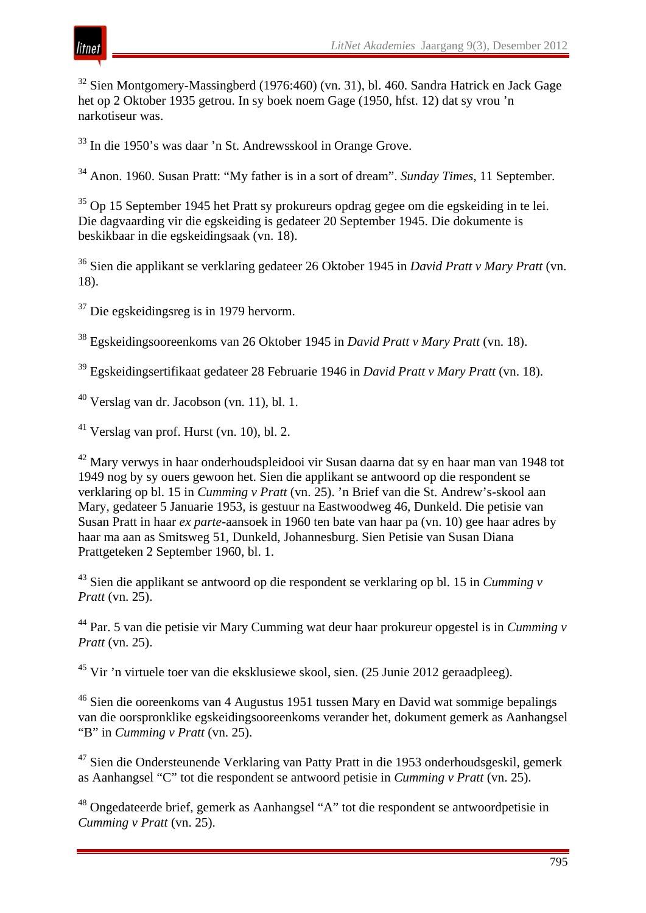[32] Sien Montgomery-Massingberd (1976:460) (vn. 31), bl. 460. Sandra Hatrick en Jack Gage het op 2 Oktober 1935 getrou. In sy boek noem Gage (1950, hfst. 12) dat sy vrou ’n narkotiseur was.

[33] In die 1950’s was daar ’n St. Andrewsskool in Orange Grove.

[34] Anon. 1960. Susan Pratt: “My father is in a sort of dream”. *Sunday Times*, 11 September.

[35] Op 15 September 1945 het Pratt sy prokureurs opdrag gegee om die egskeiding in te lei. Die dagvaarding vir die egskeiding is gedateer 20 September 1945. Die dokumente is beskikbaar in die egskeidingsaak (vn. 18).

[36] Sien die applikant se verklaring gedateer 26 Oktober 1945 in *David Pratt v Mary Pratt* (vn. 18).

[37] Die egskeidingsreg is in 1979 hervorm.

[38] Egskeidingsooreenkoms van 26 Oktober 1945 in *David Pratt v Mary Pratt* (vn. 18).

[39] Egskeidingsertifikaat gedateer 28 Februarie 1946 in *David Pratt v Mary Pratt* (vn. 18).

[40] Verslag van dr. Jacobson (vn. 11), bl. 1.

[41] Verslag van prof. Hurst (vn. 10), bl. 2.

[42] Mary verwys in haar onderhoudspleidooi vir Susan daarna dat sy en haar man van 1948 tot 1949 nog by sy ouers gewoon het. Sien die applikant se antwoord op die respondent se verklaring op bl. 15 in *Cumming v Pratt* (vn. 25). ’n Brief van die St. Andrew’s-skool aan Mary, gedateer 5 Januarie 1953, is gestuur na Eastwoodweg 46, Dunkeld. Die petisie van Susan Pratt in haar *ex parte*-aansoek in 1960 ten bate van haar pa (vn. 10) gee haar adres by haar ma aan as Smitsweg 51, Dunkeld, Johannesburg. Sien Petisie van Susan Diana Prattgeteken 2 September 1960, bl. 1.

[43] Sien die applikant se antwoord op die respondent se verklaring op bl. 15 in *Cumming v Pratt* (vn. 25).

[44] Par. 5 van die petisie vir Mary Cumming wat deur haar prokureur opgestel is in *Cumming v Pratt* (vn. 25).

[45] Vir ’n virtuele toer van die eksklusiewe skool, sien. (25 Junie 2012 geraadpleeg).

[46] Sien die ooreenkoms van 4 Augustus 1951 tussen Mary en David wat sommige bepalings van die oorspronklike egskeidingsooreenkoms verander het, dokument gemerk as Aanhangsel “B” in *Cumming v Pratt* (vn. 25).

[47] Sien die Ondersteunende Verklaring van Patty Pratt in die 1953 onderhoudsgeskil, gemerk as Aanhangsel “C” tot die respondent se antwoord petisie in *Cumming v Pratt* (vn. 25).

[48] Ongedateerde brief, gemerk as Aanhangsel “A” tot die respondent se antwoordpetisie in *Cumming v Pratt* (vn. 25).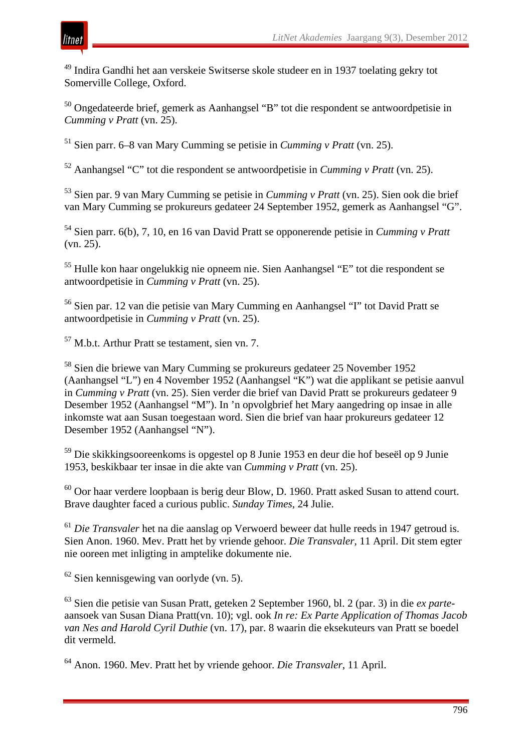[49] Indira Gandhi het aan verskeie Switserse skole studeer en in 1937 toelating gekry tot Somerville College, Oxford.

[50] Ongedateerde brief, gemerk as Aanhangsel "B" tot die respondent se antwoordpetisie in *Cumming v Pratt* (vn. 25).

[51] Sien parr. 6–8 van Mary Cumming se petisie in *Cumming v Pratt* (vn. 25).

[52] Aanhangsel "C" tot die respondent se antwoordpetisie in *Cumming v Pratt* (vn. 25).

[53] Sien par. 9 van Mary Cumming se petisie in *Cumming v Pratt* (vn. 25). Sien ook die brief van Mary Cumming se prokureurs gedateer 24 September 1952, gemerk as Aanhangsel "G".

[54] Sien parr. 6(b), 7, 10, en 16 van David Pratt se opponerende petisie in *Cumming v Pratt* (vn. 25).

[55] Hulle kon haar ongelukkig nie opneem nie. Sien Aanhangsel "E" tot die respondent se antwoordpetisie in *Cumming v Pratt* (vn. 25).

[56] Sien par. 12 van die petisie van Mary Cumming en Aanhangsel "I" tot David Pratt se antwoordpetisie in *Cumming v Pratt* (vn. 25).

[57] M.b.t. Arthur Pratt se testament, sien vn. 7.

[58] Sien die briewe van Mary Cumming se prokureurs gedateer 25 November 1952 (Aanhangsel "L") en 4 November 1952 (Aanhangsel "K") wat die applikant se petisie aanvul in *Cumming v Pratt* (vn. 25). Sien verder die brief van David Pratt se prokureurs gedateer 9 Desember 1952 (Aanhangsel "M"). In 'n opvolgbrief het Mary aangedring op insae in alle inkomste wat aan Susan toegestaan word. Sien die brief van haar prokureurs gedateer 12 Desember 1952 (Aanhangsel "N").

[59] Die skikkingsooreenkoms is opgestel op 8 Junie 1953 en deur die hof beseël op 9 Junie 1953, beskikbaar ter insae in die akte van *Cumming v Pratt* (vn. 25).

[60] Oor haar verdere loopbaan is berig deur Blow, D. 1960. Pratt asked Susan to attend court. Brave daughter faced a curious public. *Sunday Times*, 24 Julie.

[61] *Die Transvaler* het na die aanslag op Verwoerd beweer dat hulle reeds in 1947 getroud is. Sien Anon. 1960. Mev. Pratt het by vriende gehoor. *Die Transvaler*, 11 April. Dit stem egter nie ooreen met inligting in amptelike dokumente nie.

[62] Sien kennisgewing van oorlyde (vn. 5).

[63] Sien die petisie van Susan Pratt, geteken 2 September 1960, bl. 2 (par. 3) in die *ex parte*-aansoek van Susan Diana Pratt(vn. 10); vgl. ook *In re: Ex Parte Application of Thomas Jacob van Nes and Harold Cyril Duthie* (vn. 17), par. 8 waarin die eksekuteurs van Pratt se boedel dit vermeld.

[64] Anon. 1960. Mev. Pratt het by vriende gehoor. *Die Transvaler*, 11 April.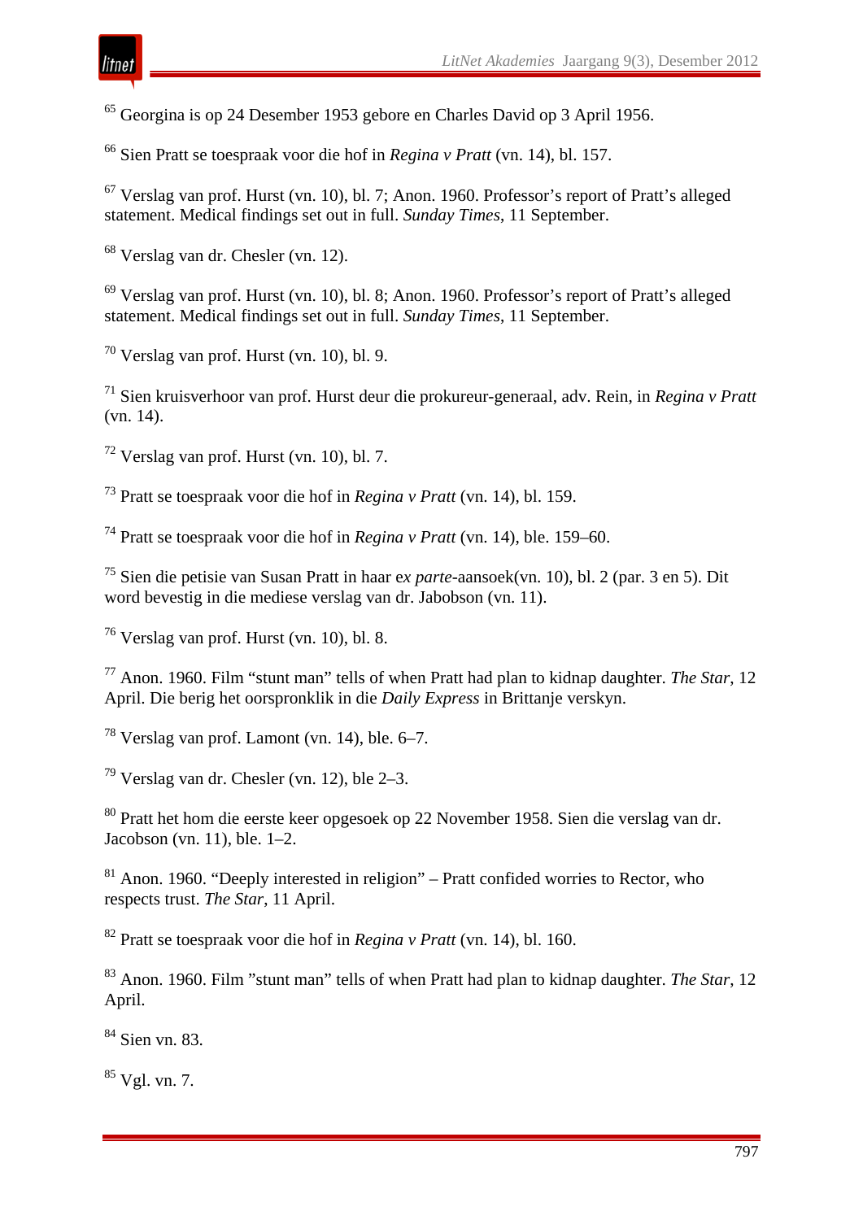[65] Georgina is op 24 Desember 1953 gebore en Charles David op 3 April 1956.

[66] Sien Pratt se toespraak voor die hof in *Regina v Pratt* (vn. 14), bl. 157.

[67] Verslag van prof. Hurst (vn. 10), bl. 7; Anon. 1960. Professor's report of Pratt's alleged statement. Medical findings set out in full. *Sunday Times*, 11 September.

[68] Verslag van dr. Chesler (vn. 12).

[69] Verslag van prof. Hurst (vn. 10), bl. 8; Anon. 1960. Professor's report of Pratt's alleged statement. Medical findings set out in full. *Sunday Times*, 11 September.

[70] Verslag van prof. Hurst (vn. 10), bl. 9.

[71] Sien kruisverhoor van prof. Hurst deur die prokureur-generaal, adv. Rein, in *Regina v Pratt* (vn. 14).

[72] Verslag van prof. Hurst (vn. 10), bl. 7.

[73] Pratt se toespraak voor die hof in *Regina v Pratt* (vn. 14), bl. 159.

[74] Pratt se toespraak voor die hof in *Regina v Pratt* (vn. 14), ble. 159–60.

[75] Sien die petisie van Susan Pratt in haar ex *parte*-aansoek(vn. 10), bl. 2 (par. 3 en 5). Dit word bevestig in die mediese verslag van dr. Jabobson (vn. 11).

[76] Verslag van prof. Hurst (vn. 10), bl. 8.

[77] Anon. 1960. Film "stunt man" tells of when Pratt had plan to kidnap daughter. *The Star*, 12 April. Die berig het oorspronklik in die *Daily Express* in Brittanje verskyn.

[78] Verslag van prof. Lamont (vn. 14), ble. 6–7.

[79] Verslag van dr. Chesler (vn. 12), ble 2–3.

[80] Pratt het hom die eerste keer opgesoek op 22 November 1958. Sien die verslag van dr. Jacobson (vn. 11), ble. 1–2.

[81] Anon. 1960. "Deeply interested in religion" – Pratt confided worries to Rector, who respects trust. *The Star*, 11 April.

[82] Pratt se toespraak voor die hof in *Regina v Pratt* (vn. 14), bl. 160.

[83] Anon. 1960. Film "stunt man" tells of when Pratt had plan to kidnap daughter. *The Star*, 12 April.

[84] Sien vn. 83.

[85] Vgl. vn. 7.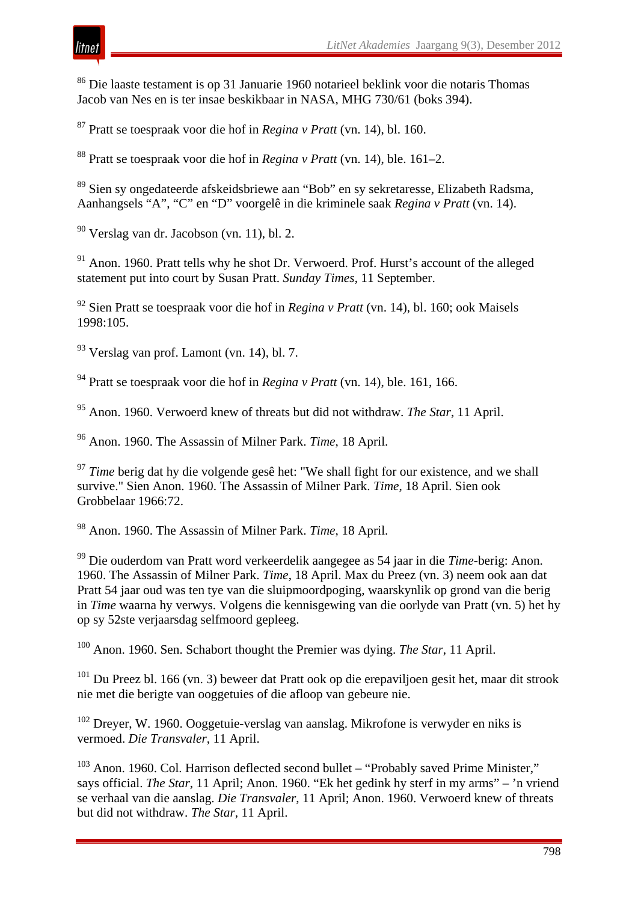[86] Die laaste testament is op 31 Januarie 1960 notarieel beklink voor die notaris Thomas Jacob van Nes en is ter insae beskikbaar in NASA, MHG 730/61 (boks 394).

[87] Pratt se toespraak voor die hof in *Regina v Pratt* (vn. 14), bl. 160.

[88] Pratt se toespraak voor die hof in *Regina v Pratt* (vn. 14), ble. 161–2.

[89] Sien sy ongedateerde afskeidsbriewe aan "Bob" en sy sekretaresse, Elizabeth Radsma, Aanhangsels "A", "C" en "D" voorgelê in die kriminele saak *Regina v Pratt* (vn. 14).

[90] Verslag van dr. Jacobson (vn. 11), bl. 2.

[91] Anon. 1960. Pratt tells why he shot Dr. Verwoerd. Prof. Hurst's account of the alleged statement put into court by Susan Pratt. *Sunday Times*, 11 September.

[92] Sien Pratt se toespraak voor die hof in *Regina v Pratt* (vn. 14), bl. 160; ook Maisels 1998:105.

[93] Verslag van prof. Lamont (vn. 14), bl. 7.

[94] Pratt se toespraak voor die hof in *Regina v Pratt* (vn. 14), ble. 161, 166.

[95] Anon. 1960. Verwoerd knew of threats but did not withdraw. *The Star*, 11 April.

[96] Anon. 1960. The Assassin of Milner Park. *Time*, 18 April.

[97] *Time* berig dat hy die volgende gesê het: "We shall fight for our existence, and we shall survive." Sien Anon. 1960. The Assassin of Milner Park. *Time*, 18 April. Sien ook Grobbelaar 1966:72.

[98] Anon. 1960. The Assassin of Milner Park. *Time*, 18 April.

[99] Die ouderdom van Pratt word verkeerdelik aangegee as 54 jaar in die *Time*-berig: Anon. 1960. The Assassin of Milner Park. *Time*, 18 April. Max du Preez (vn. 3) neem ook aan dat Pratt 54 jaar oud was ten tye van die sluipmoordpoging, waarskynlik op grond van die berig in *Time* waarna hy verwys. Volgens die kennisgewing van die oorlyde van Pratt (vn. 5) het hy op sy 52ste verjaarsdag selfmoord gepleeg.

[100] Anon. 1960. Sen. Schabort thought the Premier was dying. *The Star*, 11 April.

[101] Du Preez bl. 166 (vn. 3) beweer dat Pratt ook op die erepaviljoen gesit het, maar dit strook nie met die berigte van ooggetuies of die afloop van gebeure nie.

[102] Dreyer, W. 1960. Ooggetuie-verslag van aanslag. Mikrofone is verwyder en niks is vermoed. *Die Transvaler*, 11 April.

[103] Anon. 1960. Col. Harrison deflected second bullet – "Probably saved Prime Minister," says official. *The Star*, 11 April; Anon. 1960. "Ek het gedink hy sterf in my arms" – 'n vriend se verhaal van die aanslag. *Die Transvaler*, 11 April; Anon. 1960. Verwoerd knew of threats but did not withdraw. *The Star*, 11 April.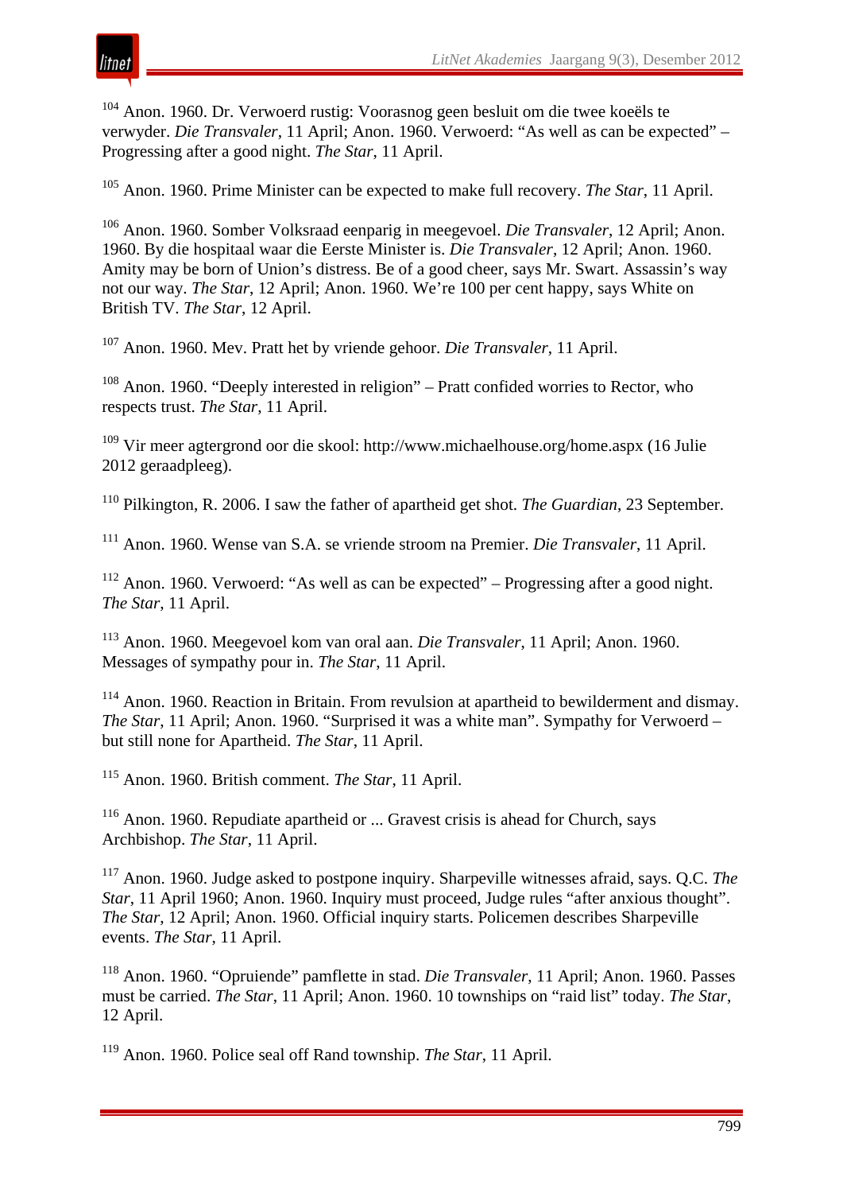[104] Anon. 1960. Dr. Verwoerd rustig: Voorasnog geen besluit om die twee koeëls te verwyder. *Die Transvaler*, 11 April; Anon. 1960. Verwoerd: "As well as can be expected" – Progressing after a good night. *The Star*, 11 April.

[105] Anon. 1960. Prime Minister can be expected to make full recovery. *The Star*, 11 April.

[106] Anon. 1960. Somber Volksraad eenparig in meegevoel. *Die Transvaler*, 12 April; Anon. 1960. By die hospitaal waar die Eerste Minister is. *Die Transvaler*, 12 April; Anon. 1960. Amity may be born of Union's distress. Be of a good cheer, says Mr. Swart. Assassin's way not our way. *The Star*, 12 April; Anon. 1960. We're 100 per cent happy, says White on British TV. *The Star*, 12 April.

[107] Anon. 1960. Mev. Pratt het by vriende gehoor. *Die Transvaler*, 11 April.

[108] Anon. 1960. "Deeply interested in religion" – Pratt confided worries to Rector, who respects trust. *The Star*, 11 April.

[109] Vir meer agtergrond oor die skool: http://www.michaelhouse.org/home.aspx (16 Julie 2012 geraadpleeg).

[110] Pilkington, R. 2006. I saw the father of apartheid get shot. *The Guardian*, 23 September.

[111] Anon. 1960. Wense van S.A. se vriende stroom na Premier. *Die Transvaler*, 11 April.

[112] Anon. 1960. Verwoerd: "As well as can be expected" – Progressing after a good night. *The Star*, 11 April.

[113] Anon. 1960. Meegevoel kom van oral aan. *Die Transvaler*, 11 April; Anon. 1960. Messages of sympathy pour in. *The Star*, 11 April.

[114] Anon. 1960. Reaction in Britain. From revulsion at apartheid to bewilderment and dismay. *The Star*, 11 April; Anon. 1960. "Surprised it was a white man". Sympathy for Verwoerd – but still none for Apartheid. *The Star*, 11 April.

[115] Anon. 1960. British comment. *The Star*, 11 April.

[116] Anon. 1960. Repudiate apartheid or ... Gravest crisis is ahead for Church, says Archbishop. *The Star*, 11 April.

[117] Anon. 1960. Judge asked to postpone inquiry. Sharpeville witnesses afraid, says. Q.C. *The Star*, 11 April 1960; Anon. 1960. Inquiry must proceed, Judge rules "after anxious thought". *The Star*, 12 April; Anon. 1960. Official inquiry starts. Policemen describes Sharpeville events. *The Star*, 11 April.

[118] Anon. 1960. "Opruiende" pamflette in stad. *Die Transvaler*, 11 April; Anon. 1960. Passes must be carried. *The Star*, 11 April; Anon. 1960. 10 townships on "raid list" today. *The Star*, 12 April.

[119] Anon. 1960. Police seal off Rand township. *The Star*, 11 April.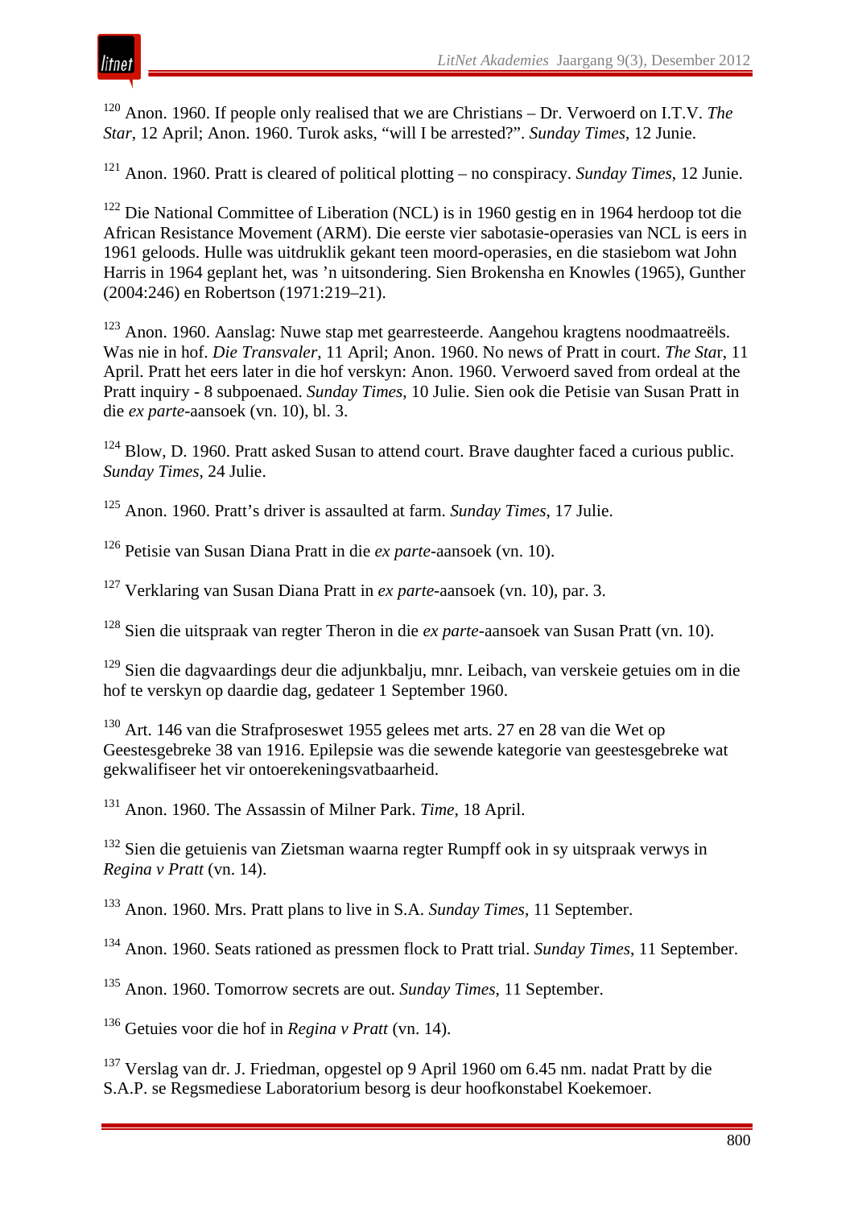[120] Anon. 1960. If people only realised that we are Christians – Dr. Verwoerd on I.T.V. *The Star*, 12 April; Anon. 1960. Turok asks, “will I be arrested?”. *Sunday Times*, 12 Junie.

[121] Anon. 1960. Pratt is cleared of political plotting – no conspiracy. *Sunday Times*, 12 Junie.

[122] Die National Committee of Liberation (NCL) is in 1960 gestig en in 1964 herdoop tot die African Resistance Movement (ARM). Die eerste vier sabotasie-operasies van NCL is eers in 1961 geloods. Hulle was uitdruklik gekant teen moord-operasies, en die stasiebom wat John Harris in 1964 geplant het, was ’n uitsondering. Sien Brokensha en Knowles (1965), Gunther (2004:246) en Robertson (1971:219–21).

[123] Anon. 1960. Aanslag: Nuwe stap met gearresteerde. Aangehou kragtens noodmaatreëls. Was nie in hof. *Die Transvaler*, 11 April; Anon. 1960. No news of Pratt in court. *The Star*, 11 April. Pratt het eers later in die hof verskyn: Anon. 1960. Verwoerd saved from ordeal at the Pratt inquiry - 8 subpoenaed. *Sunday Times*, 10 Julie. Sien ook die Petisie van Susan Pratt in die *ex parte*-aansoek (vn. 10), bl. 3.

[124] Blow, D. 1960. Pratt asked Susan to attend court. Brave daughter faced a curious public. *Sunday Times*, 24 Julie.

[125] Anon. 1960. Pratt’s driver is assaulted at farm. *Sunday Times*, 17 Julie.

[126] Petisie van Susan Diana Pratt in die *ex parte*-aansoek (vn. 10).

[127] Verklaring van Susan Diana Pratt in *ex parte*-aansoek (vn. 10), par. 3.

[128] Sien die uitspraak van regter Theron in die *ex parte*-aansoek van Susan Pratt (vn. 10).

[129] Sien die dagvaardings deur die adjunkbalju, mnr. Leibach, van verskeie getuies om in die hof te verskyn op daardie dag, gedateer 1 September 1960.

[130] Art. 146 van die Strafproseswet 1955 gelees met arts. 27 en 28 van die Wet op Geestesgebreke 38 van 1916. Epilepsie was die sewende kategorie van geestesgebreke wat gekwalifiseer het vir ontoerekeningsvatbaarheid.

[131] Anon. 1960. The Assassin of Milner Park. *Time*, 18 April.

[132] Sien die getuienis van Zietsman waarna regter Rumpff ook in sy uitspraak verwys in *Regina v Pratt* (vn. 14).

[133] Anon. 1960. Mrs. Pratt plans to live in S.A. *Sunday Times*, 11 September.

[134] Anon. 1960. Seats rationed as pressmen flock to Pratt trial. *Sunday Times*, 11 September.

[135] Anon. 1960. Tomorrow secrets are out. *Sunday Times*, 11 September.

[136] Getuies voor die hof in *Regina v Pratt* (vn. 14).

[137] Verslag van dr. J. Friedman, opgestel op 9 April 1960 om 6.45 nm. nadat Pratt by die S.A.P. se Regsmediese Laboratorium besorg is deur hoofkonstabel Koekemoer.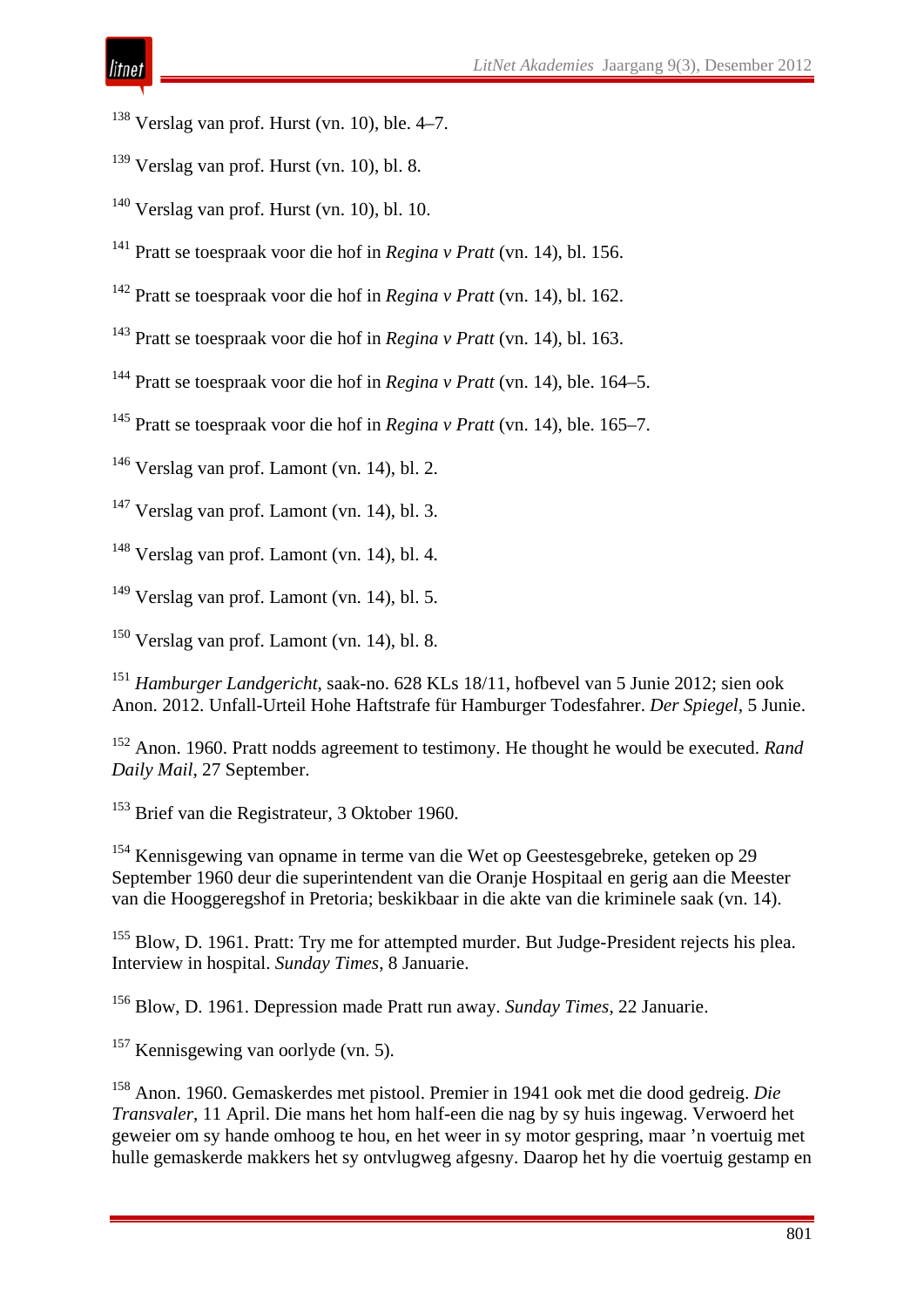[138] Verslag van prof. Hurst (vn. 10), ble. 4–7.

[139] Verslag van prof. Hurst (vn. 10), bl. 8.

[140] Verslag van prof. Hurst (vn. 10), bl. 10.

[141] Pratt se toespraak voor die hof in *Regina v Pratt* (vn. 14), bl. 156.

[142] Pratt se toespraak voor die hof in *Regina v Pratt* (vn. 14), bl. 162.

[143] Pratt se toespraak voor die hof in *Regina v Pratt* (vn. 14), bl. 163.

[144] Pratt se toespraak voor die hof in *Regina v Pratt* (vn. 14), ble. 164–5.

[145] Pratt se toespraak voor die hof in *Regina v Pratt* (vn. 14), ble. 165–7.

[146] Verslag van prof. Lamont (vn. 14), bl. 2.

[147] Verslag van prof. Lamont (vn. 14), bl. 3.

[148] Verslag van prof. Lamont (vn. 14), bl. 4.

[149] Verslag van prof. Lamont (vn. 14), bl. 5.

[150] Verslag van prof. Lamont (vn. 14), bl. 8.

[151] *Hamburger Landgericht*, saak-no. 628 KLs 18/11, hofbevel van 5 Junie 2012; sien ook Anon. 2012. Unfall-Urteil Hohe Haftstrafe für Hamburger Todesfahrer. *Der Spiegel*, 5 Junie.

[152] Anon. 1960. Pratt nodds agreement to testimony. He thought he would be executed. *Rand Daily Mail*, 27 September.

[153] Brief van die Registrateur, 3 Oktober 1960.

[154] Kennisgewing van opname in terme van die Wet op Geestesgebreke, geteken op 29 September 1960 deur die superintendent van die Oranje Hospitaal en gerig aan die Meester van die Hooggeregshof in Pretoria; beskikbaar in die akte van die kriminele saak (vn. 14).

[155] Blow, D. 1961. Pratt: Try me for attempted murder. But Judge-President rejects his plea. Interview in hospital. *Sunday Times*, 8 Januarie.

[156] Blow, D. 1961. Depression made Pratt run away. *Sunday Times*, 22 Januarie.

[157] Kennisgewing van oorlyde (vn. 5).

[158] Anon. 1960. Gemaskerdes met pistool. Premier in 1941 ook met die dood gedreig. *Die Transvaler*, 11 April. Die mans het hom half-een die nag by sy huis ingewag. Verwoerd het geweier om sy hande omhoog te hou, en het weer in sy motor gespring, maar ’n voertuig met hulle gemaskerde makkers het sy ontvlugweg afgesny. Daarop het hy die voertuig gestamp en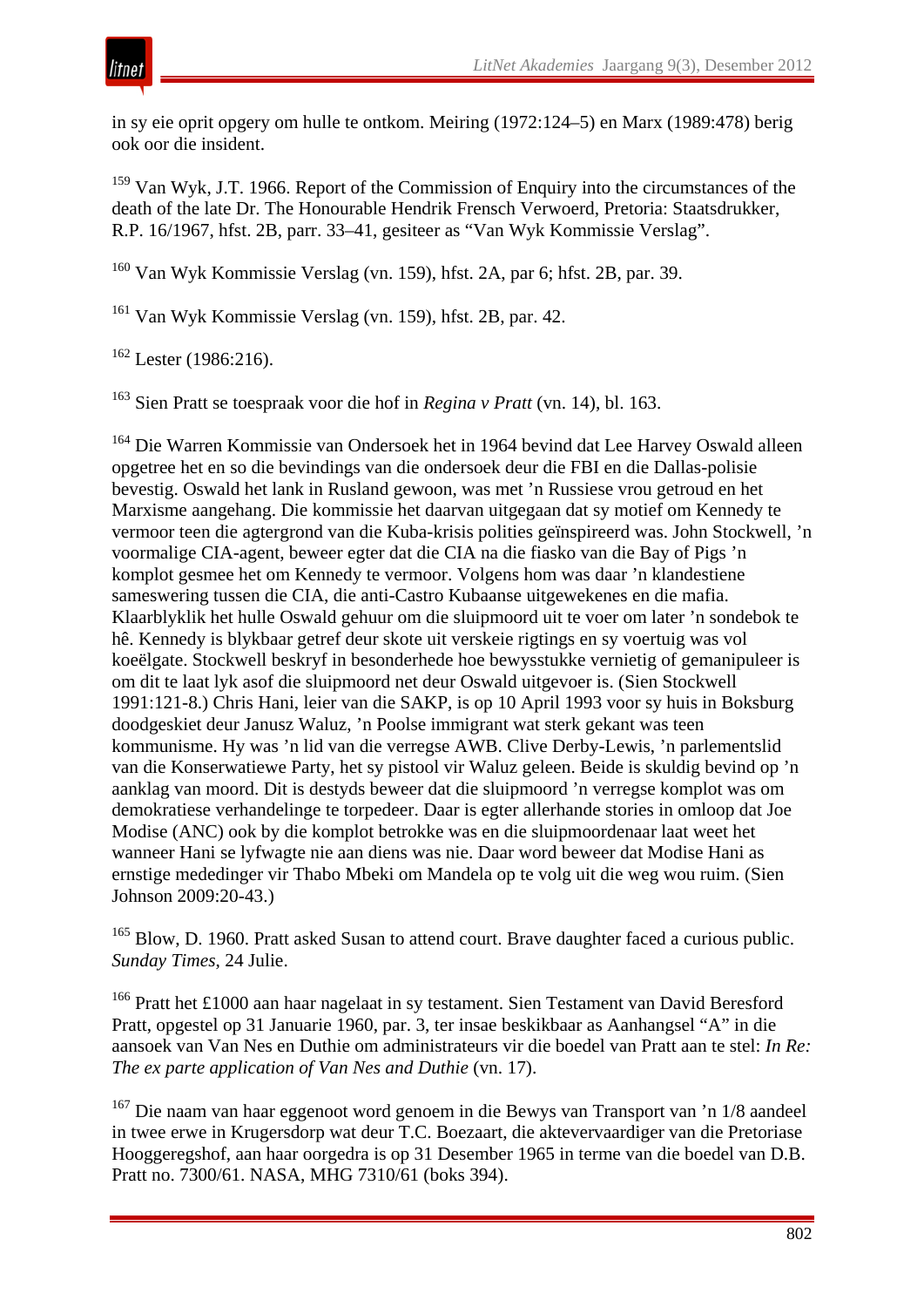in sy eie oprit opgery om hulle te ontkom. Meiring (1972:124–5) en Marx (1989:478) berig ook oor die insident.

[159] Van Wyk, J.T. 1966. Report of the Commission of Enquiry into the circumstances of the death of the late Dr. The Honourable Hendrik Frensch Verwoerd, Pretoria: Staatsdrukker, R.P. 16/1967, hfst. 2B, parr. 33–41, gesiteer as "Van Wyk Kommissie Verslag".

[160] Van Wyk Kommissie Verslag (vn. 159), hfst. 2A, par 6; hfst. 2B, par. 39.

[161] Van Wyk Kommissie Verslag (vn. 159), hfst. 2B, par. 42.

[162] Lester (1986:216).

[163] Sien Pratt se toespraak voor die hof in *Regina v Pratt* (vn. 14), bl. 163.

[164] Die Warren Kommissie van Ondersoek het in 1964 bevind dat Lee Harvey Oswald alleen opgetree het en so die bevindings van die ondersoek deur die FBI en die Dallas-polisie bevestig. Oswald het lank in Rusland gewoon, was met 'n Russiese vrou getroud en het Marxisme aangehang. Die kommissie het daarvan uitgegaan dat sy motief om Kennedy te vermoor teen die agtergrond van die Kuba-krisis polities geïnspireerd was. John Stockwell, 'n voormalige CIA-agent, beweer egter dat die CIA na die fiasko van die Bay of Pigs 'n komplot gesmee het om Kennedy te vermoor. Volgens hom was daar 'n klandestiene sameswering tussen die CIA, die anti-Castro Kubaanse uitgewekenes en die mafia. Klaarblyklik het hulle Oswald gehuur om die sluipmoord uit te voer om later 'n sondebok te hê. Kennedy is blykbaar getref deur skote uit verskeie rigtings en sy voertuig was vol koeëlgate. Stockwell beskryf in besonderhede hoe bewysstukke vernietig of gemanipuleer is om dit te laat lyk asof die sluipmoord net deur Oswald uitgevoer is. (Sien Stockwell 1991:121-8.) Chris Hani, leier van die SAKP, is op 10 April 1993 voor sy huis in Boksburg doodgeskiet deur Janusz Waluz, 'n Poolse immigrant wat sterk gekant was teen kommunisme. Hy was 'n lid van die verregse AWB. Clive Derby-Lewis, 'n parlementslid van die Konserwatiewe Party, het sy pistool vir Waluz geleen. Beide is skuldig bevind op 'n aanklag van moord. Dit is destyds beweer dat die sluipmoord 'n verregse komplot was om demokratiese verhandelinge te torpedeer. Daar is egter allerhande stories in omloop dat Joe Modise (ANC) ook by die komplot betrokke was en die sluipmoordenaar laat weet het wanneer Hani se lyfwagte nie aan diens was nie. Daar word beweer dat Modise Hani as ernstige mededinger vir Thabo Mbeki om Mandela op te volg uit die weg wou ruim. (Sien Johnson 2009:20-43.)

[165] Blow, D. 1960. Pratt asked Susan to attend court. Brave daughter faced a curious public. *Sunday Times*, 24 Julie.

[166] Pratt het £1000 aan haar nagelaat in sy testament. Sien Testament van David Beresford Pratt, opgestel op 31 Januarie 1960, par. 3, ter insae beskikbaar as Aanhangsel "A" in die aansoek van Van Nes en Duthie om administrateurs vir die boedel van Pratt aan te stel: *In Re: The ex parte application of Van Nes and Duthie* (vn. 17).

[167] Die naam van haar eggenoot word genoem in die Bewys van Transport van 'n 1/8 aandeel in twee erwe in Krugersdorp wat deur T.C. Boezaart, die aktevervaardiger van die Pretoriase Hooggeregshof, aan haar oorgedra is op 31 Desember 1965 in terme van die boedel van D.B. Pratt no. 7300/61. NASA, MHG 7310/61 (boks 394).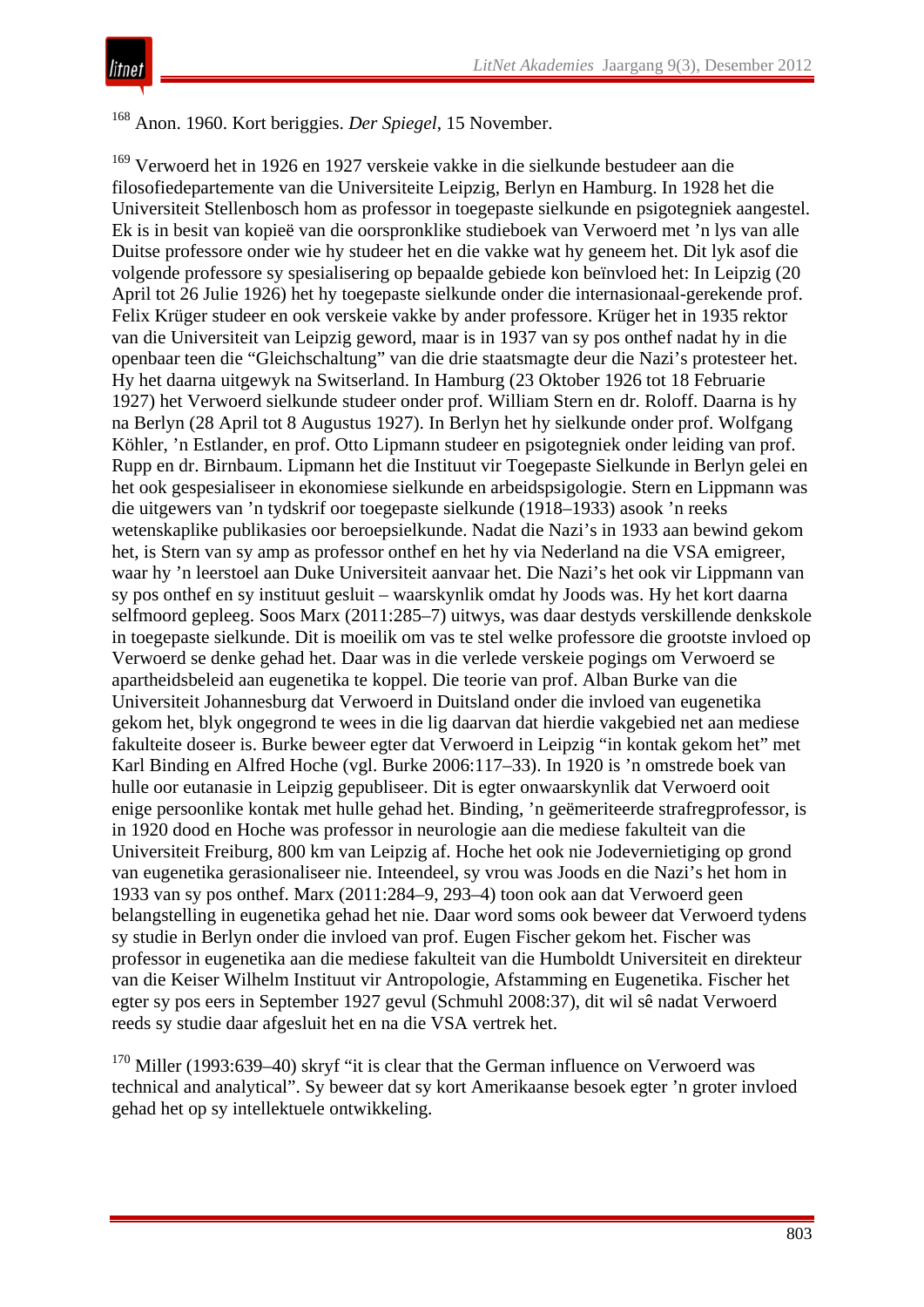[168] Anon. 1960. Kort beriggies. *Der Spiegel*, 15 November.

[169] Verwoerd het in 1926 en 1927 verskeie vakke in die sielkunde bestudeer aan die filosofiedepartemente van die Universiteite Leipzig, Berlyn en Hamburg. In 1928 het die Universiteit Stellenbosch hom as professor in toegepaste sielkunde en psigotegniek aangestel. Ek is in besit van kopieë van die oorspronklike studieboek van Verwoerd met 'n lys van alle Duitse professore onder wie hy studeer het en die vakke wat hy geneem het. Dit lyk asof die volgende professore sy spesialisering op bepaalde gebiede kon beïnvloed het: In Leipzig (20 April tot 26 Julie 1926) het hy toegepaste sielkunde onder die internasionaal-gerekende prof. Felix Krüger studeer en ook verskeie vakke by ander professore. Krüger het in 1935 rektor van die Universiteit van Leipzig geword, maar is in 1937 van sy pos onthef nadat hy in die openbaar teen die "Gleichschaltung" van die drie staatsmagte deur die Nazi's protesteer het. Hy het daarna uitgewyk na Switserland. In Hamburg (23 Oktober 1926 tot 18 Februarie 1927) het Verwoerd sielkunde studeer onder prof. William Stern en dr. Roloff. Daarna is hy na Berlyn (28 April tot 8 Augustus 1927). In Berlyn het hy sielkunde onder prof. Wolfgang Köhler, 'n Estlander, en prof. Otto Lipmann studeer en psigotegniek onder leiding van prof. Rupp en dr. Birnbaum. Lipmann het die Instituut vir Toegepaste Sielkunde in Berlyn gelei en het ook gespesialiseer in ekonomiese sielkunde en arbeidspsigologie. Stern en Lippmann was die uitgewers van 'n tydskrif oor toegepaste sielkunde (1918–1933) asook 'n reeks wetenskaplike publikasies oor beroepsielkunde. Nadat die Nazi's in 1933 aan bewind gekom het, is Stern van sy amp as professor onthef en het hy via Nederland na die VSA emigreer, waar hy 'n leerstoel aan Duke Universiteit aanvaar het. Die Nazi's het ook vir Lippmann van sy pos onthef en sy instituut gesluit – waarskynlik omdat hy Joods was. Hy het kort daarna selfmoord gepleeg. Soos Marx (2011:285–7) uitwys, was daar destyds verskillende denkskole in toegepaste sielkunde. Dit is moeilik om vas te stel welke professore die grootste invloed op Verwoerd se denke gehad het. Daar was in die verlede verskeie pogings om Verwoerd se apartheidsbeleid aan eugenetika te koppel. Die teorie van prof. Alban Burke van die Universiteit Johannesburg dat Verwoerd in Duitsland onder die invloed van eugenetika gekom het, blyk ongegrond te wees in die lig daarvan dat hierdie vakgebied net aan mediese fakulteite doseer is. Burke beweer egter dat Verwoerd in Leipzig "in kontak gekom het" met Karl Binding en Alfred Hoche (vgl. Burke 2006:117–33). In 1920 is 'n omstrede boek van hulle oor eutanasie in Leipzig gepubliseer. Dit is egter onwaarskynlik dat Verwoerd ooit enige persoonlike kontak met hulle gehad het. Binding, 'n geëmeriteerde strafregprofessor, is in 1920 dood en Hoche was professor in neurologie aan die mediese fakulteit van die Universiteit Freiburg, 800 km van Leipzig af. Hoche het ook nie Jodevernietiging op grond van eugenetika gerasionaliseer nie. Inteendeel, sy vrou was Joods en die Nazi's het hom in 1933 van sy pos onthef. Marx (2011:284–9, 293–4) toon ook aan dat Verwoerd geen belangstelling in eugenetika gehad het nie. Daar word soms ook beweer dat Verwoerd tydens sy studie in Berlyn onder die invloed van prof. Eugen Fischer gekom het. Fischer was professor in eugenetika aan die mediese fakulteit van die Humboldt Universiteit en direkteur van die Keiser Wilhelm Instituut vir Antropologie, Afstamming en Eugenetika. Fischer het egter sy pos eers in September 1927 gevul (Schmuhl 2008:37), dit wil sê nadat Verwoerd reeds sy studie daar afgesluit het en na die VSA vertrek het.

[170] Miller (1993:639–40) skryf "it is clear that the German influence on Verwoerd was technical and analytical". Sy beweer dat sy kort Amerikaanse besoek egter 'n groter invloed gehad het op sy intellektuele ontwikkeling.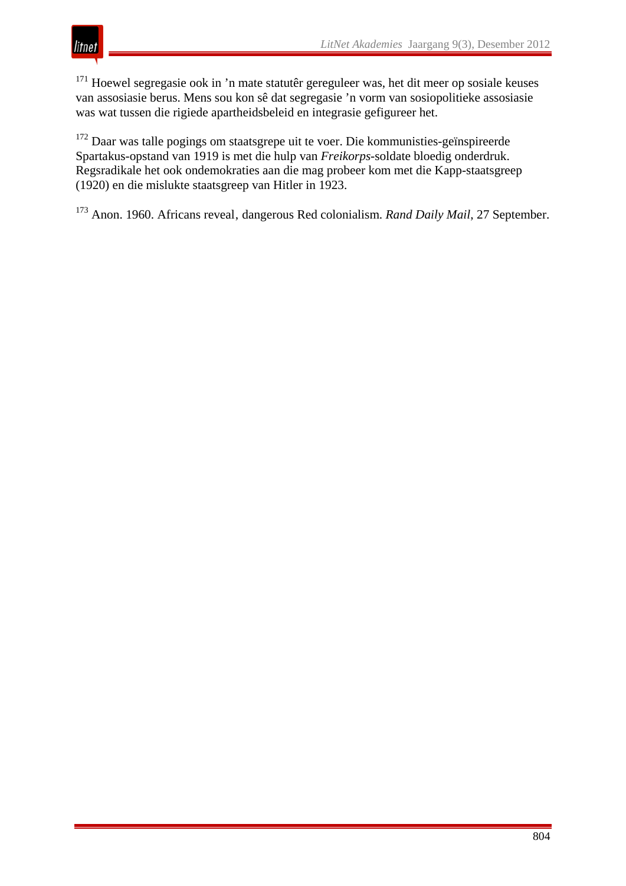[171] Hoewel segregasie ook in ’n mate statutêr gereguleer was, het dit meer op sosiale keuses van assosiasie berus. Mens sou kon sê dat segregasie ’n vorm van sosiopolitieke assosiasie was wat tussen die rigiede apartheidsbeleid en integrasie gefigureer het.

[172] Daar was talle pogings om staatsgrepe uit te voer. Die kommunisties-geïnspireerde Spartakus-opstand van 1919 is met die hulp van *Freikorps*-soldate bloedig onderdruk. Regsradikale het ook ondemokraties aan die mag probeer kom met die Kapp-staatsgreep (1920) en die mislukte staatsgreep van Hitler in 1923.

[173] Anon. 1960. Africans reveal, dangerous Red colonialism. *Rand Daily Mail*, 27 September.